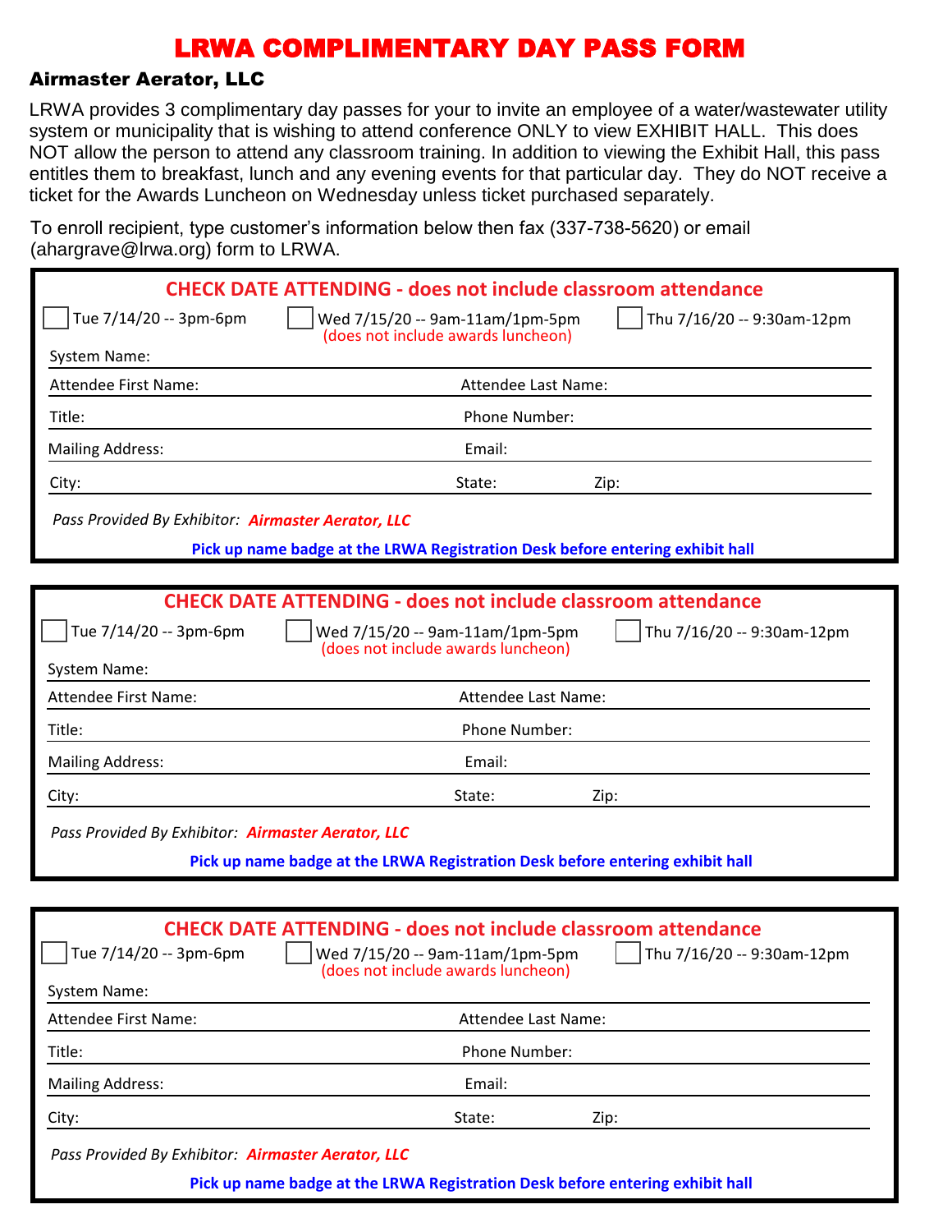# LRWA COMPLIMENTARY DAY PASS FORM

## Airmaster Aerator, LLC

LRWA provides 3 complimentary day passes for your to invite an employee of a water/wastewater utility system or municipality that is wishing to attend conference ONLY to view EXHIBIT HALL. This does NOT allow the person to attend any classroom training. In addition to viewing the Exhibit Hall, this pass entitles them to breakfast, lunch and any evening events for that particular day. They do NOT receive a ticket for the Awards Luncheon on Wednesday unless ticket purchased separately.

To enroll recipient, type customer's information below then fax (337-738-5620) or email (ahargrave@lrwa.org) form to LRWA.

---

**CHECK DATE ATTENDING - does not include classroom attendance**

☐ Tue 7/14/20 -- 3pm-6pm ☐ Wed 7/15/20 -- 9am-11am/1pm-5pm (does not include awards luncheon) ☐ Thu 7/16/20 -- 9:30am-12pm

System Name:

Attendee First Name: Attendee Last Name:

Title: Phone Number:

Mailing Address: Email:

City: State: Zip:

*Pass Provided By Exhibitor:* ***Airmaster Aerator, LLC***

**Pick up name badge at the LRWA Registration Desk before entering exhibit hall**

---

**CHECK DATE ATTENDING - does not include classroom attendance**

☐ Tue 7/14/20 -- 3pm-6pm ☐ Wed 7/15/20 -- 9am-11am/1pm-5pm (does not include awards luncheon) ☐ Thu 7/16/20 -- 9:30am-12pm

System Name:

Attendee First Name: Attendee Last Name:

Title: Phone Number:

Mailing Address: Email:

City: State: Zip:

*Pass Provided By Exhibitor:* ***Airmaster Aerator, LLC***

**Pick up name badge at the LRWA Registration Desk before entering exhibit hall**

---

**CHECK DATE ATTENDING - does not include classroom attendance**

☐ Tue 7/14/20 -- 3pm-6pm ☐ Wed 7/15/20 -- 9am-11am/1pm-5pm (does not include awards luncheon) ☐ Thu 7/16/20 -- 9:30am-12pm

System Name:

Attendee First Name: Attendee Last Name:

Title: Phone Number:

Mailing Address: Email:

City: State: Zip:

*Pass Provided By Exhibitor:* ***Airmaster Aerator, LLC***

**Pick up name badge at the LRWA Registration Desk before entering exhibit hall**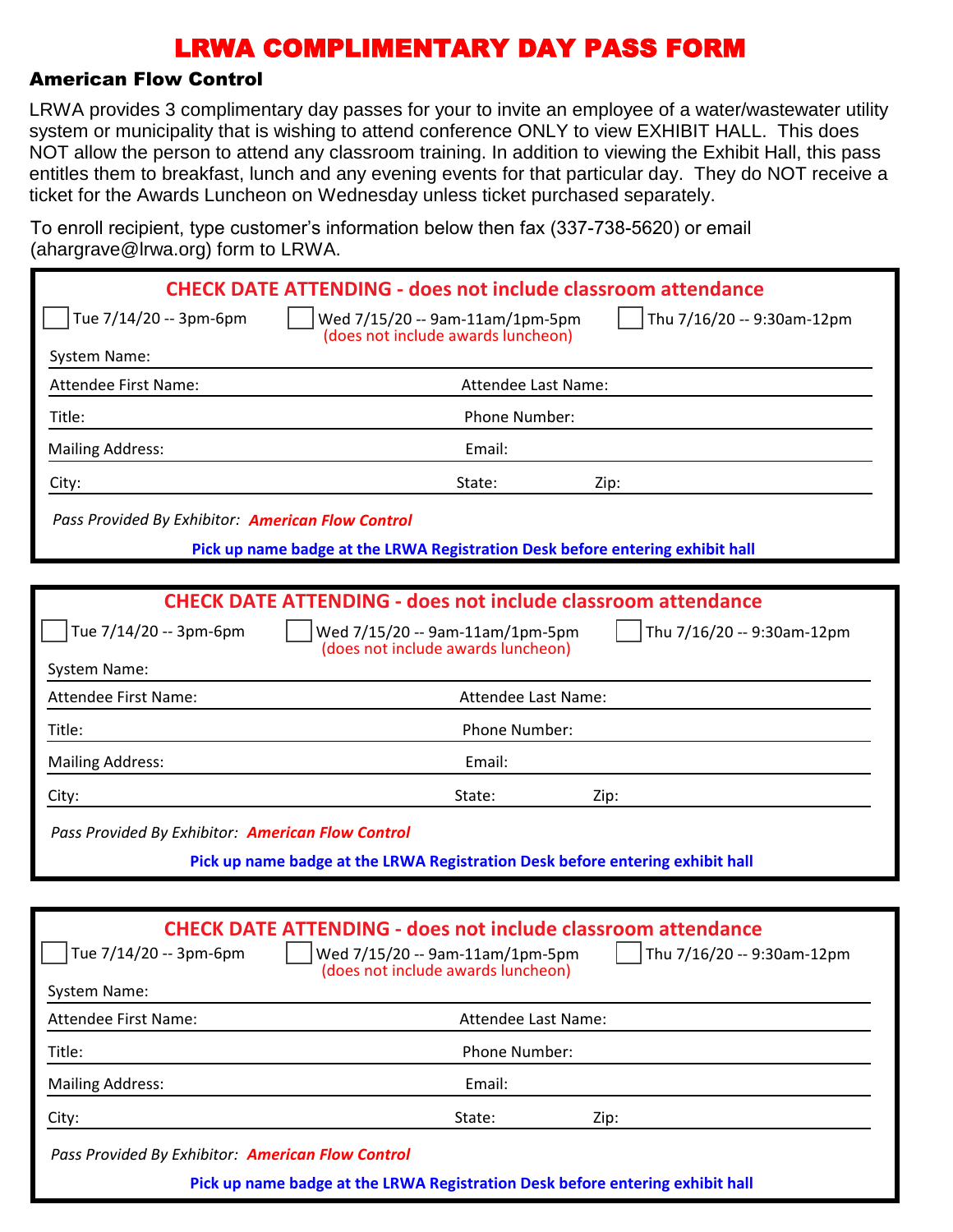# LRWA COMPLIMENTARY DAY PASS FORM

## American Flow Control

LRWA provides 3 complimentary day passes for your to invite an employee of a water/wastewater utility system or municipality that is wishing to attend conference ONLY to view EXHIBIT HALL. This does NOT allow the person to attend any classroom training. In addition to viewing the Exhibit Hall, this pass entitles them to breakfast, lunch and any evening events for that particular day. They do NOT receive a ticket for the Awards Luncheon on Wednesday unless ticket purchased separately.

To enroll recipient, type customer's information below then fax (337-738-5620) or email (ahargrave@lrwa.org) form to LRWA.

---

**CHECK DATE ATTENDING - does not include classroom attendance**

☐ Tue 7/14/20 -- 3pm-6pm ☐ Wed 7/15/20 -- 9am-11am/1pm-5pm (does not include awards luncheon) ☐ Thu 7/16/20 -- 9:30am-12pm

System Name:

Attendee First Name: Attendee Last Name:

Title: Phone Number:

Mailing Address: Email:

City: State: Zip:

*Pass Provided By Exhibitor:* ***American Flow Control***

**Pick up name badge at the LRWA Registration Desk before entering exhibit hall**

---

**CHECK DATE ATTENDING - does not include classroom attendance**

☐ Tue 7/14/20 -- 3pm-6pm ☐ Wed 7/15/20 -- 9am-11am/1pm-5pm (does not include awards luncheon) ☐ Thu 7/16/20 -- 9:30am-12pm

System Name:

Attendee First Name: Attendee Last Name:

Title: Phone Number:

Mailing Address: Email:

City: State: Zip:

*Pass Provided By Exhibitor:* ***American Flow Control***

**Pick up name badge at the LRWA Registration Desk before entering exhibit hall**

---

**CHECK DATE ATTENDING - does not include classroom attendance**

☐ Tue 7/14/20 -- 3pm-6pm ☐ Wed 7/15/20 -- 9am-11am/1pm-5pm (does not include awards luncheon) ☐ Thu 7/16/20 -- 9:30am-12pm

System Name:

Attendee First Name: Attendee Last Name:

Title: Phone Number:

Mailing Address: Email:

City: State: Zip:

*Pass Provided By Exhibitor:* ***American Flow Control***

**Pick up name badge at the LRWA Registration Desk before entering exhibit hall**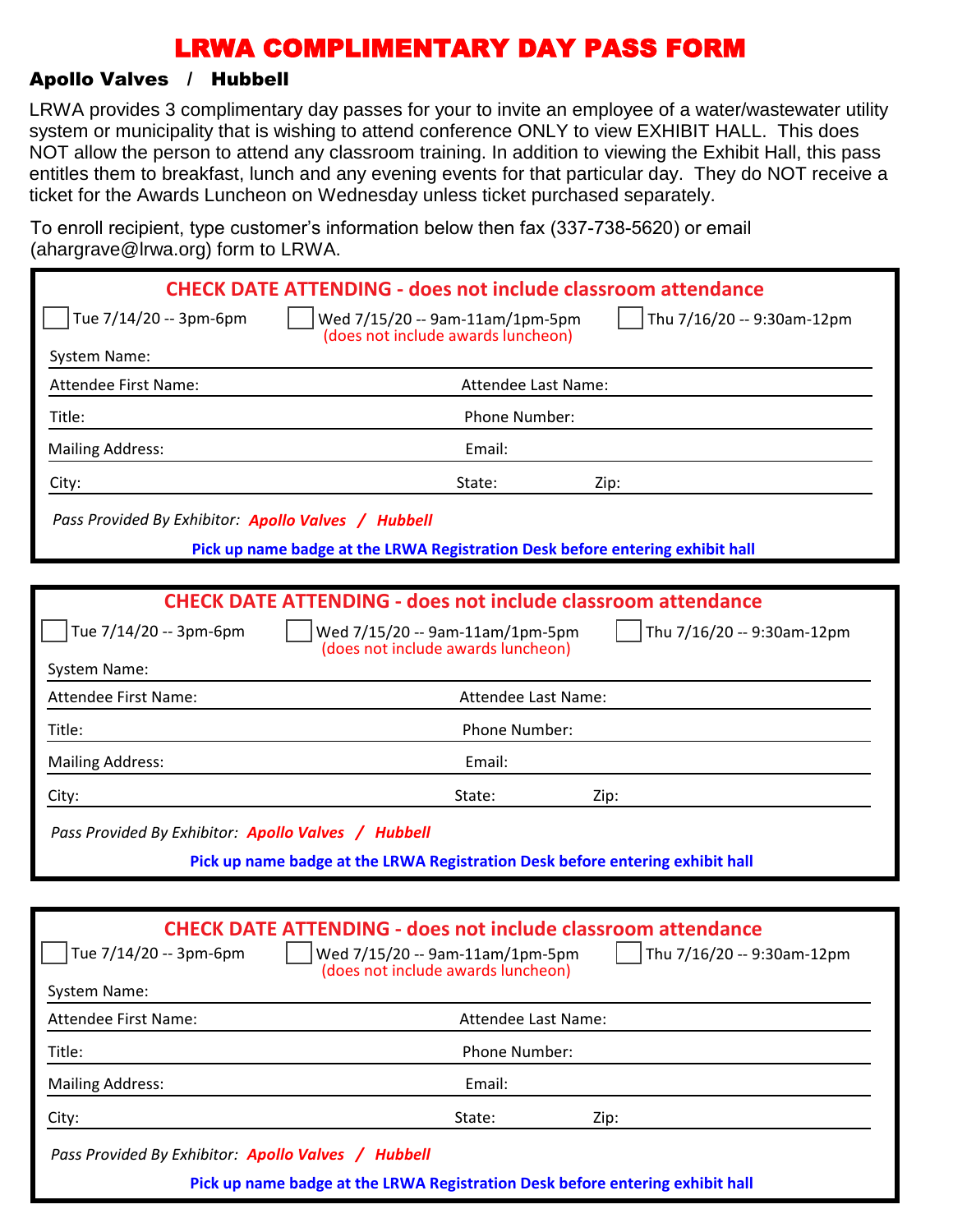# LRWA COMPLIMENTARY DAY PASS FORM

**Apollo Valves / Hubbell**

LRWA provides 3 complimentary day passes for your to invite an employee of a water/wastewater utility system or municipality that is wishing to attend conference ONLY to view EXHIBIT HALL. This does NOT allow the person to attend any classroom training. In addition to viewing the Exhibit Hall, this pass entitles them to breakfast, lunch and any evening events for that particular day. They do NOT receive a ticket for the Awards Luncheon on Wednesday unless ticket purchased separately.

To enroll recipient, type customer's information below then fax (337-738-5620) or email (ahargrave@lrwa.org) form to LRWA.

---

**CHECK DATE ATTENDING - does not include classroom attendance**

- [ ] Tue 7/14/20 -- 3pm-6pm
- [ ] Wed 7/15/20 -- 9am-11am/1pm-5pm (does not include awards luncheon)
- [ ] Thu 7/16/20 -- 9:30am-12pm

System Name:

Attendee First Name: Attendee Last Name:

Title: Phone Number:

Mailing Address: Email:

City: State: Zip:

*Pass Provided By Exhibitor:* ***Apollo Valves / Hubbell***

**Pick up name badge at the LRWA Registration Desk before entering exhibit hall**

---

**CHECK DATE ATTENDING - does not include classroom attendance**

- [ ] Tue 7/14/20 -- 3pm-6pm
- [ ] Wed 7/15/20 -- 9am-11am/1pm-5pm (does not include awards luncheon)
- [ ] Thu 7/16/20 -- 9:30am-12pm

System Name:

Attendee First Name: Attendee Last Name:

Title: Phone Number:

Mailing Address: Email:

City: State: Zip:

*Pass Provided By Exhibitor:* ***Apollo Valves / Hubbell***

**Pick up name badge at the LRWA Registration Desk before entering exhibit hall**

---

**CHECK DATE ATTENDING - does not include classroom attendance**

- [ ] Tue 7/14/20 -- 3pm-6pm
- [ ] Wed 7/15/20 -- 9am-11am/1pm-5pm (does not include awards luncheon)
- [ ] Thu 7/16/20 -- 9:30am-12pm

System Name:

Attendee First Name: Attendee Last Name:

Title: Phone Number:

Mailing Address: Email:

City: State: Zip:

*Pass Provided By Exhibitor:* ***Apollo Valves / Hubbell***

**Pick up name badge at the LRWA Registration Desk before entering exhibit hall**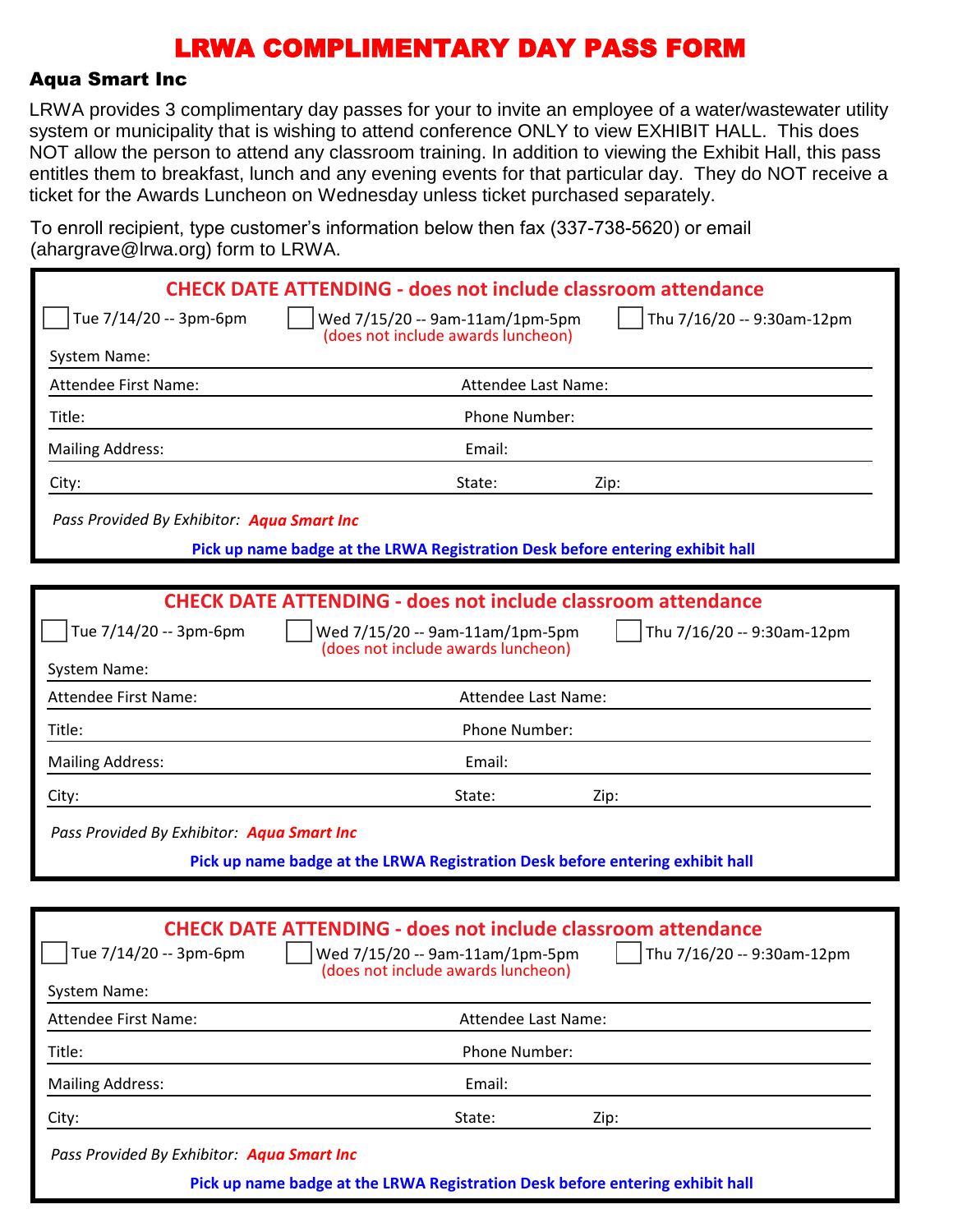# LRWA COMPLIMENTARY DAY PASS FORM

### Aqua Smart Inc

LRWA provides 3 complimentary day passes for your to invite an employee of a water/wastewater utility system or municipality that is wishing to attend conference ONLY to view EXHIBIT HALL. This does NOT allow the person to attend any classroom training. In addition to viewing the Exhibit Hall, this pass entitles them to breakfast, lunch and any evening events for that particular day. They do NOT receive a ticket for the Awards Luncheon on Wednesday unless ticket purchased separately.

To enroll recipient, type customer's information below then fax (337-738-5620) or email (ahargrave@lrwa.org) form to LRWA.

---

**CHECK DATE ATTENDING - does not include classroom attendance**

☐ Tue 7/14/20 -- 3pm-6pm ☐ Wed 7/15/20 -- 9am-11am/1pm-5pm (does not include awards luncheon) ☐ Thu 7/16/20 -- 9:30am-12pm

System Name:

Attendee First Name: Attendee Last Name:

Title: Phone Number:

Mailing Address: Email:

City: State: Zip:

*Pass Provided By Exhibitor:* ***Aqua Smart Inc***

**Pick up name badge at the LRWA Registration Desk before entering exhibit hall**

---

**CHECK DATE ATTENDING - does not include classroom attendance**

☐ Tue 7/14/20 -- 3pm-6pm ☐ Wed 7/15/20 -- 9am-11am/1pm-5pm (does not include awards luncheon) ☐ Thu 7/16/20 -- 9:30am-12pm

System Name:

Attendee First Name: Attendee Last Name:

Title: Phone Number:

Mailing Address: Email:

City: State: Zip:

*Pass Provided By Exhibitor:* ***Aqua Smart Inc***

**Pick up name badge at the LRWA Registration Desk before entering exhibit hall**

---

**CHECK DATE ATTENDING - does not include classroom attendance**

☐ Tue 7/14/20 -- 3pm-6pm ☐ Wed 7/15/20 -- 9am-11am/1pm-5pm (does not include awards luncheon) ☐ Thu 7/16/20 -- 9:30am-12pm

System Name:

Attendee First Name: Attendee Last Name:

Title: Phone Number:

Mailing Address: Email:

City: State: Zip:

*Pass Provided By Exhibitor:* ***Aqua Smart Inc***

**Pick up name badge at the LRWA Registration Desk before entering exhibit hall**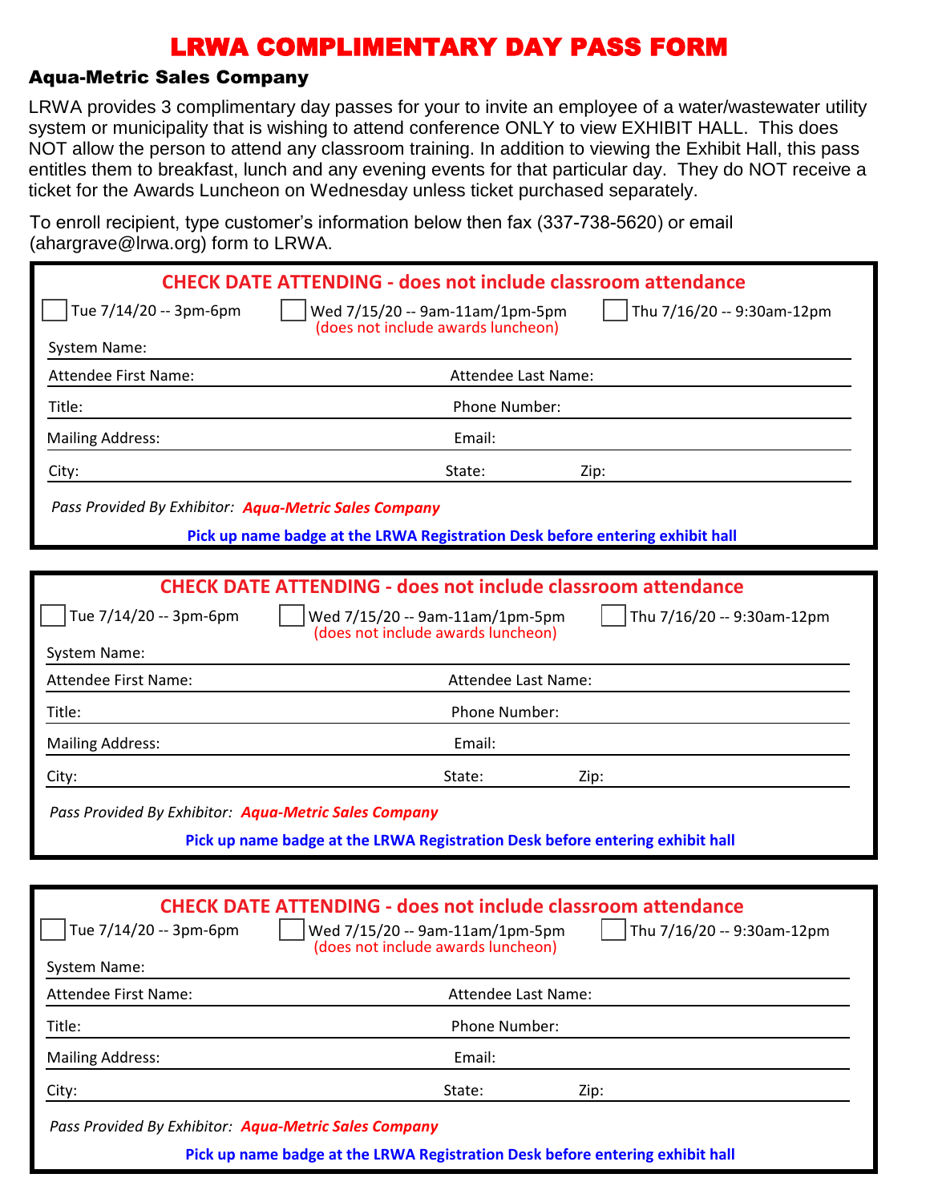# LRWA COMPLIMENTARY DAY PASS FORM

## Aqua-Metric Sales Company

LRWA provides 3 complimentary day passes for your to invite an employee of a water/wastewater utility system or municipality that is wishing to attend conference ONLY to view EXHIBIT HALL. This does NOT allow the person to attend any classroom training. In addition to viewing the Exhibit Hall, this pass entitles them to breakfast, lunch and any evening events for that particular day. They do NOT receive a ticket for the Awards Luncheon on Wednesday unless ticket purchased separately.

To enroll recipient, type customer's information below then fax (337-738-5620) or email (ahargrave@lrwa.org) form to LRWA.

---

**CHECK DATE ATTENDING - does not include classroom attendance**

☐ Tue 7/14/20 -- 3pm-6pm ☐ Wed 7/15/20 -- 9am-11am/1pm-5pm (does not include awards luncheon) ☐ Thu 7/16/20 -- 9:30am-12pm

System Name:

Attendee First Name: Attendee Last Name:

Title: Phone Number:

Mailing Address: Email:

City: State: Zip:

*Pass Provided By Exhibitor:* ***Aqua-Metric Sales Company***

**Pick up name badge at the LRWA Registration Desk before entering exhibit hall**

---

**CHECK DATE ATTENDING - does not include classroom attendance**

☐ Tue 7/14/20 -- 3pm-6pm ☐ Wed 7/15/20 -- 9am-11am/1pm-5pm (does not include awards luncheon) ☐ Thu 7/16/20 -- 9:30am-12pm

System Name:

Attendee First Name: Attendee Last Name:

Title: Phone Number:

Mailing Address: Email:

City: State: Zip:

*Pass Provided By Exhibitor:* ***Aqua-Metric Sales Company***

**Pick up name badge at the LRWA Registration Desk before entering exhibit hall**

---

**CHECK DATE ATTENDING - does not include classroom attendance**

☐ Tue 7/14/20 -- 3pm-6pm ☐ Wed 7/15/20 -- 9am-11am/1pm-5pm (does not include awards luncheon) ☐ Thu 7/16/20 -- 9:30am-12pm

System Name:

Attendee First Name: Attendee Last Name:

Title: Phone Number:

Mailing Address: Email:

City: State: Zip:

*Pass Provided By Exhibitor:* ***Aqua-Metric Sales Company***

**Pick up name badge at the LRWA Registration Desk before entering exhibit hall**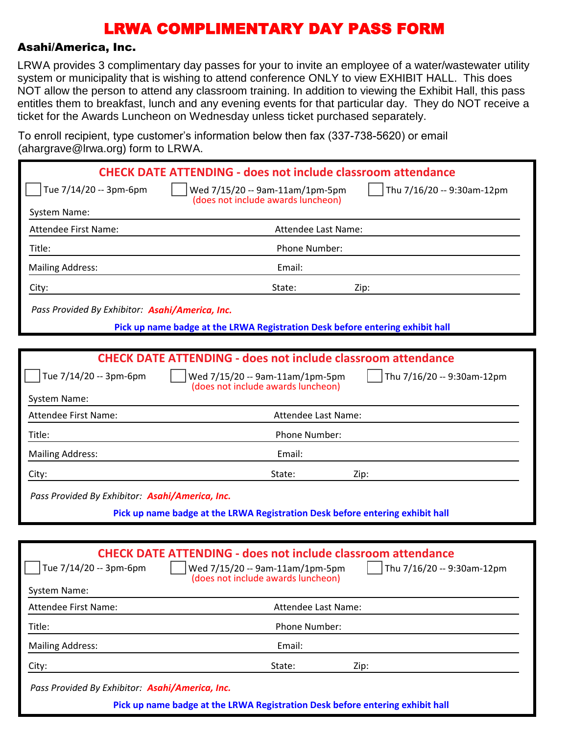# LRWA COMPLIMENTARY DAY PASS FORM

## Asahi/America, Inc.

LRWA provides 3 complimentary day passes for your to invite an employee of a water/wastewater utility system or municipality that is wishing to attend conference ONLY to view EXHIBIT HALL. This does NOT allow the person to attend any classroom training. In addition to viewing the Exhibit Hall, this pass entitles them to breakfast, lunch and any evening events for that particular day. They do NOT receive a ticket for the Awards Luncheon on Wednesday unless ticket purchased separately.

To enroll recipient, type customer's information below then fax (337-738-5620) or email (ahargrave@lrwa.org) form to LRWA.

---

**CHECK DATE ATTENDING - does not include classroom attendance**

☐ Tue 7/14/20 -- 3pm-6pm ☐ Wed 7/15/20 -- 9am-11am/1pm-5pm (does not include awards luncheon) ☐ Thu 7/16/20 -- 9:30am-12pm

System Name:

Attendee First Name: Attendee Last Name:

Title: Phone Number:

Mailing Address: Email:

City: State: Zip:

*Pass Provided By Exhibitor:* ***Asahi/America, Inc.***

**Pick up name badge at the LRWA Registration Desk before entering exhibit hall**

---

**CHECK DATE ATTENDING - does not include classroom attendance**

☐ Tue 7/14/20 -- 3pm-6pm ☐ Wed 7/15/20 -- 9am-11am/1pm-5pm (does not include awards luncheon) ☐ Thu 7/16/20 -- 9:30am-12pm

System Name:

Attendee First Name: Attendee Last Name:

Title: Phone Number:

Mailing Address: Email:

City: State: Zip:

*Pass Provided By Exhibitor:* ***Asahi/America, Inc.***

**Pick up name badge at the LRWA Registration Desk before entering exhibit hall**

---

**CHECK DATE ATTENDING - does not include classroom attendance**

☐ Tue 7/14/20 -- 3pm-6pm ☐ Wed 7/15/20 -- 9am-11am/1pm-5pm (does not include awards luncheon) ☐ Thu 7/16/20 -- 9:30am-12pm

System Name:

Attendee First Name: Attendee Last Name:

Title: Phone Number:

Mailing Address: Email:

City: State: Zip:

*Pass Provided By Exhibitor:* ***Asahi/America, Inc.***

**Pick up name badge at the LRWA Registration Desk before entering exhibit hall**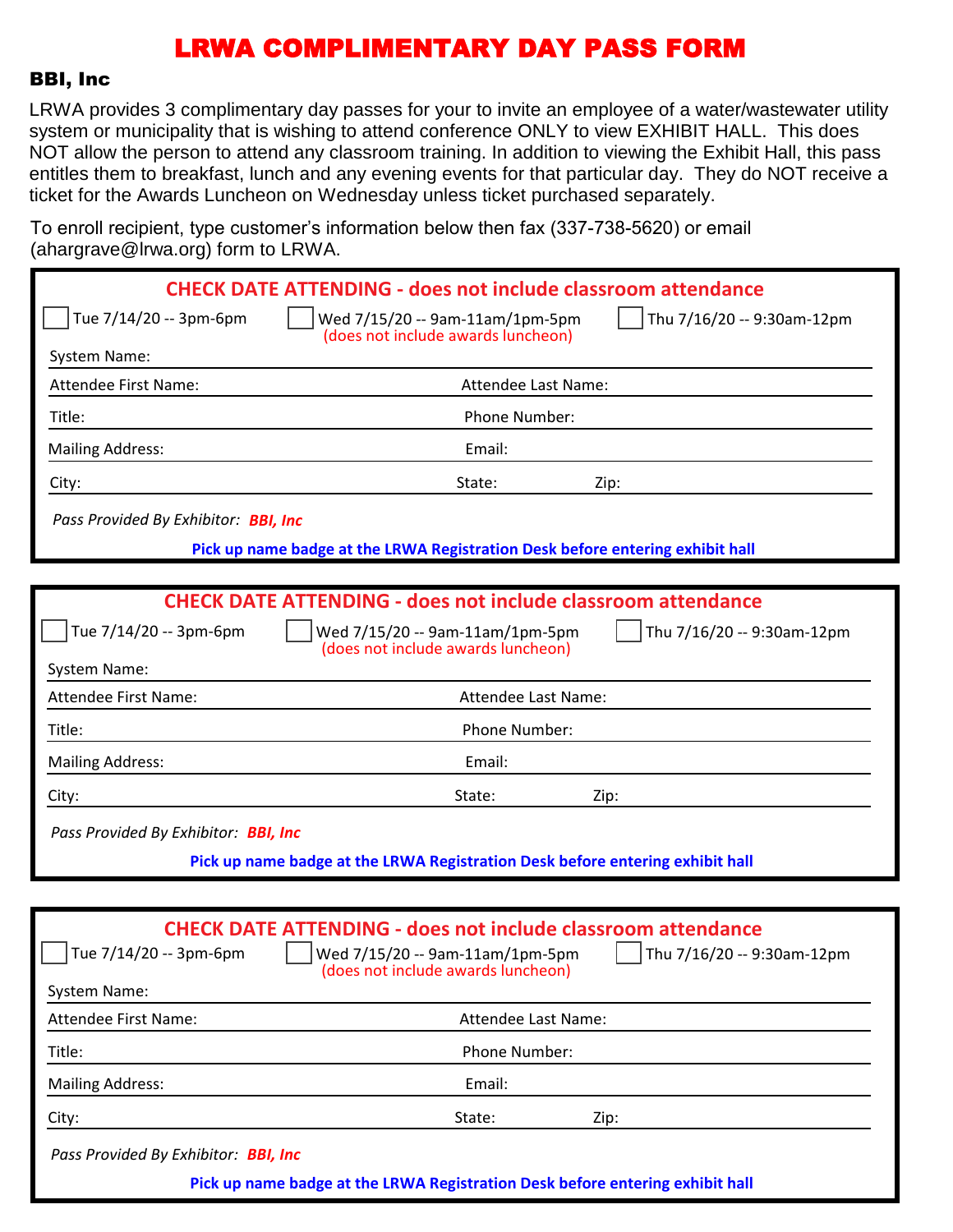# LRWA COMPLIMENTARY DAY PASS FORM

## BBI, Inc

LRWA provides 3 complimentary day passes for your to invite an employee of a water/wastewater utility system or municipality that is wishing to attend conference ONLY to view EXHIBIT HALL. This does NOT allow the person to attend any classroom training. In addition to viewing the Exhibit Hall, this pass entitles them to breakfast, lunch and any evening events for that particular day. They do NOT receive a ticket for the Awards Luncheon on Wednesday unless ticket purchased separately.

To enroll recipient, type customer's information below then fax (337-738-5620) or email (ahargrave@lrwa.org) form to LRWA.

---

**CHECK DATE ATTENDING - does not include classroom attendance**

- [ ] Tue 7/14/20 -- 3pm-6pm
- [ ] Wed 7/15/20 -- 9am-11am/1pm-5pm (does not include awards luncheon)
- [ ] Thu 7/16/20 -- 9:30am-12pm

System Name:

Attendee First Name: Attendee Last Name:

Title: Phone Number:

Mailing Address: Email:

City: State: Zip:

*Pass Provided By Exhibitor:* ***BBI, Inc***

**Pick up name badge at the LRWA Registration Desk before entering exhibit hall**

---

**CHECK DATE ATTENDING - does not include classroom attendance**

- [ ] Tue 7/14/20 -- 3pm-6pm
- [ ] Wed 7/15/20 -- 9am-11am/1pm-5pm (does not include awards luncheon)
- [ ] Thu 7/16/20 -- 9:30am-12pm

System Name:

Attendee First Name: Attendee Last Name:

Title: Phone Number:

Mailing Address: Email:

City: State: Zip:

*Pass Provided By Exhibitor:* ***BBI, Inc***

**Pick up name badge at the LRWA Registration Desk before entering exhibit hall**

---

**CHECK DATE ATTENDING - does not include classroom attendance**

- [ ] Tue 7/14/20 -- 3pm-6pm
- [ ] Wed 7/15/20 -- 9am-11am/1pm-5pm (does not include awards luncheon)
- [ ] Thu 7/16/20 -- 9:30am-12pm

System Name:

Attendee First Name: Attendee Last Name:

Title: Phone Number:

Mailing Address: Email:

City: State: Zip:

*Pass Provided By Exhibitor:* ***BBI, Inc***

**Pick up name badge at the LRWA Registration Desk before entering exhibit hall**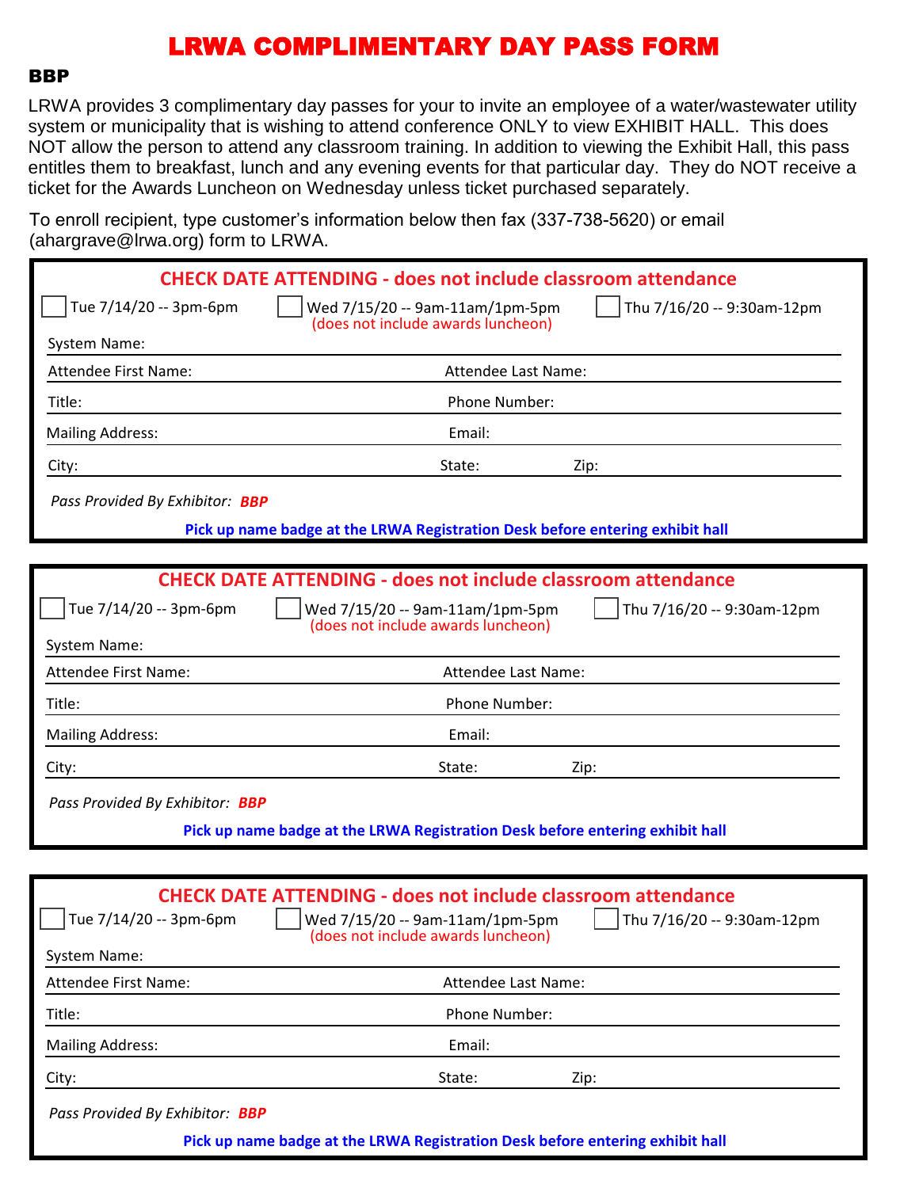# LRWA COMPLIMENTARY DAY PASS FORM

**BBP**

LRWA provides 3 complimentary day passes for your to invite an employee of a water/wastewater utility system or municipality that is wishing to attend conference ONLY to view EXHIBIT HALL. This does NOT allow the person to attend any classroom training. In addition to viewing the Exhibit Hall, this pass entitles them to breakfast, lunch and any evening events for that particular day. They do NOT receive a ticket for the Awards Luncheon on Wednesday unless ticket purchased separately.

To enroll recipient, type customer's information below then fax (337-738-5620) or email (ahargrave@lrwa.org) form to LRWA.

---

**CHECK DATE ATTENDING - does not include classroom attendance**

☐ Tue 7/14/20 -- 3pm-6pm ☐ Wed 7/15/20 -- 9am-11am/1pm-5pm (does not include awards luncheon) ☐ Thu 7/16/20 -- 9:30am-12pm

System Name:

Attendee First Name: Attendee Last Name:

Title: Phone Number:

Mailing Address: Email:

City: State: Zip:

*Pass Provided By Exhibitor:* ***BBP***

**Pick up name badge at the LRWA Registration Desk before entering exhibit hall**

---

**CHECK DATE ATTENDING - does not include classroom attendance**

☐ Tue 7/14/20 -- 3pm-6pm ☐ Wed 7/15/20 -- 9am-11am/1pm-5pm (does not include awards luncheon) ☐ Thu 7/16/20 -- 9:30am-12pm

System Name:

Attendee First Name: Attendee Last Name:

Title: Phone Number:

Mailing Address: Email:

City: State: Zip:

*Pass Provided By Exhibitor:* ***BBP***

**Pick up name badge at the LRWA Registration Desk before entering exhibit hall**

---

**CHECK DATE ATTENDING - does not include classroom attendance**

☐ Tue 7/14/20 -- 3pm-6pm ☐ Wed 7/15/20 -- 9am-11am/1pm-5pm (does not include awards luncheon) ☐ Thu 7/16/20 -- 9:30am-12pm

System Name:

Attendee First Name: Attendee Last Name:

Title: Phone Number:

Mailing Address: Email:

City: State: Zip:

*Pass Provided By Exhibitor:* ***BBP***

**Pick up name badge at the LRWA Registration Desk before entering exhibit hall**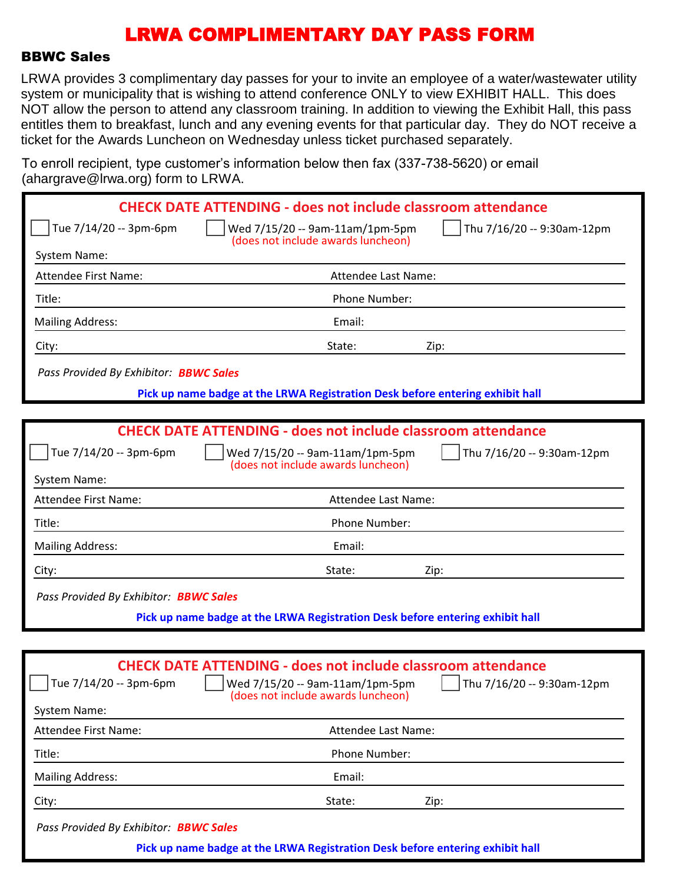# LRWA COMPLIMENTARY DAY PASS FORM

### BBWC Sales

LRWA provides 3 complimentary day passes for your to invite an employee of a water/wastewater utility system or municipality that is wishing to attend conference ONLY to view EXHIBIT HALL. This does NOT allow the person to attend any classroom training. In addition to viewing the Exhibit Hall, this pass entitles them to breakfast, lunch and any evening events for that particular day. They do NOT receive a ticket for the Awards Luncheon on Wednesday unless ticket purchased separately.

To enroll recipient, type customer's information below then fax (337-738-5620) or email (ahargrave@lrwa.org) form to LRWA.

---

**CHECK DATE ATTENDING - does not include classroom attendance**

☐ Tue 7/14/20 -- 3pm-6pm ☐ Wed 7/15/20 -- 9am-11am/1pm-5pm (does not include awards luncheon) ☐ Thu 7/16/20 -- 9:30am-12pm

System Name:

Attendee First Name: Attendee Last Name:

Title: Phone Number:

Mailing Address: Email:

City: State: Zip:

*Pass Provided By Exhibitor:* ***BBWC Sales***

**Pick up name badge at the LRWA Registration Desk before entering exhibit hall**

---

**CHECK DATE ATTENDING - does not include classroom attendance**

☐ Tue 7/14/20 -- 3pm-6pm ☐ Wed 7/15/20 -- 9am-11am/1pm-5pm (does not include awards luncheon) ☐ Thu 7/16/20 -- 9:30am-12pm

System Name:

Attendee First Name: Attendee Last Name:

Title: Phone Number:

Mailing Address: Email:

City: State: Zip:

*Pass Provided By Exhibitor:* ***BBWC Sales***

**Pick up name badge at the LRWA Registration Desk before entering exhibit hall**

---

**CHECK DATE ATTENDING - does not include classroom attendance**

☐ Tue 7/14/20 -- 3pm-6pm ☐ Wed 7/15/20 -- 9am-11am/1pm-5pm (does not include awards luncheon) ☐ Thu 7/16/20 -- 9:30am-12pm

System Name:

Attendee First Name: Attendee Last Name:

Title: Phone Number:

Mailing Address: Email:

City: State: Zip:

*Pass Provided By Exhibitor:* ***BBWC Sales***

**Pick up name badge at the LRWA Registration Desk before entering exhibit hall**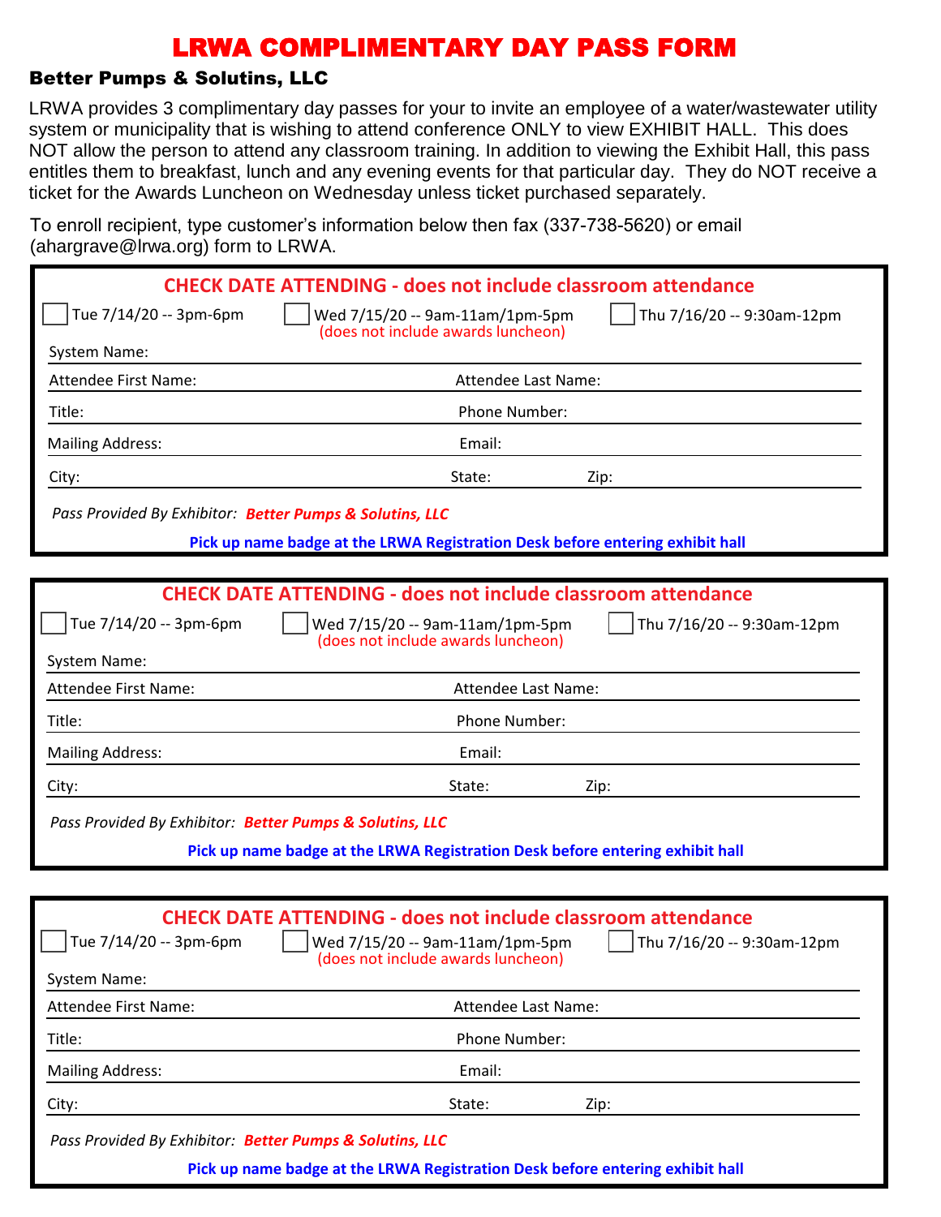# LRWA COMPLIMENTARY DAY PASS FORM

## Better Pumps & Solutins, LLC

LRWA provides 3 complimentary day passes for your to invite an employee of a water/wastewater utility system or municipality that is wishing to attend conference ONLY to view EXHIBIT HALL. This does NOT allow the person to attend any classroom training. In addition to viewing the Exhibit Hall, this pass entitles them to breakfast, lunch and any evening events for that particular day. They do NOT receive a ticket for the Awards Luncheon on Wednesday unless ticket purchased separately.

To enroll recipient, type customer's information below then fax (337-738-5620) or email (ahargrave@lrwa.org) form to LRWA.

---

**CHECK DATE ATTENDING - does not include classroom attendance**

☐ Tue 7/14/20 -- 3pm-6pm ☐ Wed 7/15/20 -- 9am-11am/1pm-5pm (does not include awards luncheon) ☐ Thu 7/16/20 -- 9:30am-12pm

System Name:

Attendee First Name: Attendee Last Name:

Title: Phone Number:

Mailing Address: Email:

City: State: Zip:

*Pass Provided By Exhibitor:* ***Better Pumps & Solutins, LLC***

**Pick up name badge at the LRWA Registration Desk before entering exhibit hall**

---

**CHECK DATE ATTENDING - does not include classroom attendance**

☐ Tue 7/14/20 -- 3pm-6pm ☐ Wed 7/15/20 -- 9am-11am/1pm-5pm (does not include awards luncheon) ☐ Thu 7/16/20 -- 9:30am-12pm

System Name:

Attendee First Name: Attendee Last Name:

Title: Phone Number:

Mailing Address: Email:

City: State: Zip:

*Pass Provided By Exhibitor:* ***Better Pumps & Solutins, LLC***

**Pick up name badge at the LRWA Registration Desk before entering exhibit hall**

---

**CHECK DATE ATTENDING - does not include classroom attendance**

☐ Tue 7/14/20 -- 3pm-6pm ☐ Wed 7/15/20 -- 9am-11am/1pm-5pm (does not include awards luncheon) ☐ Thu 7/16/20 -- 9:30am-12pm

System Name:

Attendee First Name: Attendee Last Name:

Title: Phone Number:

Mailing Address: Email:

City: State: Zip:

*Pass Provided By Exhibitor:* ***Better Pumps & Solutins, LLC***

**Pick up name badge at the LRWA Registration Desk before entering exhibit hall**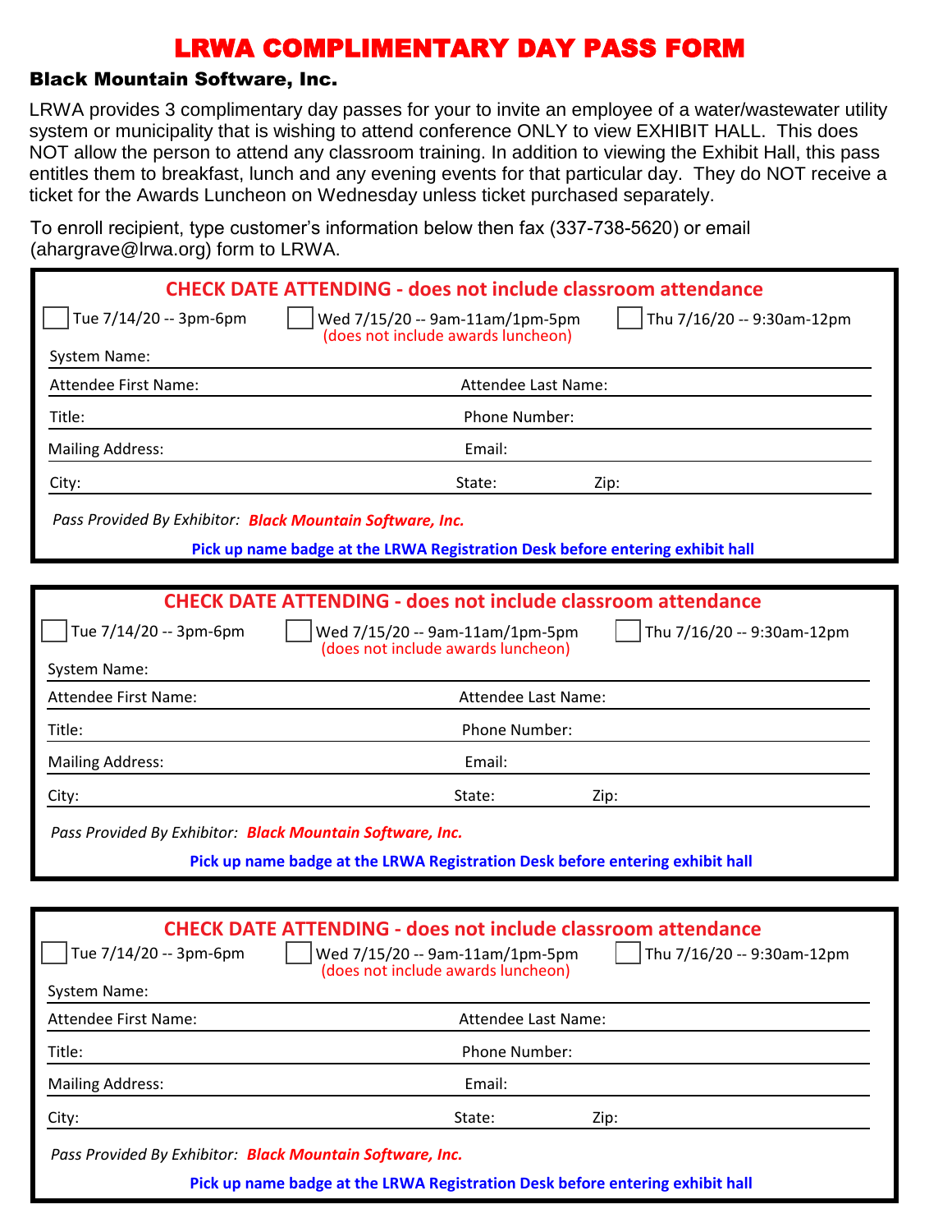# LRWA COMPLIMENTARY DAY PASS FORM

**Black Mountain Software, Inc.**

LRWA provides 3 complimentary day passes for your to invite an employee of a water/wastewater utility system or municipality that is wishing to attend conference ONLY to view EXHIBIT HALL. This does NOT allow the person to attend any classroom training. In addition to viewing the Exhibit Hall, this pass entitles them to breakfast, lunch and any evening events for that particular day. They do NOT receive a ticket for the Awards Luncheon on Wednesday unless ticket purchased separately.

To enroll recipient, type customer's information below then fax (337-738-5620) or email (ahargrave@lrwa.org) form to LRWA.

---

**CHECK DATE ATTENDING - does not include classroom attendance**

- [ ] Tue 7/14/20 -- 3pm-6pm
- [ ] Wed 7/15/20 -- 9am-11am/1pm-5pm (does not include awards luncheon)
- [ ] Thu 7/16/20 -- 9:30am-12pm

System Name:

Attendee First Name: Attendee Last Name:

Title: Phone Number:

Mailing Address: Email:

City: State: Zip:

*Pass Provided By Exhibitor:* ***Black Mountain Software, Inc.***

**Pick up name badge at the LRWA Registration Desk before entering exhibit hall**

---

**CHECK DATE ATTENDING - does not include classroom attendance**

- [ ] Tue 7/14/20 -- 3pm-6pm
- [ ] Wed 7/15/20 -- 9am-11am/1pm-5pm (does not include awards luncheon)
- [ ] Thu 7/16/20 -- 9:30am-12pm

System Name:

Attendee First Name: Attendee Last Name:

Title: Phone Number:

Mailing Address: Email:

City: State: Zip:

*Pass Provided By Exhibitor:* ***Black Mountain Software, Inc.***

**Pick up name badge at the LRWA Registration Desk before entering exhibit hall**

---

**CHECK DATE ATTENDING - does not include classroom attendance**

- [ ] Tue 7/14/20 -- 3pm-6pm
- [ ] Wed 7/15/20 -- 9am-11am/1pm-5pm (does not include awards luncheon)
- [ ] Thu 7/16/20 -- 9:30am-12pm

System Name:

Attendee First Name: Attendee Last Name:

Title: Phone Number:

Mailing Address: Email:

City: State: Zip:

*Pass Provided By Exhibitor:* ***Black Mountain Software, Inc.***

**Pick up name badge at the LRWA Registration Desk before entering exhibit hall**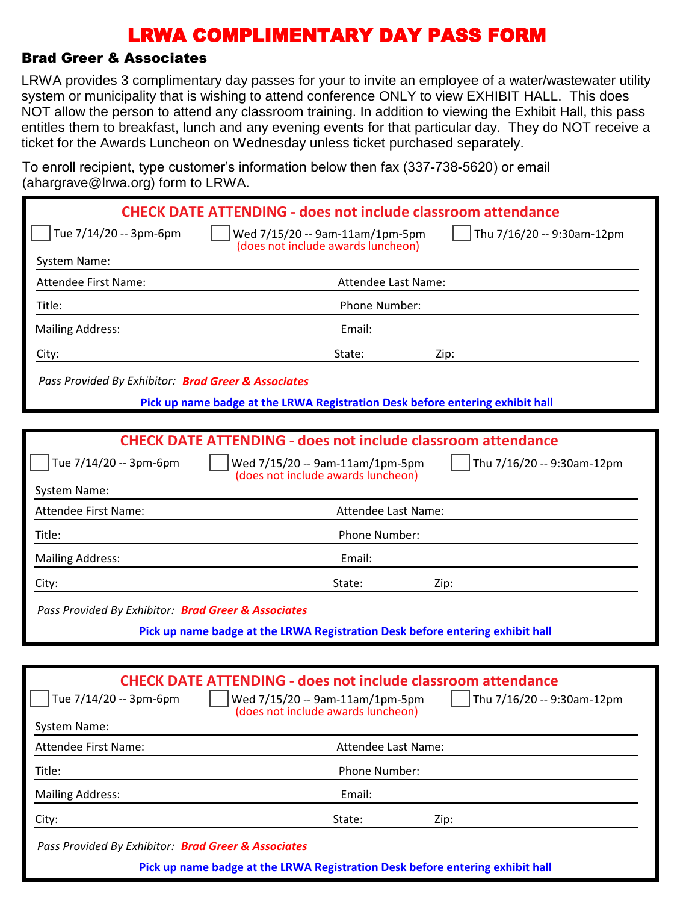# LRWA COMPLIMENTARY DAY PASS FORM

### Brad Greer & Associates

LRWA provides 3 complimentary day passes for your to invite an employee of a water/wastewater utility system or municipality that is wishing to attend conference ONLY to view EXHIBIT HALL. This does NOT allow the person to attend any classroom training. In addition to viewing the Exhibit Hall, this pass entitles them to breakfast, lunch and any evening events for that particular day. They do NOT receive a ticket for the Awards Luncheon on Wednesday unless ticket purchased separately.

To enroll recipient, type customer's information below then fax (337-738-5620) or email (ahargrave@lrwa.org) form to LRWA.

---

**CHECK DATE ATTENDING - does not include classroom attendance**

☐ Tue 7/14/20 -- 3pm-6pm ☐ Wed 7/15/20 -- 9am-11am/1pm-5pm (does not include awards luncheon) ☐ Thu 7/16/20 -- 9:30am-12pm

System Name:

Attendee First Name: Attendee Last Name:

Title: Phone Number:

Mailing Address: Email:

City: State: Zip:

*Pass Provided By Exhibitor:* ***Brad Greer & Associates***

**Pick up name badge at the LRWA Registration Desk before entering exhibit hall**

---

**CHECK DATE ATTENDING - does not include classroom attendance**

☐ Tue 7/14/20 -- 3pm-6pm ☐ Wed 7/15/20 -- 9am-11am/1pm-5pm (does not include awards luncheon) ☐ Thu 7/16/20 -- 9:30am-12pm

System Name:

Attendee First Name: Attendee Last Name:

Title: Phone Number:

Mailing Address: Email:

City: State: Zip:

*Pass Provided By Exhibitor:* ***Brad Greer & Associates***

**Pick up name badge at the LRWA Registration Desk before entering exhibit hall**

---

**CHECK DATE ATTENDING - does not include classroom attendance**

☐ Tue 7/14/20 -- 3pm-6pm ☐ Wed 7/15/20 -- 9am-11am/1pm-5pm (does not include awards luncheon) ☐ Thu 7/16/20 -- 9:30am-12pm

System Name:

Attendee First Name: Attendee Last Name:

Title: Phone Number:

Mailing Address: Email:

City: State: Zip:

*Pass Provided By Exhibitor:* ***Brad Greer & Associates***

**Pick up name badge at the LRWA Registration Desk before entering exhibit hall**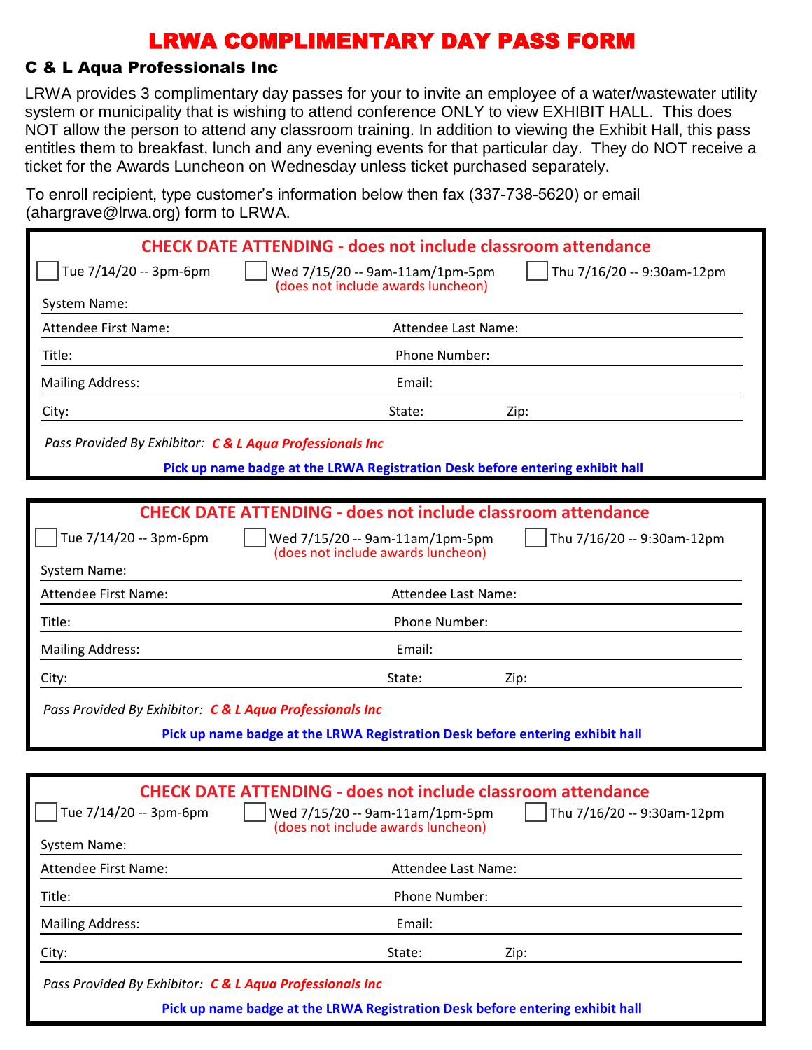# LRWA COMPLIMENTARY DAY PASS FORM

## C & L Aqua Professionals Inc

LRWA provides 3 complimentary day passes for your to invite an employee of a water/wastewater utility system or municipality that is wishing to attend conference ONLY to view EXHIBIT HALL. This does NOT allow the person to attend any classroom training. In addition to viewing the Exhibit Hall, this pass entitles them to breakfast, lunch and any evening events for that particular day. They do NOT receive a ticket for the Awards Luncheon on Wednesday unless ticket purchased separately.

To enroll recipient, type customer's information below then fax (337-738-5620) or email (ahargrave@lrwa.org) form to LRWA.

---

**CHECK DATE ATTENDING - does not include classroom attendance**

☐ Tue 7/14/20 -- 3pm-6pm ☐ Wed 7/15/20 -- 9am-11am/1pm-5pm (does not include awards luncheon) ☐ Thu 7/16/20 -- 9:30am-12pm

System Name:

Attendee First Name: Attendee Last Name:

Title: Phone Number:

Mailing Address: Email:

City: State: Zip:

*Pass Provided By Exhibitor:* ***C & L Aqua Professionals Inc***

**Pick up name badge at the LRWA Registration Desk before entering exhibit hall**

---

**CHECK DATE ATTENDING - does not include classroom attendance**

☐ Tue 7/14/20 -- 3pm-6pm ☐ Wed 7/15/20 -- 9am-11am/1pm-5pm (does not include awards luncheon) ☐ Thu 7/16/20 -- 9:30am-12pm

System Name:

Attendee First Name: Attendee Last Name:

Title: Phone Number:

Mailing Address: Email:

City: State: Zip:

*Pass Provided By Exhibitor:* ***C & L Aqua Professionals Inc***

**Pick up name badge at the LRWA Registration Desk before entering exhibit hall**

---

**CHECK DATE ATTENDING - does not include classroom attendance**

☐ Tue 7/14/20 -- 3pm-6pm ☐ Wed 7/15/20 -- 9am-11am/1pm-5pm (does not include awards luncheon) ☐ Thu 7/16/20 -- 9:30am-12pm

System Name:

Attendee First Name: Attendee Last Name:

Title: Phone Number:

Mailing Address: Email:

City: State: Zip:

*Pass Provided By Exhibitor:* ***C & L Aqua Professionals Inc***

**Pick up name badge at the LRWA Registration Desk before entering exhibit hall**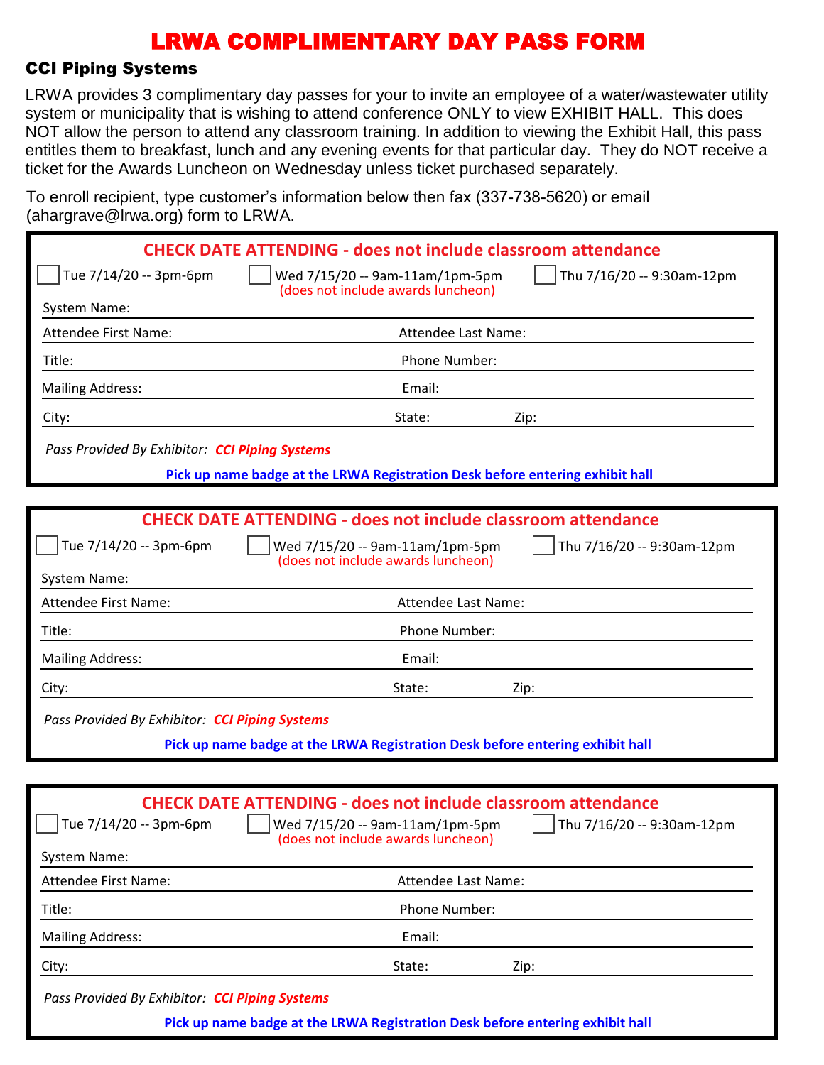# LRWA COMPLIMENTARY DAY PASS FORM

## CCI Piping Systems

LRWA provides 3 complimentary day passes for your to invite an employee of a water/wastewater utility system or municipality that is wishing to attend conference ONLY to view EXHIBIT HALL. This does NOT allow the person to attend any classroom training. In addition to viewing the Exhibit Hall, this pass entitles them to breakfast, lunch and any evening events for that particular day. They do NOT receive a ticket for the Awards Luncheon on Wednesday unless ticket purchased separately.

To enroll recipient, type customer's information below then fax (337-738-5620) or email (ahargrave@lrwa.org) form to LRWA.

---

**CHECK DATE ATTENDING - does not include classroom attendance**

- [ ] Tue 7/14/20 -- 3pm-6pm
- [ ] Wed 7/15/20 -- 9am-11am/1pm-5pm (does not include awards luncheon)
- [ ] Thu 7/16/20 -- 9:30am-12pm

System Name:

Attendee First Name: Attendee Last Name:

Title: Phone Number:

Mailing Address: Email:

City: State: Zip:

*Pass Provided By Exhibitor:* ***CCI Piping Systems***

**Pick up name badge at the LRWA Registration Desk before entering exhibit hall**

---

**CHECK DATE ATTENDING - does not include classroom attendance**

- [ ] Tue 7/14/20 -- 3pm-6pm
- [ ] Wed 7/15/20 -- 9am-11am/1pm-5pm (does not include awards luncheon)
- [ ] Thu 7/16/20 -- 9:30am-12pm

System Name:

Attendee First Name: Attendee Last Name:

Title: Phone Number:

Mailing Address: Email:

City: State: Zip:

*Pass Provided By Exhibitor:* ***CCI Piping Systems***

**Pick up name badge at the LRWA Registration Desk before entering exhibit hall**

---

**CHECK DATE ATTENDING - does not include classroom attendance**

- [ ] Tue 7/14/20 -- 3pm-6pm
- [ ] Wed 7/15/20 -- 9am-11am/1pm-5pm (does not include awards luncheon)
- [ ] Thu 7/16/20 -- 9:30am-12pm

System Name:

Attendee First Name: Attendee Last Name:

Title: Phone Number:

Mailing Address: Email:

City: State: Zip:

*Pass Provided By Exhibitor:* ***CCI Piping Systems***

**Pick up name badge at the LRWA Registration Desk before entering exhibit hall**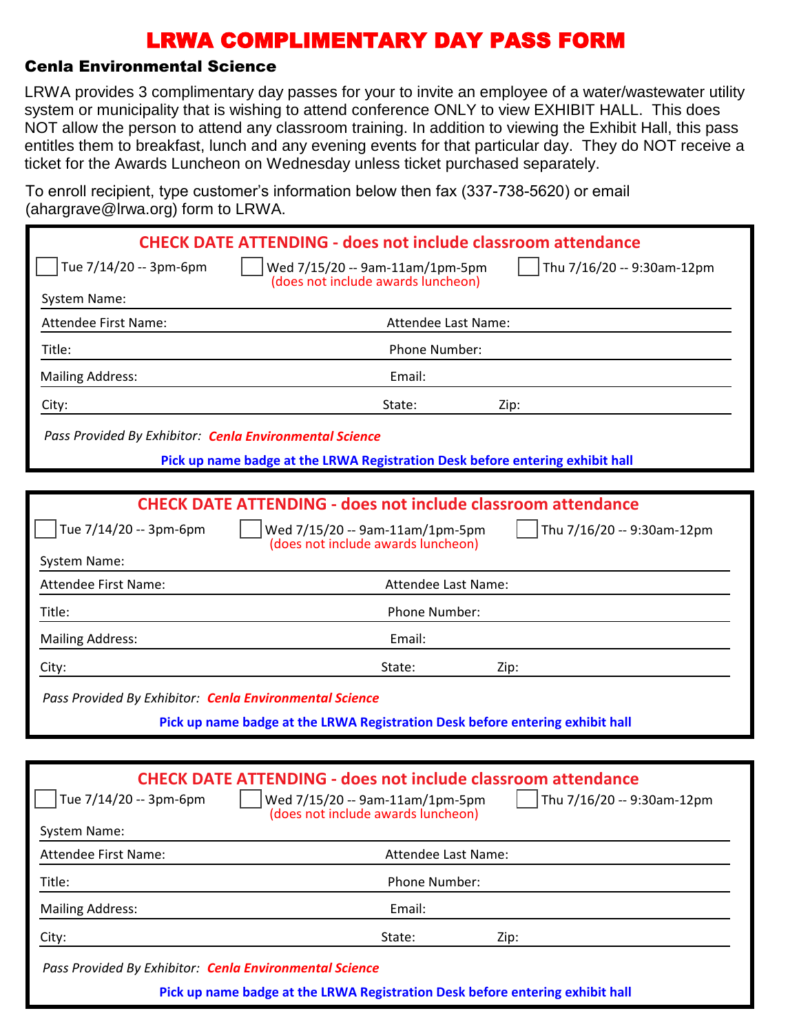# LRWA COMPLIMENTARY DAY PASS FORM

## Cenla Environmental Science

LRWA provides 3 complimentary day passes for your to invite an employee of a water/wastewater utility system or municipality that is wishing to attend conference ONLY to view EXHIBIT HALL. This does NOT allow the person to attend any classroom training. In addition to viewing the Exhibit Hall, this pass entitles them to breakfast, lunch and any evening events for that particular day. They do NOT receive a ticket for the Awards Luncheon on Wednesday unless ticket purchased separately.

To enroll recipient, type customer's information below then fax (337-738-5620) or email (ahargrave@lrwa.org) form to LRWA.

---

**CHECK DATE ATTENDING - does not include classroom attendance**

☐ Tue 7/14/20 -- 3pm-6pm ☐ Wed 7/15/20 -- 9am-11am/1pm-5pm (does not include awards luncheon) ☐ Thu 7/16/20 -- 9:30am-12pm

System Name:

Attendee First Name: Attendee Last Name:

Title: Phone Number:

Mailing Address: Email:

City: State: Zip:

*Pass Provided By Exhibitor:* ***Cenla Environmental Science***

**Pick up name badge at the LRWA Registration Desk before entering exhibit hall**

---

**CHECK DATE ATTENDING - does not include classroom attendance**

☐ Tue 7/14/20 -- 3pm-6pm ☐ Wed 7/15/20 -- 9am-11am/1pm-5pm (does not include awards luncheon) ☐ Thu 7/16/20 -- 9:30am-12pm

System Name:

Attendee First Name: Attendee Last Name:

Title: Phone Number:

Mailing Address: Email:

City: State: Zip:

*Pass Provided By Exhibitor:* ***Cenla Environmental Science***

**Pick up name badge at the LRWA Registration Desk before entering exhibit hall**

---

**CHECK DATE ATTENDING - does not include classroom attendance**

☐ Tue 7/14/20 -- 3pm-6pm ☐ Wed 7/15/20 -- 9am-11am/1pm-5pm (does not include awards luncheon) ☐ Thu 7/16/20 -- 9:30am-12pm

System Name:

Attendee First Name: Attendee Last Name:

Title: Phone Number:

Mailing Address: Email:

City: State: Zip:

*Pass Provided By Exhibitor:* ***Cenla Environmental Science***

**Pick up name badge at the LRWA Registration Desk before entering exhibit hall**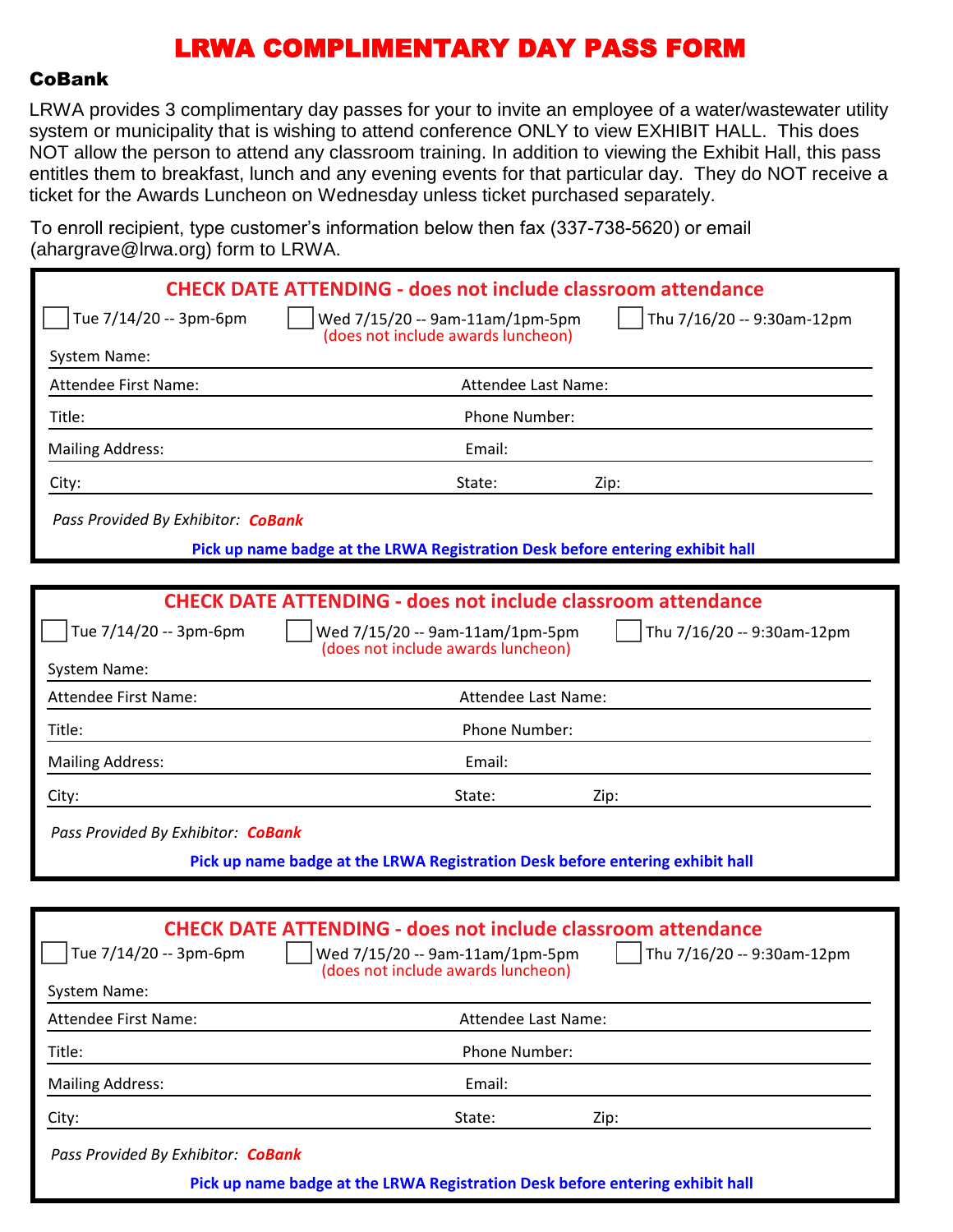# LRWA COMPLIMENTARY DAY PASS FORM

## CoBank

LRWA provides 3 complimentary day passes for your to invite an employee of a water/wastewater utility system or municipality that is wishing to attend conference ONLY to view EXHIBIT HALL. This does NOT allow the person to attend any classroom training. In addition to viewing the Exhibit Hall, this pass entitles them to breakfast, lunch and any evening events for that particular day. They do NOT receive a ticket for the Awards Luncheon on Wednesday unless ticket purchased separately.

To enroll recipient, type customer's information below then fax (337-738-5620) or email (ahargrave@lrwa.org) form to LRWA.

---

**CHECK DATE ATTENDING - does not include classroom attendance**

☐ Tue 7/14/20 -- 3pm-6pm ☐ Wed 7/15/20 -- 9am-11am/1pm-5pm (does not include awards luncheon) ☐ Thu 7/16/20 -- 9:30am-12pm

System Name:

Attendee First Name: Attendee Last Name:

Title: Phone Number:

Mailing Address: Email:

City: State: Zip:

*Pass Provided By Exhibitor:* ***CoBank***

**Pick up name badge at the LRWA Registration Desk before entering exhibit hall**

---

**CHECK DATE ATTENDING - does not include classroom attendance**

☐ Tue 7/14/20 -- 3pm-6pm ☐ Wed 7/15/20 -- 9am-11am/1pm-5pm (does not include awards luncheon) ☐ Thu 7/16/20 -- 9:30am-12pm

System Name:

Attendee First Name: Attendee Last Name:

Title: Phone Number:

Mailing Address: Email:

City: State: Zip:

*Pass Provided By Exhibitor:* ***CoBank***

**Pick up name badge at the LRWA Registration Desk before entering exhibit hall**

---

**CHECK DATE ATTENDING - does not include classroom attendance**

☐ Tue 7/14/20 -- 3pm-6pm ☐ Wed 7/15/20 -- 9am-11am/1pm-5pm (does not include awards luncheon) ☐ Thu 7/16/20 -- 9:30am-12pm

System Name:

Attendee First Name: Attendee Last Name:

Title: Phone Number:

Mailing Address: Email:

City: State: Zip:

*Pass Provided By Exhibitor:* ***CoBank***

**Pick up name badge at the LRWA Registration Desk before entering exhibit hall**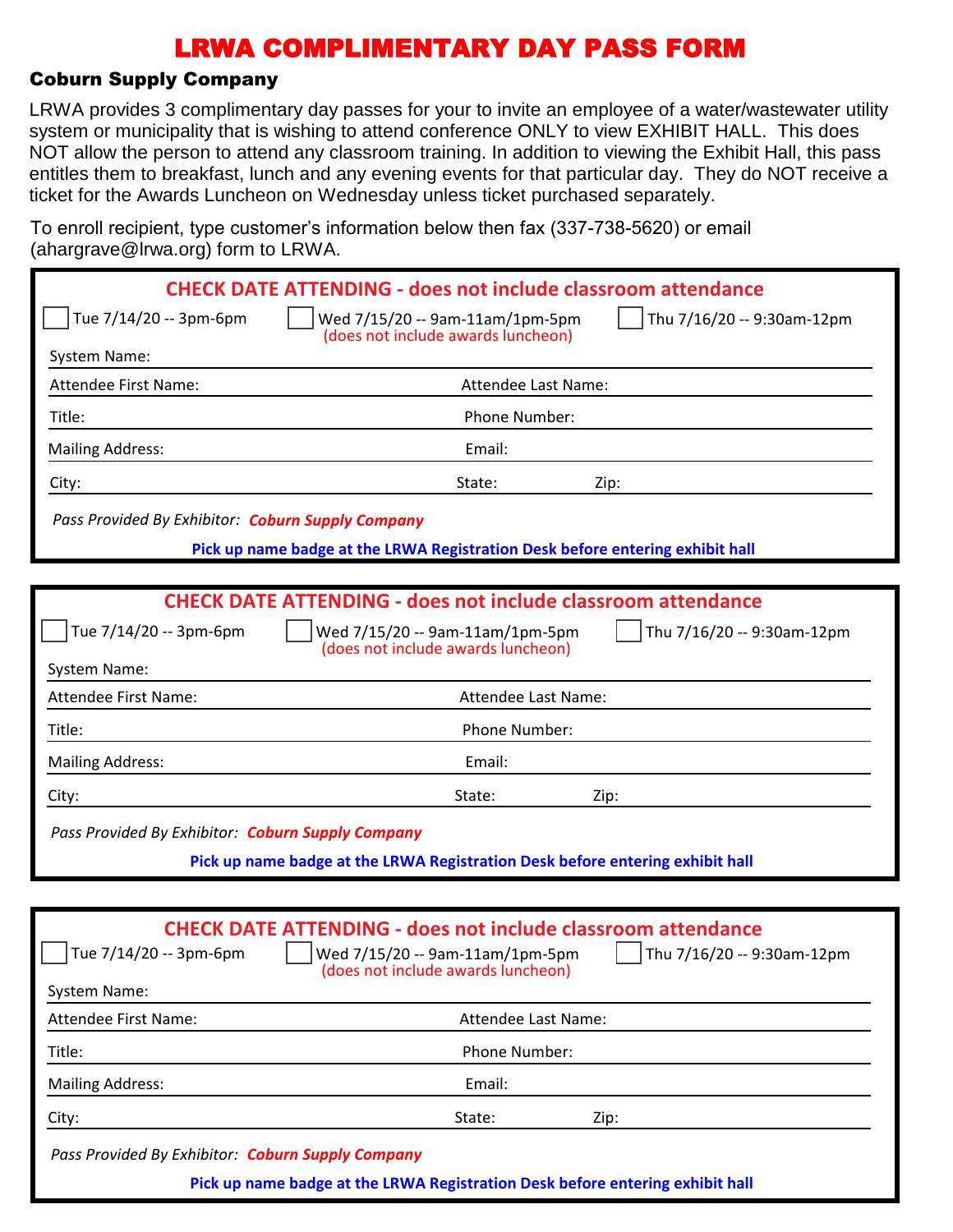# LRWA COMPLIMENTARY DAY PASS FORM

## Coburn Supply Company

LRWA provides 3 complimentary day passes for your to invite an employee of a water/wastewater utility system or municipality that is wishing to attend conference ONLY to view EXHIBIT HALL. This does NOT allow the person to attend any classroom training. In addition to viewing the Exhibit Hall, this pass entitles them to breakfast, lunch and any evening events for that particular day. They do NOT receive a ticket for the Awards Luncheon on Wednesday unless ticket purchased separately.

To enroll recipient, type customer's information below then fax (337-738-5620) or email (ahargrave@lrwa.org) form to LRWA.

---

**CHECK DATE ATTENDING - does not include classroom attendance**

☐ Tue 7/14/20 -- 3pm-6pm ☐ Wed 7/15/20 -- 9am-11am/1pm-5pm (does not include awards luncheon) ☐ Thu 7/16/20 -- 9:30am-12pm

System Name:

Attendee First Name: Attendee Last Name:

Title: Phone Number:

Mailing Address: Email:

City: State: Zip:

*Pass Provided By Exhibitor:* ***Coburn Supply Company***

**Pick up name badge at the LRWA Registration Desk before entering exhibit hall**

---

**CHECK DATE ATTENDING - does not include classroom attendance**

☐ Tue 7/14/20 -- 3pm-6pm ☐ Wed 7/15/20 -- 9am-11am/1pm-5pm (does not include awards luncheon) ☐ Thu 7/16/20 -- 9:30am-12pm

System Name:

Attendee First Name: Attendee Last Name:

Title: Phone Number:

Mailing Address: Email:

City: State: Zip:

*Pass Provided By Exhibitor:* ***Coburn Supply Company***

**Pick up name badge at the LRWA Registration Desk before entering exhibit hall**

---

**CHECK DATE ATTENDING - does not include classroom attendance**

☐ Tue 7/14/20 -- 3pm-6pm ☐ Wed 7/15/20 -- 9am-11am/1pm-5pm (does not include awards luncheon) ☐ Thu 7/16/20 -- 9:30am-12pm

System Name:

Attendee First Name: Attendee Last Name:

Title: Phone Number:

Mailing Address: Email:

City: State: Zip:

*Pass Provided By Exhibitor:* ***Coburn Supply Company***

**Pick up name badge at the LRWA Registration Desk before entering exhibit hall**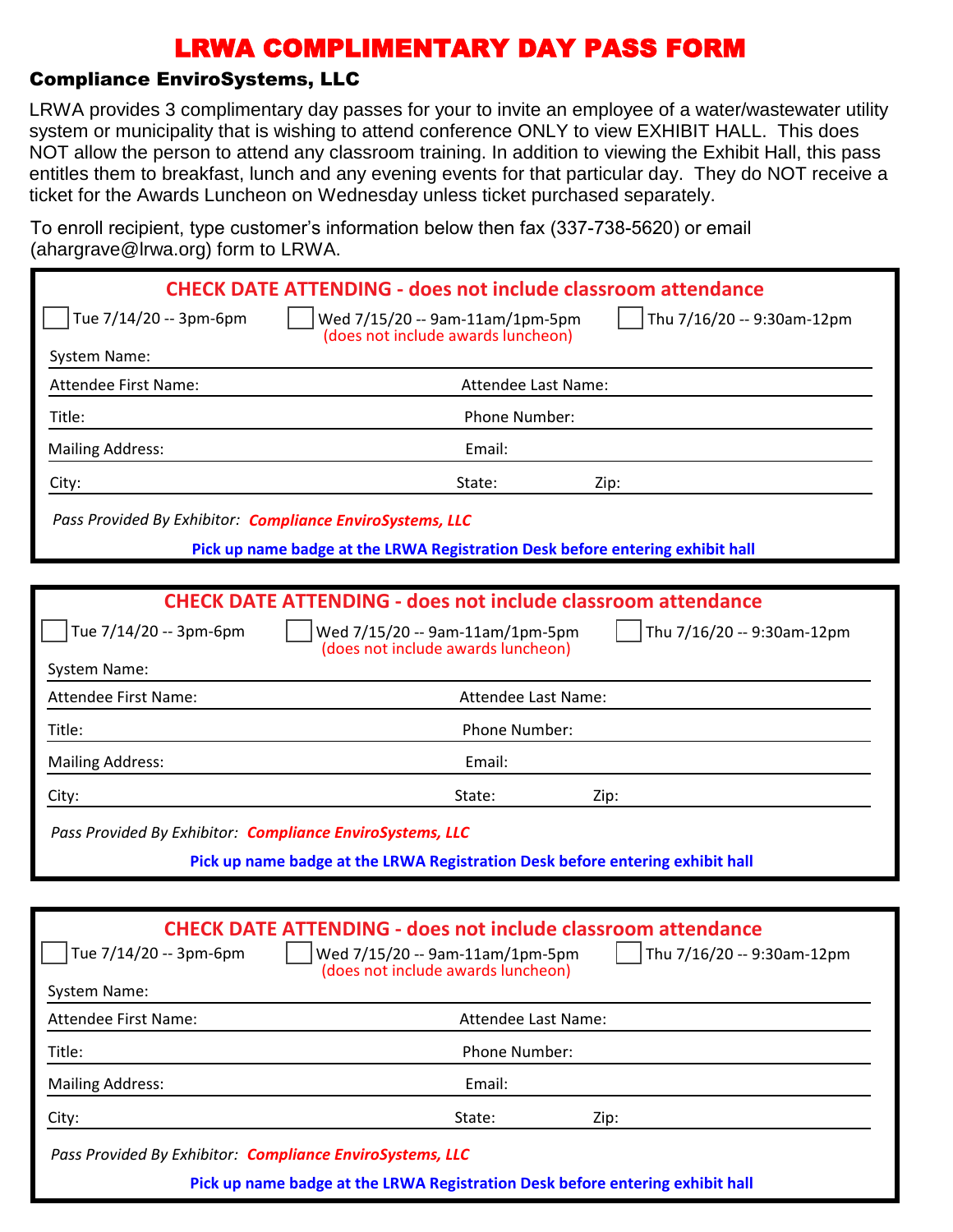# LRWA COMPLIMENTARY DAY PASS FORM

## Compliance EnviroSystems, LLC

LRWA provides 3 complimentary day passes for your to invite an employee of a water/wastewater utility system or municipality that is wishing to attend conference ONLY to view EXHIBIT HALL. This does NOT allow the person to attend any classroom training. In addition to viewing the Exhibit Hall, this pass entitles them to breakfast, lunch and any evening events for that particular day. They do NOT receive a ticket for the Awards Luncheon on Wednesday unless ticket purchased separately.

To enroll recipient, type customer's information below then fax (337-738-5620) or email (ahargrave@lrwa.org) form to LRWA.

---

**CHECK DATE ATTENDING - does not include classroom attendance**

☐ Tue 7/14/20 -- 3pm-6pm ☐ Wed 7/15/20 -- 9am-11am/1pm-5pm (does not include awards luncheon) ☐ Thu 7/16/20 -- 9:30am-12pm

System Name:

Attendee First Name: Attendee Last Name:

Title: Phone Number:

Mailing Address: Email:

City: State: Zip:

*Pass Provided By Exhibitor:* ***Compliance EnviroSystems, LLC***

**Pick up name badge at the LRWA Registration Desk before entering exhibit hall**

---

**CHECK DATE ATTENDING - does not include classroom attendance**

☐ Tue 7/14/20 -- 3pm-6pm ☐ Wed 7/15/20 -- 9am-11am/1pm-5pm (does not include awards luncheon) ☐ Thu 7/16/20 -- 9:30am-12pm

System Name:

Attendee First Name: Attendee Last Name:

Title: Phone Number:

Mailing Address: Email:

City: State: Zip:

*Pass Provided By Exhibitor:* ***Compliance EnviroSystems, LLC***

**Pick up name badge at the LRWA Registration Desk before entering exhibit hall**

---

**CHECK DATE ATTENDING - does not include classroom attendance**

☐ Tue 7/14/20 -- 3pm-6pm ☐ Wed 7/15/20 -- 9am-11am/1pm-5pm (does not include awards luncheon) ☐ Thu 7/16/20 -- 9:30am-12pm

System Name:

Attendee First Name: Attendee Last Name:

Title: Phone Number:

Mailing Address: Email:

City: State: Zip:

*Pass Provided By Exhibitor:* ***Compliance EnviroSystems, LLC***

**Pick up name badge at the LRWA Registration Desk before entering exhibit hall**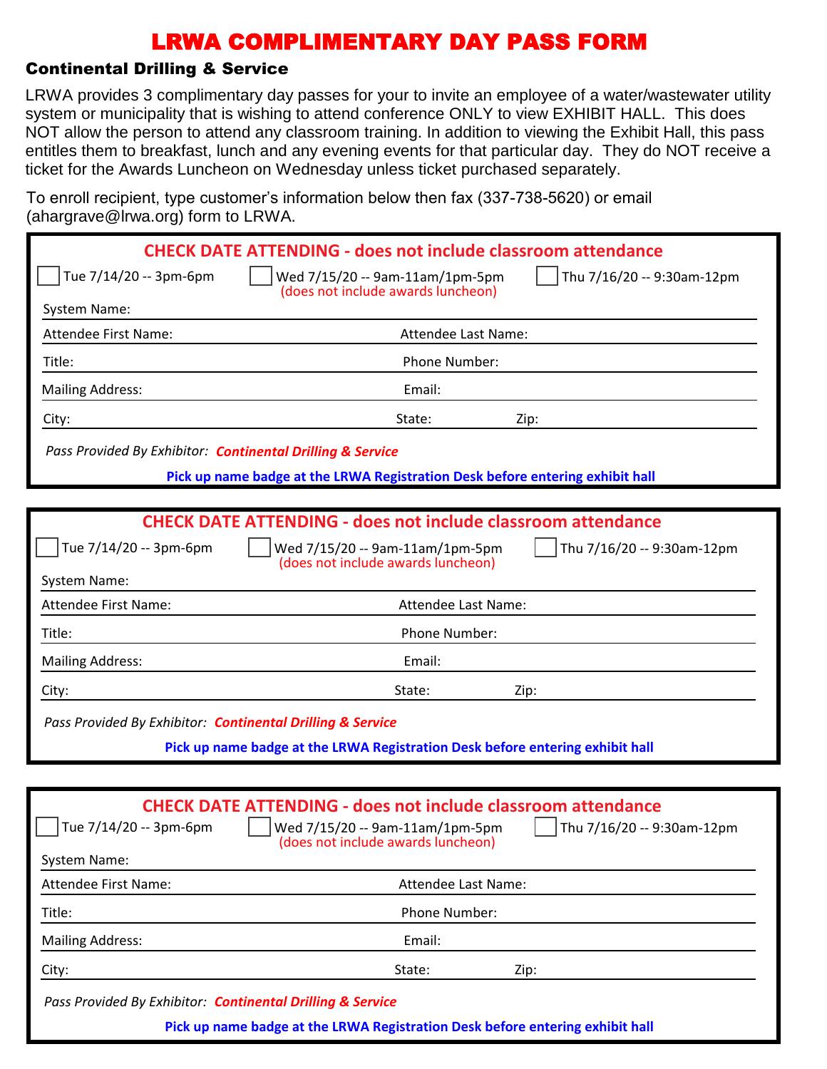# LRWA COMPLIMENTARY DAY PASS FORM

## Continental Drilling & Service

LRWA provides 3 complimentary day passes for your to invite an employee of a water/wastewater utility system or municipality that is wishing to attend conference ONLY to view EXHIBIT HALL. This does NOT allow the person to attend any classroom training. In addition to viewing the Exhibit Hall, this pass entitles them to breakfast, lunch and any evening events for that particular day. They do NOT receive a ticket for the Awards Luncheon on Wednesday unless ticket purchased separately.

To enroll recipient, type customer's information below then fax (337-738-5620) or email (ahargrave@lrwa.org) form to LRWA.

---

**CHECK DATE ATTENDING - does not include classroom attendance**

☐ Tue 7/14/20 -- 3pm-6pm ☐ Wed 7/15/20 -- 9am-11am/1pm-5pm (does not include awards luncheon) ☐ Thu 7/16/20 -- 9:30am-12pm

System Name:

Attendee First Name: Attendee Last Name:

Title: Phone Number:

Mailing Address: Email:

City: State: Zip:

*Pass Provided By Exhibitor:* ***Continental Drilling & Service***

**Pick up name badge at the LRWA Registration Desk before entering exhibit hall**

---

**CHECK DATE ATTENDING - does not include classroom attendance**

☐ Tue 7/14/20 -- 3pm-6pm ☐ Wed 7/15/20 -- 9am-11am/1pm-5pm (does not include awards luncheon) ☐ Thu 7/16/20 -- 9:30am-12pm

System Name:

Attendee First Name: Attendee Last Name:

Title: Phone Number:

Mailing Address: Email:

City: State: Zip:

*Pass Provided By Exhibitor:* ***Continental Drilling & Service***

**Pick up name badge at the LRWA Registration Desk before entering exhibit hall**

---

**CHECK DATE ATTENDING - does not include classroom attendance**

☐ Tue 7/14/20 -- 3pm-6pm ☐ Wed 7/15/20 -- 9am-11am/1pm-5pm (does not include awards luncheon) ☐ Thu 7/16/20 -- 9:30am-12pm

System Name:

Attendee First Name: Attendee Last Name:

Title: Phone Number:

Mailing Address: Email:

City: State: Zip:

*Pass Provided By Exhibitor:* ***Continental Drilling & Service***

**Pick up name badge at the LRWA Registration Desk before entering exhibit hall**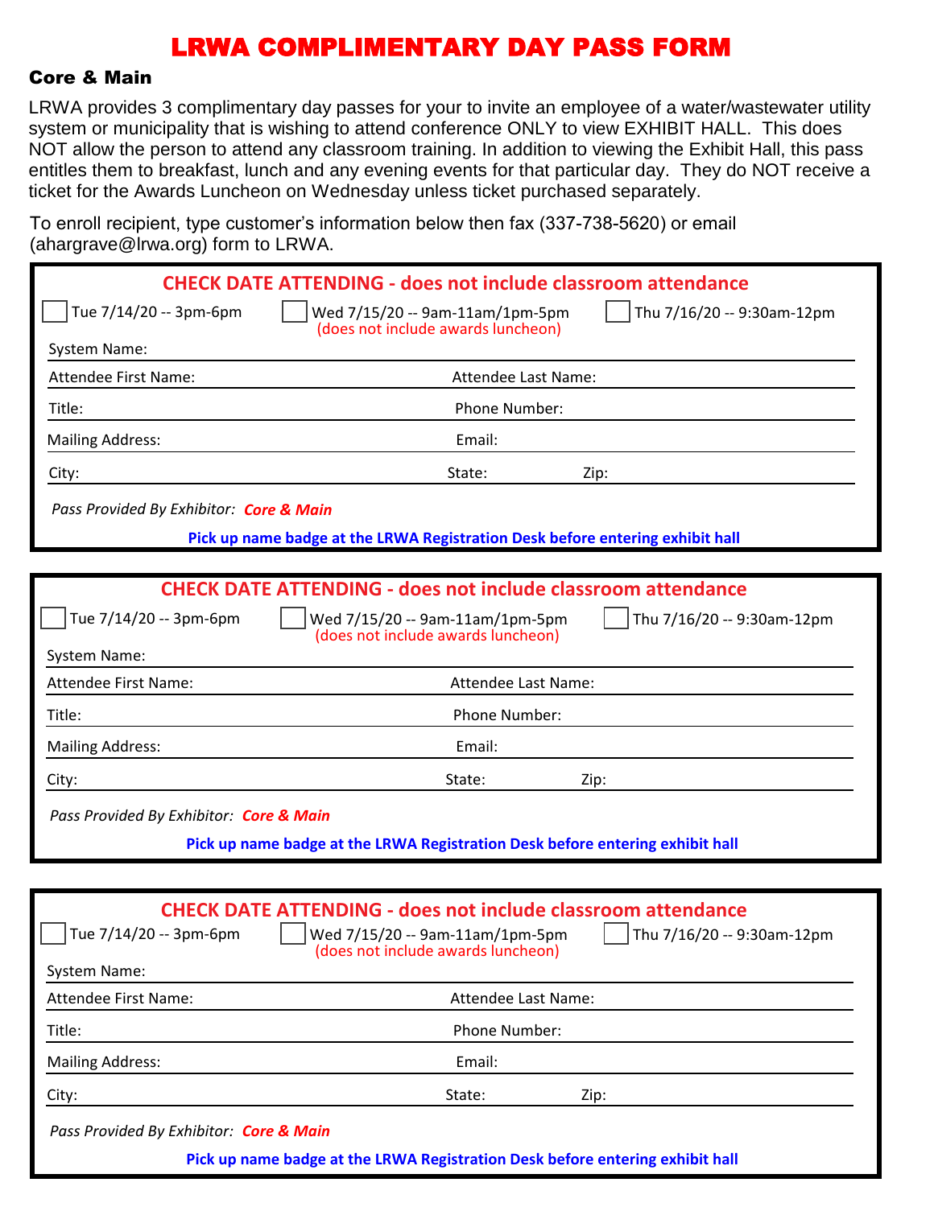# LRWA COMPLIMENTARY DAY PASS FORM

## Core & Main

LRWA provides 3 complimentary day passes for your to invite an employee of a water/wastewater utility system or municipality that is wishing to attend conference ONLY to view EXHIBIT HALL. This does NOT allow the person to attend any classroom training. In addition to viewing the Exhibit Hall, this pass entitles them to breakfast, lunch and any evening events for that particular day. They do NOT receive a ticket for the Awards Luncheon on Wednesday unless ticket purchased separately.

To enroll recipient, type customer's information below then fax (337-738-5620) or email (ahargrave@lrwa.org) form to LRWA.

---

**CHECK DATE ATTENDING - does not include classroom attendance**

- [ ] Tue 7/14/20 -- 3pm-6pm
- [ ] Wed 7/15/20 -- 9am-11am/1pm-5pm (does not include awards luncheon)
- [ ] Thu 7/16/20 -- 9:30am-12pm

System Name:

Attendee First Name: Attendee Last Name:

Title: Phone Number:

Mailing Address: Email:

City: State: Zip:

*Pass Provided By Exhibitor:* ***Core & Main***

**Pick up name badge at the LRWA Registration Desk before entering exhibit hall**

---

**CHECK DATE ATTENDING - does not include classroom attendance**

- [ ] Tue 7/14/20 -- 3pm-6pm
- [ ] Wed 7/15/20 -- 9am-11am/1pm-5pm (does not include awards luncheon)
- [ ] Thu 7/16/20 -- 9:30am-12pm

System Name:

Attendee First Name: Attendee Last Name:

Title: Phone Number:

Mailing Address: Email:

City: State: Zip:

*Pass Provided By Exhibitor:* ***Core & Main***

**Pick up name badge at the LRWA Registration Desk before entering exhibit hall**

---

**CHECK DATE ATTENDING - does not include classroom attendance**

- [ ] Tue 7/14/20 -- 3pm-6pm
- [ ] Wed 7/15/20 -- 9am-11am/1pm-5pm (does not include awards luncheon)
- [ ] Thu 7/16/20 -- 9:30am-12pm

System Name:

Attendee First Name: Attendee Last Name:

Title: Phone Number:

Mailing Address: Email:

City: State: Zip:

*Pass Provided By Exhibitor:* ***Core & Main***

**Pick up name badge at the LRWA Registration Desk before entering exhibit hall**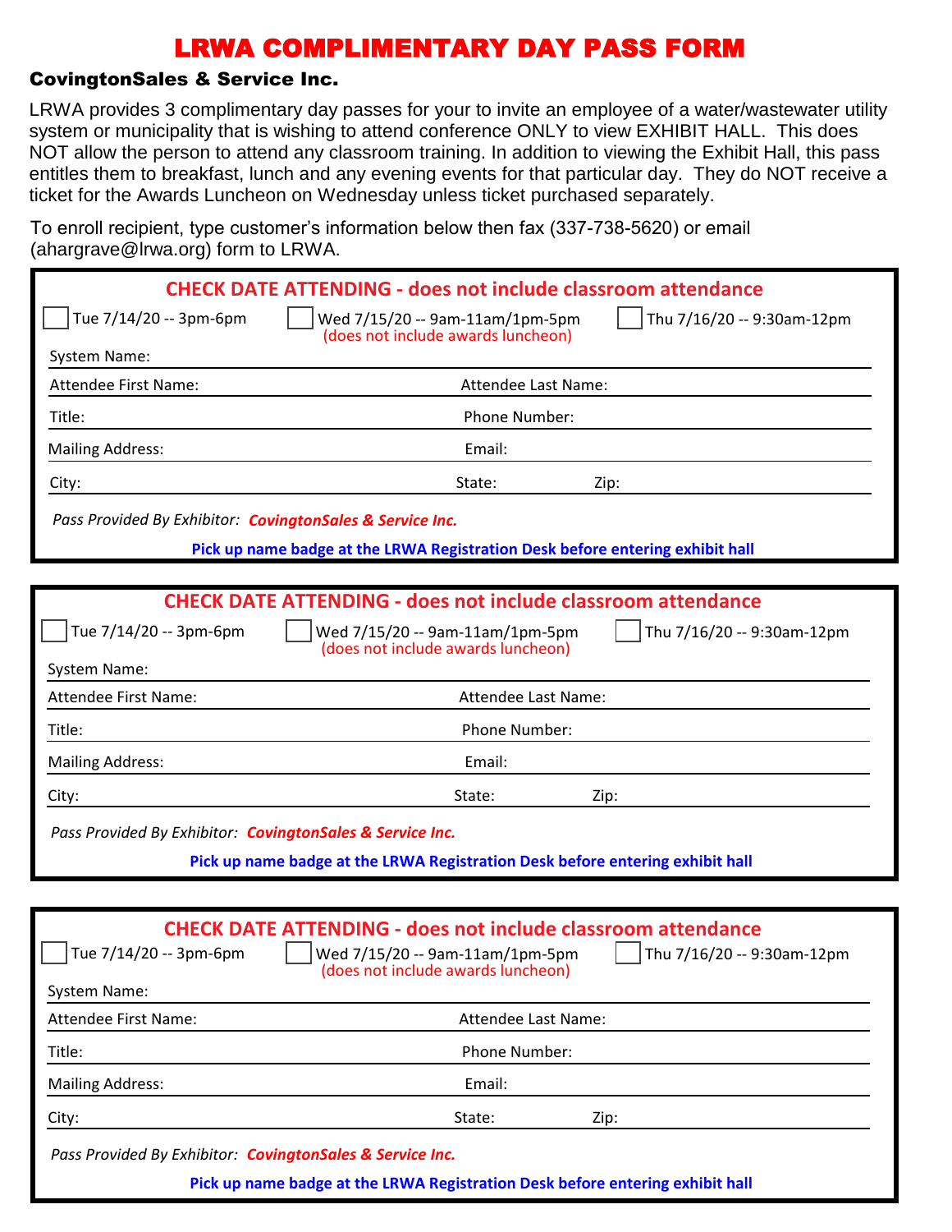# LRWA COMPLIMENTARY DAY PASS FORM

**CovingtonSales & Service Inc.**

LRWA provides 3 complimentary day passes for your to invite an employee of a water/wastewater utility system or municipality that is wishing to attend conference ONLY to view EXHIBIT HALL. This does NOT allow the person to attend any classroom training. In addition to viewing the Exhibit Hall, this pass entitles them to breakfast, lunch and any evening events for that particular day. They do NOT receive a ticket for the Awards Luncheon on Wednesday unless ticket purchased separately.

To enroll recipient, type customer's information below then fax (337-738-5620) or email (ahargrave@lrwa.org) form to LRWA.

---

**CHECK DATE ATTENDING - does not include classroom attendance**

☐ Tue 7/14/20 -- 3pm-6pm ☐ Wed 7/15/20 -- 9am-11am/1pm-5pm (does not include awards luncheon) ☐ Thu 7/16/20 -- 9:30am-12pm

System Name:

Attendee First Name: Attendee Last Name:

Title: Phone Number:

Mailing Address: Email:

City: State: Zip:

*Pass Provided By Exhibitor:* ***CovingtonSales & Service Inc.***

**Pick up name badge at the LRWA Registration Desk before entering exhibit hall**

---

**CHECK DATE ATTENDING - does not include classroom attendance**

☐ Tue 7/14/20 -- 3pm-6pm ☐ Wed 7/15/20 -- 9am-11am/1pm-5pm (does not include awards luncheon) ☐ Thu 7/16/20 -- 9:30am-12pm

System Name:

Attendee First Name: Attendee Last Name:

Title: Phone Number:

Mailing Address: Email:

City: State: Zip:

*Pass Provided By Exhibitor:* ***CovingtonSales & Service Inc.***

**Pick up name badge at the LRWA Registration Desk before entering exhibit hall**

---

**CHECK DATE ATTENDING - does not include classroom attendance**

☐ Tue 7/14/20 -- 3pm-6pm ☐ Wed 7/15/20 -- 9am-11am/1pm-5pm (does not include awards luncheon) ☐ Thu 7/16/20 -- 9:30am-12pm

System Name:

Attendee First Name: Attendee Last Name:

Title: Phone Number:

Mailing Address: Email:

City: State: Zip:

*Pass Provided By Exhibitor:* ***CovingtonSales & Service Inc.***

**Pick up name badge at the LRWA Registration Desk before entering exhibit hall**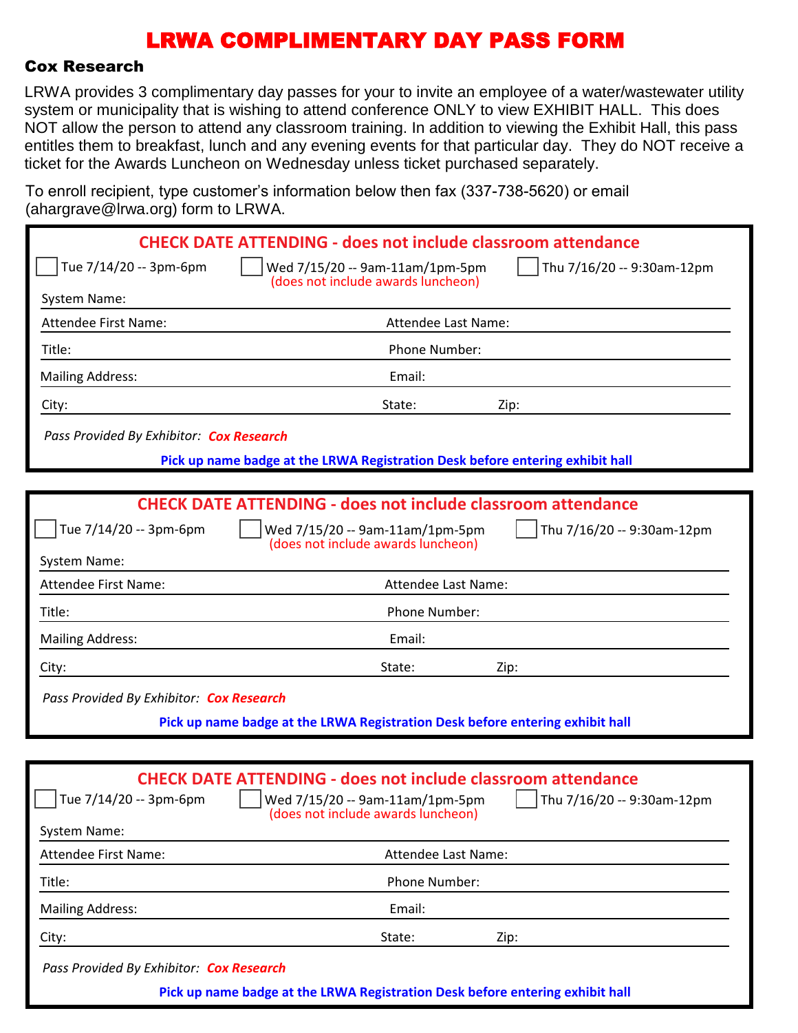# LRWA COMPLIMENTARY DAY PASS FORM

### Cox Research

LRWA provides 3 complimentary day passes for your to invite an employee of a water/wastewater utility system or municipality that is wishing to attend conference ONLY to view EXHIBIT HALL. This does NOT allow the person to attend any classroom training. In addition to viewing the Exhibit Hall, this pass entitles them to breakfast, lunch and any evening events for that particular day. They do NOT receive a ticket for the Awards Luncheon on Wednesday unless ticket purchased separately.

To enroll recipient, type customer's information below then fax (337-738-5620) or email (ahargrave@lrwa.org) form to LRWA.

---

**CHECK DATE ATTENDING - does not include classroom attendance**

☐ Tue 7/14/20 -- 3pm-6pm ☐ Wed 7/15/20 -- 9am-11am/1pm-5pm (does not include awards luncheon) ☐ Thu 7/16/20 -- 9:30am-12pm

System Name:

Attendee First Name: Attendee Last Name:

Title: Phone Number:

Mailing Address: Email:

City: State: Zip:

*Pass Provided By Exhibitor:* ***Cox Research***

**Pick up name badge at the LRWA Registration Desk before entering exhibit hall**

---

**CHECK DATE ATTENDING - does not include classroom attendance**

☐ Tue 7/14/20 -- 3pm-6pm ☐ Wed 7/15/20 -- 9am-11am/1pm-5pm (does not include awards luncheon) ☐ Thu 7/16/20 -- 9:30am-12pm

System Name:

Attendee First Name: Attendee Last Name:

Title: Phone Number:

Mailing Address: Email:

City: State: Zip:

*Pass Provided By Exhibitor:* ***Cox Research***

**Pick up name badge at the LRWA Registration Desk before entering exhibit hall**

---

**CHECK DATE ATTENDING - does not include classroom attendance**

☐ Tue 7/14/20 -- 3pm-6pm ☐ Wed 7/15/20 -- 9am-11am/1pm-5pm (does not include awards luncheon) ☐ Thu 7/16/20 -- 9:30am-12pm

System Name:

Attendee First Name: Attendee Last Name:

Title: Phone Number:

Mailing Address: Email:

City: State: Zip:

*Pass Provided By Exhibitor:* ***Cox Research***

**Pick up name badge at the LRWA Registration Desk before entering exhibit hall**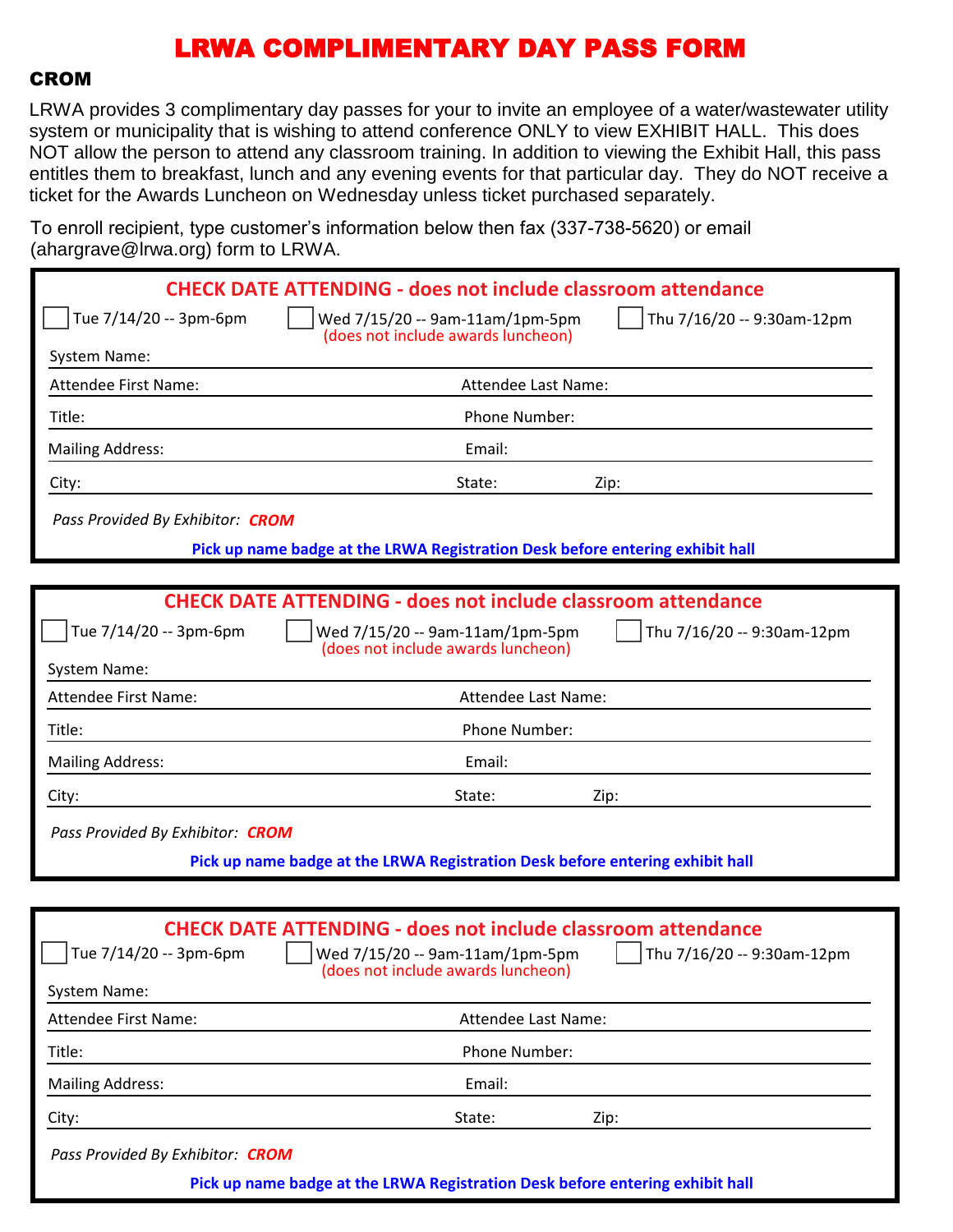# LRWA COMPLIMENTARY DAY PASS FORM

## CROM

LRWA provides 3 complimentary day passes for your to invite an employee of a water/wastewater utility system or municipality that is wishing to attend conference ONLY to view EXHIBIT HALL. This does NOT allow the person to attend any classroom training. In addition to viewing the Exhibit Hall, this pass entitles them to breakfast, lunch and any evening events for that particular day. They do NOT receive a ticket for the Awards Luncheon on Wednesday unless ticket purchased separately.

To enroll recipient, type customer's information below then fax (337-738-5620) or email (ahargrave@lrwa.org) form to LRWA.

---

**CHECK DATE ATTENDING - does not include classroom attendance**

☐ Tue 7/14/20 -- 3pm-6pm ☐ Wed 7/15/20 -- 9am-11am/1pm-5pm (does not include awards luncheon) ☐ Thu 7/16/20 -- 9:30am-12pm

System Name:

Attendee First Name: Attendee Last Name:

Title: Phone Number:

Mailing Address: Email:

City: State: Zip:

*Pass Provided By Exhibitor:* ***CROM***

**Pick up name badge at the LRWA Registration Desk before entering exhibit hall**

---

**CHECK DATE ATTENDING - does not include classroom attendance**

☐ Tue 7/14/20 -- 3pm-6pm ☐ Wed 7/15/20 -- 9am-11am/1pm-5pm (does not include awards luncheon) ☐ Thu 7/16/20 -- 9:30am-12pm

System Name:

Attendee First Name: Attendee Last Name:

Title: Phone Number:

Mailing Address: Email:

City: State: Zip:

*Pass Provided By Exhibitor:* ***CROM***

**Pick up name badge at the LRWA Registration Desk before entering exhibit hall**

---

**CHECK DATE ATTENDING - does not include classroom attendance**

☐ Tue 7/14/20 -- 3pm-6pm ☐ Wed 7/15/20 -- 9am-11am/1pm-5pm (does not include awards luncheon) ☐ Thu 7/16/20 -- 9:30am-12pm

System Name:

Attendee First Name: Attendee Last Name:

Title: Phone Number:

Mailing Address: Email:

City: State: Zip:

*Pass Provided By Exhibitor:* ***CROM***

**Pick up name badge at the LRWA Registration Desk before entering exhibit hall**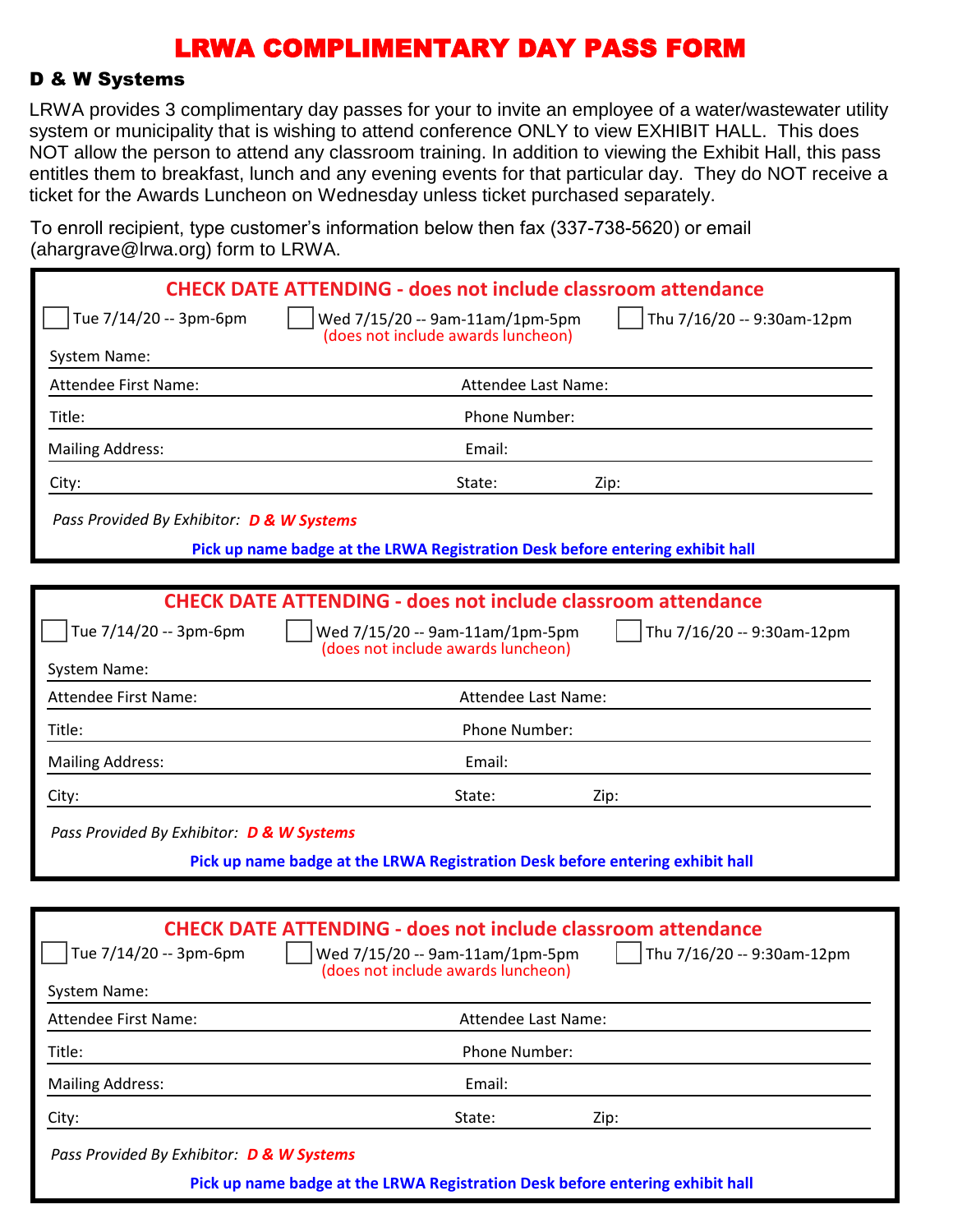# LRWA COMPLIMENTARY DAY PASS FORM

## D & W Systems

LRWA provides 3 complimentary day passes for your to invite an employee of a water/wastewater utility system or municipality that is wishing to attend conference ONLY to view EXHIBIT HALL. This does NOT allow the person to attend any classroom training. In addition to viewing the Exhibit Hall, this pass entitles them to breakfast, lunch and any evening events for that particular day. They do NOT receive a ticket for the Awards Luncheon on Wednesday unless ticket purchased separately.

To enroll recipient, type customer's information below then fax (337-738-5620) or email (ahargrave@lrwa.org) form to LRWA.

---

**CHECK DATE ATTENDING - does not include classroom attendance**

☐ Tue 7/14/20 -- 3pm-6pm ☐ Wed 7/15/20 -- 9am-11am/1pm-5pm (does not include awards luncheon) ☐ Thu 7/16/20 -- 9:30am-12pm

System Name:

Attendee First Name: Attendee Last Name:

Title: Phone Number:

Mailing Address: Email:

City: State: Zip:

*Pass Provided By Exhibitor:* ***D & W Systems***

**Pick up name badge at the LRWA Registration Desk before entering exhibit hall**

---

**CHECK DATE ATTENDING - does not include classroom attendance**

☐ Tue 7/14/20 -- 3pm-6pm ☐ Wed 7/15/20 -- 9am-11am/1pm-5pm (does not include awards luncheon) ☐ Thu 7/16/20 -- 9:30am-12pm

System Name:

Attendee First Name: Attendee Last Name:

Title: Phone Number:

Mailing Address: Email:

City: State: Zip:

*Pass Provided By Exhibitor:* ***D & W Systems***

**Pick up name badge at the LRWA Registration Desk before entering exhibit hall**

---

**CHECK DATE ATTENDING - does not include classroom attendance**

☐ Tue 7/14/20 -- 3pm-6pm ☐ Wed 7/15/20 -- 9am-11am/1pm-5pm (does not include awards luncheon) ☐ Thu 7/16/20 -- 9:30am-12pm

System Name:

Attendee First Name: Attendee Last Name:

Title: Phone Number:

Mailing Address: Email:

City: State: Zip:

*Pass Provided By Exhibitor:* ***D & W Systems***

**Pick up name badge at the LRWA Registration Desk before entering exhibit hall**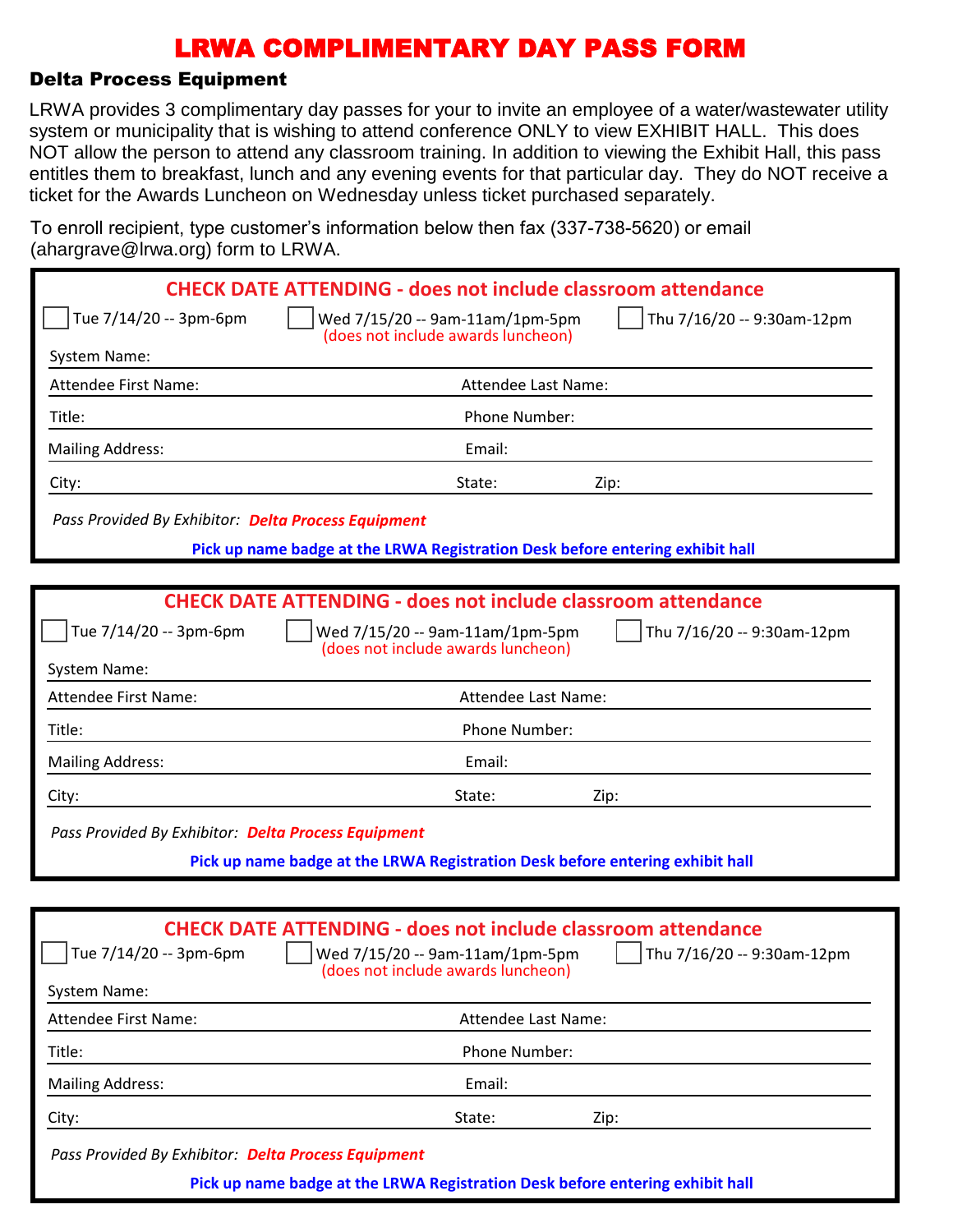# LRWA COMPLIMENTARY DAY PASS FORM

## Delta Process Equipment

LRWA provides 3 complimentary day passes for your to invite an employee of a water/wastewater utility system or municipality that is wishing to attend conference ONLY to view EXHIBIT HALL. This does NOT allow the person to attend any classroom training. In addition to viewing the Exhibit Hall, this pass entitles them to breakfast, lunch and any evening events for that particular day. They do NOT receive a ticket for the Awards Luncheon on Wednesday unless ticket purchased separately.

To enroll recipient, type customer's information below then fax (337-738-5620) or email (ahargrave@lrwa.org) form to LRWA.

---

**CHECK DATE ATTENDING - does not include classroom attendance**

☐ Tue 7/14/20 -- 3pm-6pm ☐ Wed 7/15/20 -- 9am-11am/1pm-5pm (does not include awards luncheon) ☐ Thu 7/16/20 -- 9:30am-12pm

System Name:

Attendee First Name: Attendee Last Name:

Title: Phone Number:

Mailing Address: Email:

City: State: Zip:

*Pass Provided By Exhibitor:* ***Delta Process Equipment***

**Pick up name badge at the LRWA Registration Desk before entering exhibit hall**

---

**CHECK DATE ATTENDING - does not include classroom attendance**

☐ Tue 7/14/20 -- 3pm-6pm ☐ Wed 7/15/20 -- 9am-11am/1pm-5pm (does not include awards luncheon) ☐ Thu 7/16/20 -- 9:30am-12pm

System Name:

Attendee First Name: Attendee Last Name:

Title: Phone Number:

Mailing Address: Email:

City: State: Zip:

*Pass Provided By Exhibitor:* ***Delta Process Equipment***

**Pick up name badge at the LRWA Registration Desk before entering exhibit hall**

---

**CHECK DATE ATTENDING - does not include classroom attendance**

☐ Tue 7/14/20 -- 3pm-6pm ☐ Wed 7/15/20 -- 9am-11am/1pm-5pm (does not include awards luncheon) ☐ Thu 7/16/20 -- 9:30am-12pm

System Name:

Attendee First Name: Attendee Last Name:

Title: Phone Number:

Mailing Address: Email:

City: State: Zip:

*Pass Provided By Exhibitor:* ***Delta Process Equipment***

**Pick up name badge at the LRWA Registration Desk before entering exhibit hall**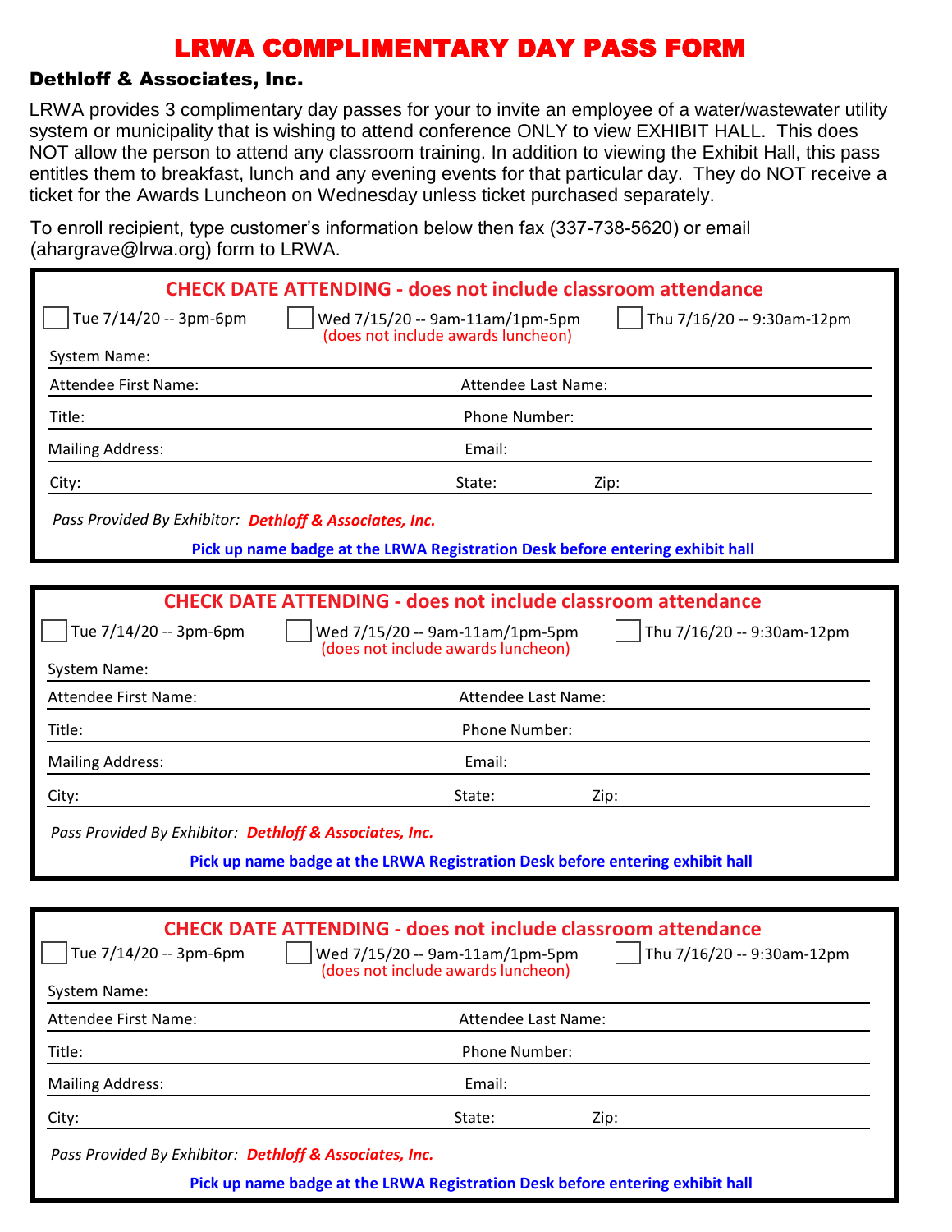# LRWA COMPLIMENTARY DAY PASS FORM

## Dethloff & Associates, Inc.

LRWA provides 3 complimentary day passes for your to invite an employee of a water/wastewater utility system or municipality that is wishing to attend conference ONLY to view EXHIBIT HALL. This does NOT allow the person to attend any classroom training. In addition to viewing the Exhibit Hall, this pass entitles them to breakfast, lunch and any evening events for that particular day. They do NOT receive a ticket for the Awards Luncheon on Wednesday unless ticket purchased separately.

To enroll recipient, type customer's information below then fax (337-738-5620) or email (ahargrave@lrwa.org) form to LRWA.

---

**CHECK DATE ATTENDING - does not include classroom attendance**

☐ Tue 7/14/20 -- 3pm-6pm ☐ Wed 7/15/20 -- 9am-11am/1pm-5pm (does not include awards luncheon) ☐ Thu 7/16/20 -- 9:30am-12pm

System Name:

Attendee First Name: Attendee Last Name:

Title: Phone Number:

Mailing Address: Email:

City: State: Zip:

*Pass Provided By Exhibitor:* ***Dethloff & Associates, Inc.***

**Pick up name badge at the LRWA Registration Desk before entering exhibit hall**

---

**CHECK DATE ATTENDING - does not include classroom attendance**

☐ Tue 7/14/20 -- 3pm-6pm ☐ Wed 7/15/20 -- 9am-11am/1pm-5pm (does not include awards luncheon) ☐ Thu 7/16/20 -- 9:30am-12pm

System Name:

Attendee First Name: Attendee Last Name:

Title: Phone Number:

Mailing Address: Email:

City: State: Zip:

*Pass Provided By Exhibitor:* ***Dethloff & Associates, Inc.***

**Pick up name badge at the LRWA Registration Desk before entering exhibit hall**

---

**CHECK DATE ATTENDING - does not include classroom attendance**

☐ Tue 7/14/20 -- 3pm-6pm ☐ Wed 7/15/20 -- 9am-11am/1pm-5pm (does not include awards luncheon) ☐ Thu 7/16/20 -- 9:30am-12pm

System Name:

Attendee First Name: Attendee Last Name:

Title: Phone Number:

Mailing Address: Email:

City: State: Zip:

*Pass Provided By Exhibitor:* ***Dethloff & Associates, Inc.***

**Pick up name badge at the LRWA Registration Desk before entering exhibit hall**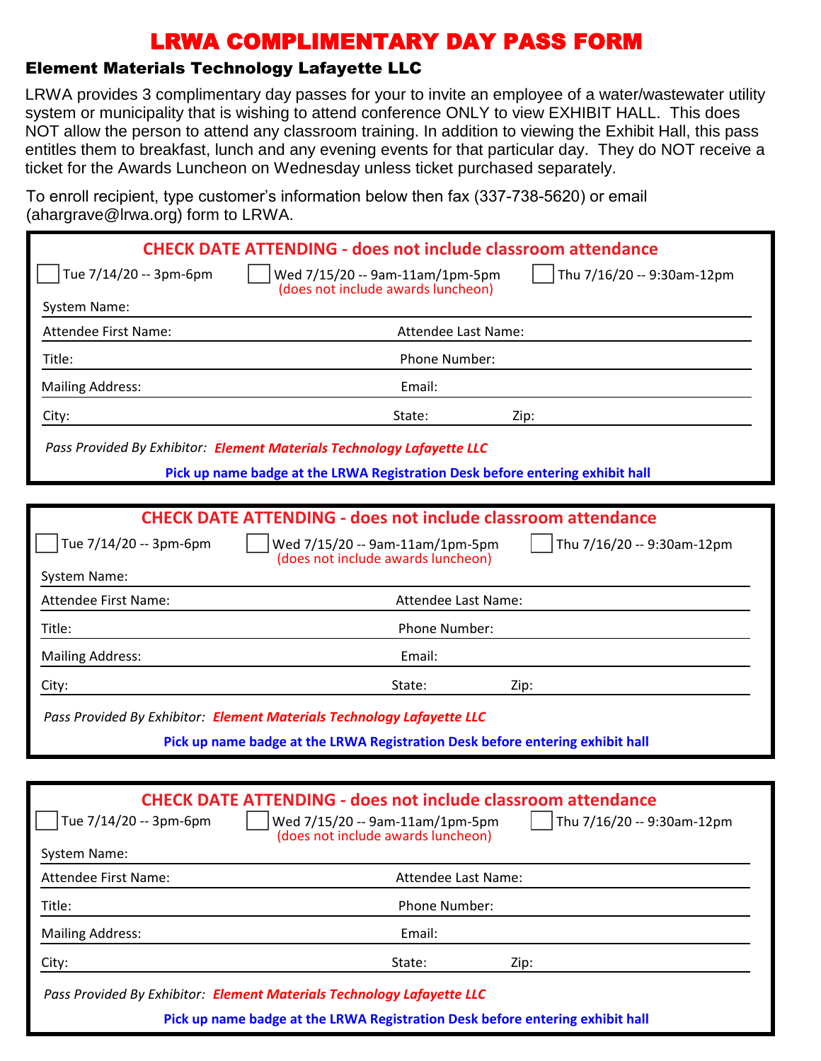# LRWA COMPLIMENTARY DAY PASS FORM

## Element Materials Technology Lafayette LLC

LRWA provides 3 complimentary day passes for your to invite an employee of a water/wastewater utility system or municipality that is wishing to attend conference ONLY to view EXHIBIT HALL. This does NOT allow the person to attend any classroom training. In addition to viewing the Exhibit Hall, this pass entitles them to breakfast, lunch and any evening events for that particular day. They do NOT receive a ticket for the Awards Luncheon on Wednesday unless ticket purchased separately.

To enroll recipient, type customer's information below then fax (337-738-5620) or email (ahargrave@lrwa.org) form to LRWA.

---

**CHECK DATE ATTENDING - does not include classroom attendance**

☐ Tue 7/14/20 -- 3pm-6pm ☐ Wed 7/15/20 -- 9am-11am/1pm-5pm (does not include awards luncheon) ☐ Thu 7/16/20 -- 9:30am-12pm

System Name:

Attendee First Name: Attendee Last Name:

Title: Phone Number:

Mailing Address: Email:

City: State: Zip:

*Pass Provided By Exhibitor:* ***Element Materials Technology Lafayette LLC***

**Pick up name badge at the LRWA Registration Desk before entering exhibit hall**

---

**CHECK DATE ATTENDING - does not include classroom attendance**

☐ Tue 7/14/20 -- 3pm-6pm ☐ Wed 7/15/20 -- 9am-11am/1pm-5pm (does not include awards luncheon) ☐ Thu 7/16/20 -- 9:30am-12pm

System Name:

Attendee First Name: Attendee Last Name:

Title: Phone Number:

Mailing Address: Email:

City: State: Zip:

*Pass Provided By Exhibitor:* ***Element Materials Technology Lafayette LLC***

**Pick up name badge at the LRWA Registration Desk before entering exhibit hall**

---

**CHECK DATE ATTENDING - does not include classroom attendance**

☐ Tue 7/14/20 -- 3pm-6pm ☐ Wed 7/15/20 -- 9am-11am/1pm-5pm (does not include awards luncheon) ☐ Thu 7/16/20 -- 9:30am-12pm

System Name:

Attendee First Name: Attendee Last Name:

Title: Phone Number:

Mailing Address: Email:

City: State: Zip:

*Pass Provided By Exhibitor:* ***Element Materials Technology Lafayette LLC***

**Pick up name badge at the LRWA Registration Desk before entering exhibit hall**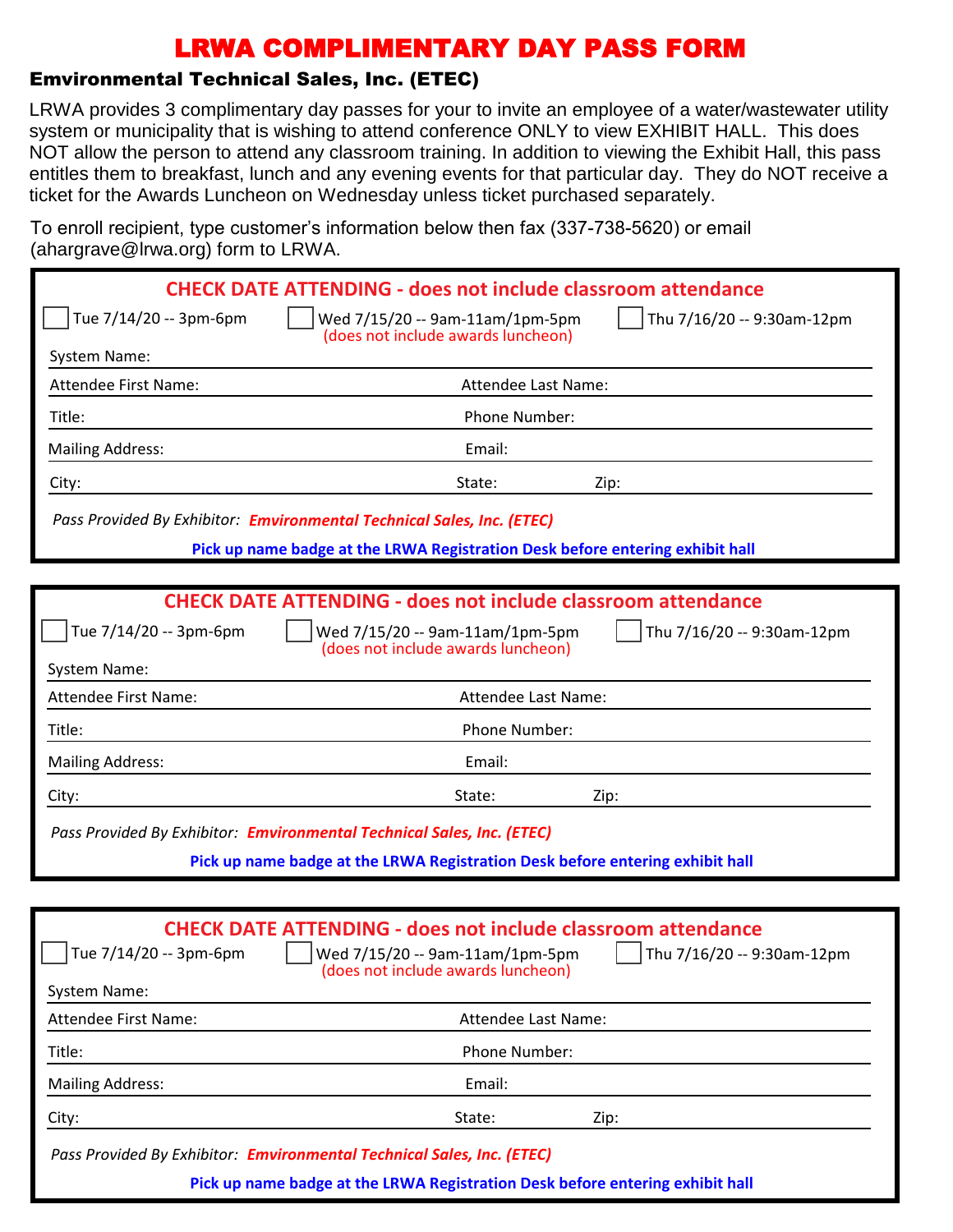# LRWA COMPLIMENTARY DAY PASS FORM

## Emvironmental Technical Sales, Inc. (ETEC)

LRWA provides 3 complimentary day passes for your to invite an employee of a water/wastewater utility system or municipality that is wishing to attend conference ONLY to view EXHIBIT HALL. This does NOT allow the person to attend any classroom training. In addition to viewing the Exhibit Hall, this pass entitles them to breakfast, lunch and any evening events for that particular day. They do NOT receive a ticket for the Awards Luncheon on Wednesday unless ticket purchased separately.

To enroll recipient, type customer's information below then fax (337-738-5620) or email (ahargrave@lrwa.org) form to LRWA.

---

**CHECK DATE ATTENDING - does not include classroom attendance**

☐ Tue 7/14/20 -- 3pm-6pm ☐ Wed 7/15/20 -- 9am-11am/1pm-5pm (does not include awards luncheon) ☐ Thu 7/16/20 -- 9:30am-12pm

System Name:

Attendee First Name: Attendee Last Name:

Title: Phone Number:

Mailing Address: Email:

City: State: Zip:

*Pass Provided By Exhibitor:* ***Emvironmental Technical Sales, Inc. (ETEC)***

**Pick up name badge at the LRWA Registration Desk before entering exhibit hall**

---

**CHECK DATE ATTENDING - does not include classroom attendance**

☐ Tue 7/14/20 -- 3pm-6pm ☐ Wed 7/15/20 -- 9am-11am/1pm-5pm (does not include awards luncheon) ☐ Thu 7/16/20 -- 9:30am-12pm

System Name:

Attendee First Name: Attendee Last Name:

Title: Phone Number:

Mailing Address: Email:

City: State: Zip:

*Pass Provided By Exhibitor:* ***Emvironmental Technical Sales, Inc. (ETEC)***

**Pick up name badge at the LRWA Registration Desk before entering exhibit hall**

---

**CHECK DATE ATTENDING - does not include classroom attendance**

☐ Tue 7/14/20 -- 3pm-6pm ☐ Wed 7/15/20 -- 9am-11am/1pm-5pm (does not include awards luncheon) ☐ Thu 7/16/20 -- 9:30am-12pm

System Name:

Attendee First Name: Attendee Last Name:

Title: Phone Number:

Mailing Address: Email:

City: State: Zip:

*Pass Provided By Exhibitor:* ***Emvironmental Technical Sales, Inc. (ETEC)***

**Pick up name badge at the LRWA Registration Desk before entering exhibit hall**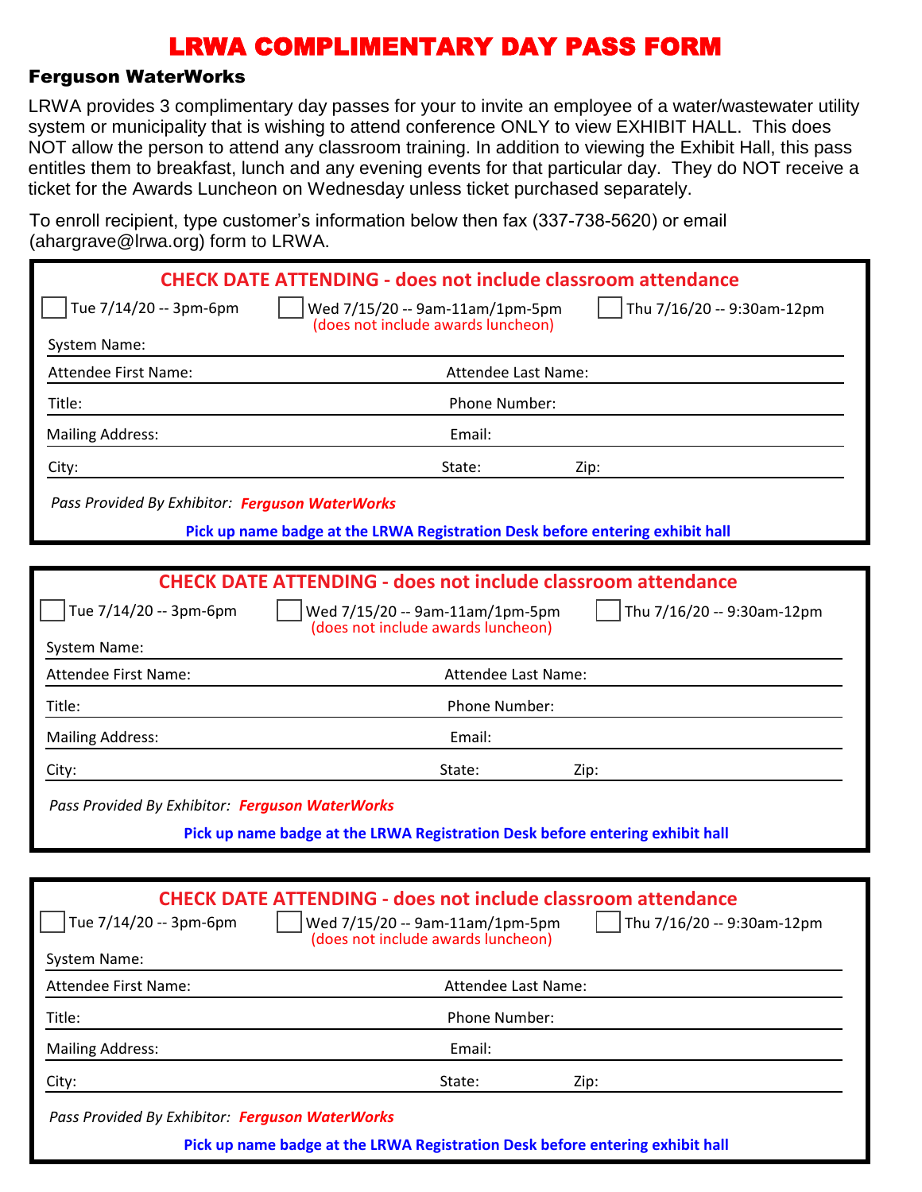# LRWA COMPLIMENTARY DAY PASS FORM

## Ferguson WaterWorks

LRWA provides 3 complimentary day passes for your to invite an employee of a water/wastewater utility system or municipality that is wishing to attend conference ONLY to view EXHIBIT HALL. This does NOT allow the person to attend any classroom training. In addition to viewing the Exhibit Hall, this pass entitles them to breakfast, lunch and any evening events for that particular day. They do NOT receive a ticket for the Awards Luncheon on Wednesday unless ticket purchased separately.

To enroll recipient, type customer's information below then fax (337-738-5620) or email (ahargrave@lrwa.org) form to LRWA.

---

**CHECK DATE ATTENDING - does not include classroom attendance**

☐ Tue 7/14/20 -- 3pm-6pm ☐ Wed 7/15/20 -- 9am-11am/1pm-5pm (does not include awards luncheon) ☐ Thu 7/16/20 -- 9:30am-12pm

System Name:

Attendee First Name: Attendee Last Name:

Title: Phone Number:

Mailing Address: Email:

City: State: Zip:

*Pass Provided By Exhibitor:* ***Ferguson WaterWorks***

**Pick up name badge at the LRWA Registration Desk before entering exhibit hall**

---

**CHECK DATE ATTENDING - does not include classroom attendance**

☐ Tue 7/14/20 -- 3pm-6pm ☐ Wed 7/15/20 -- 9am-11am/1pm-5pm (does not include awards luncheon) ☐ Thu 7/16/20 -- 9:30am-12pm

System Name:

Attendee First Name: Attendee Last Name:

Title: Phone Number:

Mailing Address: Email:

City: State: Zip:

*Pass Provided By Exhibitor:* ***Ferguson WaterWorks***

**Pick up name badge at the LRWA Registration Desk before entering exhibit hall**

---

**CHECK DATE ATTENDING - does not include classroom attendance**

☐ Tue 7/14/20 -- 3pm-6pm ☐ Wed 7/15/20 -- 9am-11am/1pm-5pm (does not include awards luncheon) ☐ Thu 7/16/20 -- 9:30am-12pm

System Name:

Attendee First Name: Attendee Last Name:

Title: Phone Number:

Mailing Address: Email:

City: State: Zip:

*Pass Provided By Exhibitor:* ***Ferguson WaterWorks***

**Pick up name badge at the LRWA Registration Desk before entering exhibit hall**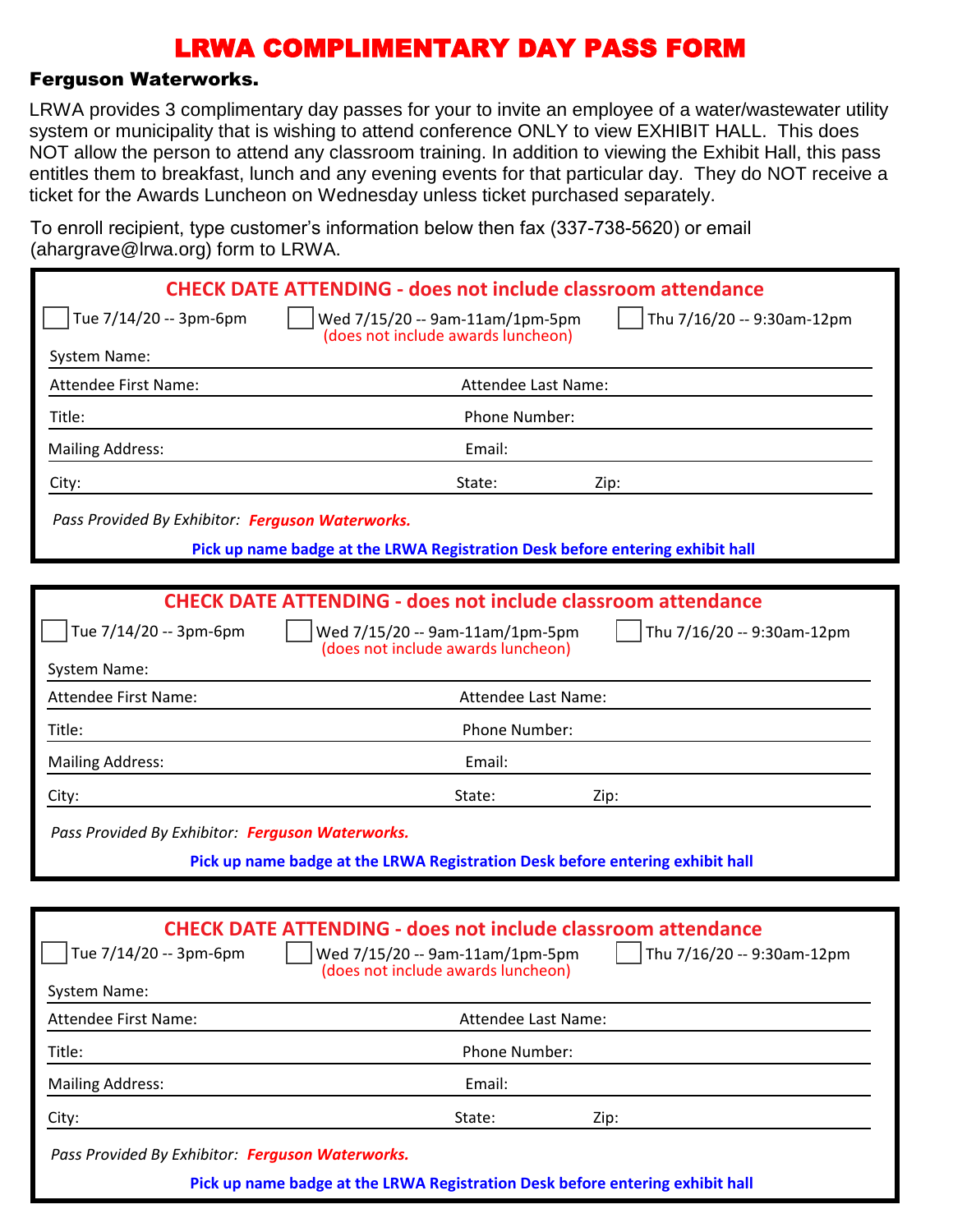# LRWA COMPLIMENTARY DAY PASS FORM

**Ferguson Waterworks.**

LRWA provides 3 complimentary day passes for your to invite an employee of a water/wastewater utility system or municipality that is wishing to attend conference ONLY to view EXHIBIT HALL. This does NOT allow the person to attend any classroom training. In addition to viewing the Exhibit Hall, this pass entitles them to breakfast, lunch and any evening events for that particular day. They do NOT receive a ticket for the Awards Luncheon on Wednesday unless ticket purchased separately.

To enroll recipient, type customer's information below then fax (337-738-5620) or email (ahargrave@lrwa.org) form to LRWA.

---

**CHECK DATE ATTENDING - does not include classroom attendance**

☐ Tue 7/14/20 -- 3pm-6pm ☐ Wed 7/15/20 -- 9am-11am/1pm-5pm (does not include awards luncheon) ☐ Thu 7/16/20 -- 9:30am-12pm

System Name:

Attendee First Name: Attendee Last Name:

Title: Phone Number:

Mailing Address: Email:

City: State: Zip:

*Pass Provided By Exhibitor:* ***Ferguson Waterworks.***

**Pick up name badge at the LRWA Registration Desk before entering exhibit hall**

---

**CHECK DATE ATTENDING - does not include classroom attendance**

☐ Tue 7/14/20 -- 3pm-6pm ☐ Wed 7/15/20 -- 9am-11am/1pm-5pm (does not include awards luncheon) ☐ Thu 7/16/20 -- 9:30am-12pm

System Name:

Attendee First Name: Attendee Last Name:

Title: Phone Number:

Mailing Address: Email:

City: State: Zip:

*Pass Provided By Exhibitor:* ***Ferguson Waterworks.***

**Pick up name badge at the LRWA Registration Desk before entering exhibit hall**

---

**CHECK DATE ATTENDING - does not include classroom attendance**

☐ Tue 7/14/20 -- 3pm-6pm ☐ Wed 7/15/20 -- 9am-11am/1pm-5pm (does not include awards luncheon) ☐ Thu 7/16/20 -- 9:30am-12pm

System Name:

Attendee First Name: Attendee Last Name:

Title: Phone Number:

Mailing Address: Email:

City: State: Zip:

*Pass Provided By Exhibitor:* ***Ferguson Waterworks.***

**Pick up name badge at the LRWA Registration Desk before entering exhibit hall**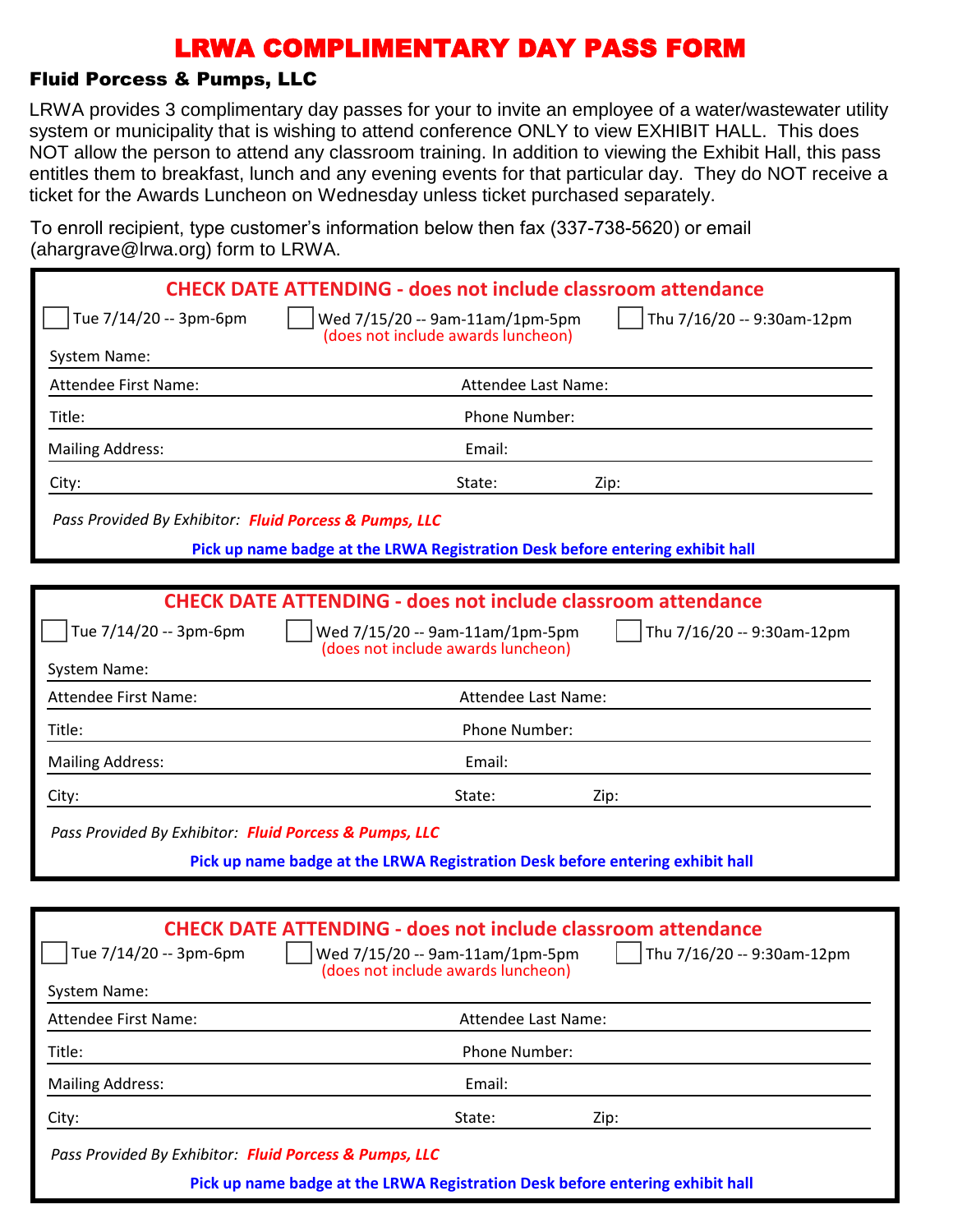# LRWA COMPLIMENTARY DAY PASS FORM

## Fluid Porcess & Pumps, LLC

LRWA provides 3 complimentary day passes for your to invite an employee of a water/wastewater utility system or municipality that is wishing to attend conference ONLY to view EXHIBIT HALL. This does NOT allow the person to attend any classroom training. In addition to viewing the Exhibit Hall, this pass entitles them to breakfast, lunch and any evening events for that particular day. They do NOT receive a ticket for the Awards Luncheon on Wednesday unless ticket purchased separately.

To enroll recipient, type customer's information below then fax (337-738-5620) or email (ahargrave@lrwa.org) form to LRWA.

---

**CHECK DATE ATTENDING - does not include classroom attendance**

☐ Tue 7/14/20 -- 3pm-6pm ☐ Wed 7/15/20 -- 9am-11am/1pm-5pm (does not include awards luncheon) ☐ Thu 7/16/20 -- 9:30am-12pm

System Name:

Attendee First Name: Attendee Last Name:

Title: Phone Number:

Mailing Address: Email:

City: State: Zip:

*Pass Provided By Exhibitor:* ***Fluid Porcess & Pumps, LLC***

**Pick up name badge at the LRWA Registration Desk before entering exhibit hall**

---

**CHECK DATE ATTENDING - does not include classroom attendance**

☐ Tue 7/14/20 -- 3pm-6pm ☐ Wed 7/15/20 -- 9am-11am/1pm-5pm (does not include awards luncheon) ☐ Thu 7/16/20 -- 9:30am-12pm

System Name:

Attendee First Name: Attendee Last Name:

Title: Phone Number:

Mailing Address: Email:

City: State: Zip:

*Pass Provided By Exhibitor:* ***Fluid Porcess & Pumps, LLC***

**Pick up name badge at the LRWA Registration Desk before entering exhibit hall**

---

**CHECK DATE ATTENDING - does not include classroom attendance**

☐ Tue 7/14/20 -- 3pm-6pm ☐ Wed 7/15/20 -- 9am-11am/1pm-5pm (does not include awards luncheon) ☐ Thu 7/16/20 -- 9:30am-12pm

System Name:

Attendee First Name: Attendee Last Name:

Title: Phone Number:

Mailing Address: Email:

City: State: Zip:

*Pass Provided By Exhibitor:* ***Fluid Porcess & Pumps, LLC***

**Pick up name badge at the LRWA Registration Desk before entering exhibit hall**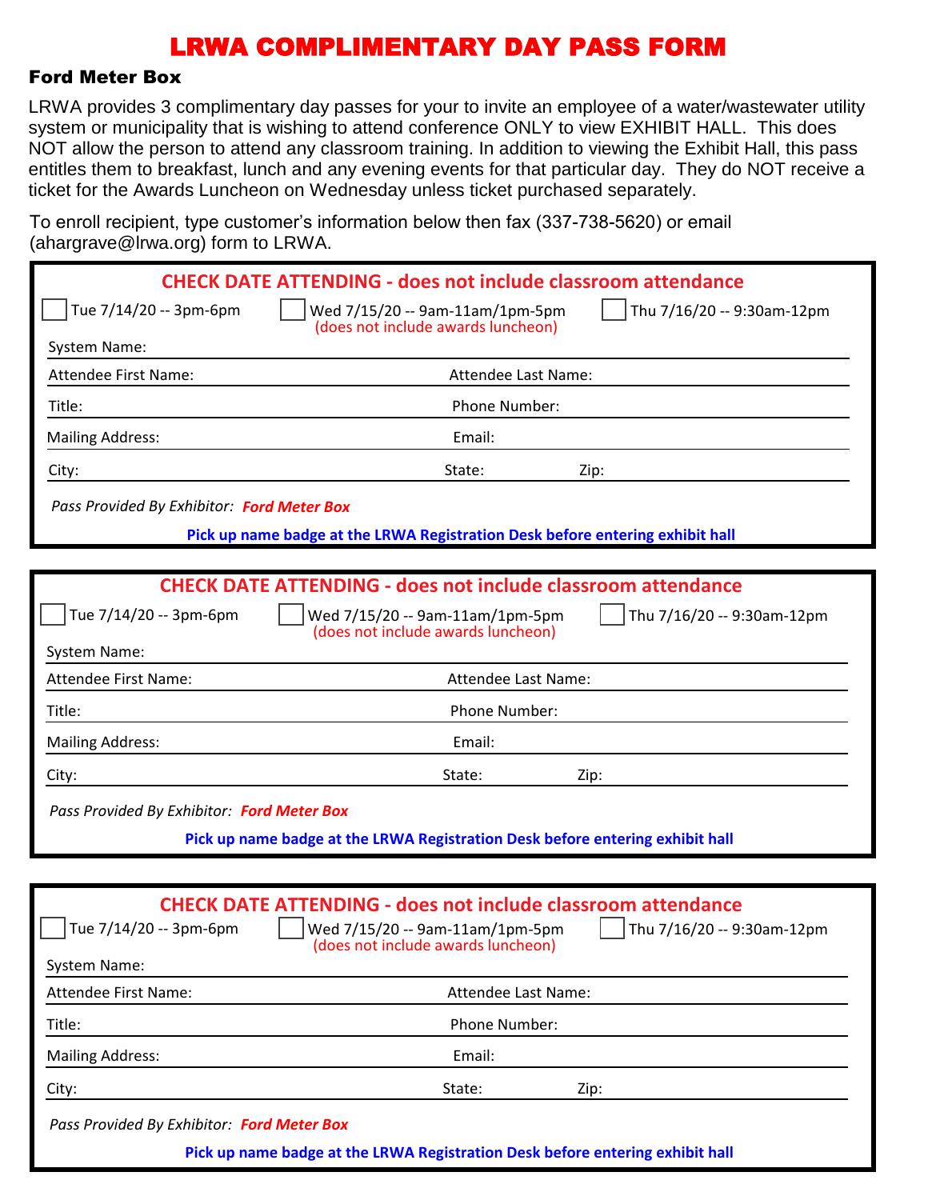# LRWA COMPLIMENTARY DAY PASS FORM

**Ford Meter Box**

LRWA provides 3 complimentary day passes for your to invite an employee of a water/wastewater utility system or municipality that is wishing to attend conference ONLY to view EXHIBIT HALL. This does NOT allow the person to attend any classroom training. In addition to viewing the Exhibit Hall, this pass entitles them to breakfast, lunch and any evening events for that particular day. They do NOT receive a ticket for the Awards Luncheon on Wednesday unless ticket purchased separately.

To enroll recipient, type customer's information below then fax (337-738-5620) or email (ahargrave@lrwa.org) form to LRWA.

---

**CHECK DATE ATTENDING - does not include classroom attendance**

☐ Tue 7/14/20 -- 3pm-6pm ☐ Wed 7/15/20 -- 9am-11am/1pm-5pm (does not include awards luncheon) ☐ Thu 7/16/20 -- 9:30am-12pm

System Name:

Attendee First Name: Attendee Last Name:

Title: Phone Number:

Mailing Address: Email:

City: State: Zip:

*Pass Provided By Exhibitor:* ***Ford Meter Box***

**Pick up name badge at the LRWA Registration Desk before entering exhibit hall**

---

**CHECK DATE ATTENDING - does not include classroom attendance**

☐ Tue 7/14/20 -- 3pm-6pm ☐ Wed 7/15/20 -- 9am-11am/1pm-5pm (does not include awards luncheon) ☐ Thu 7/16/20 -- 9:30am-12pm

System Name:

Attendee First Name: Attendee Last Name:

Title: Phone Number:

Mailing Address: Email:

City: State: Zip:

*Pass Provided By Exhibitor:* ***Ford Meter Box***

**Pick up name badge at the LRWA Registration Desk before entering exhibit hall**

---

**CHECK DATE ATTENDING - does not include classroom attendance**

☐ Tue 7/14/20 -- 3pm-6pm ☐ Wed 7/15/20 -- 9am-11am/1pm-5pm (does not include awards luncheon) ☐ Thu 7/16/20 -- 9:30am-12pm

System Name:

Attendee First Name: Attendee Last Name:

Title: Phone Number:

Mailing Address: Email:

City: State: Zip:

*Pass Provided By Exhibitor:* ***Ford Meter Box***

**Pick up name badge at the LRWA Registration Desk before entering exhibit hall**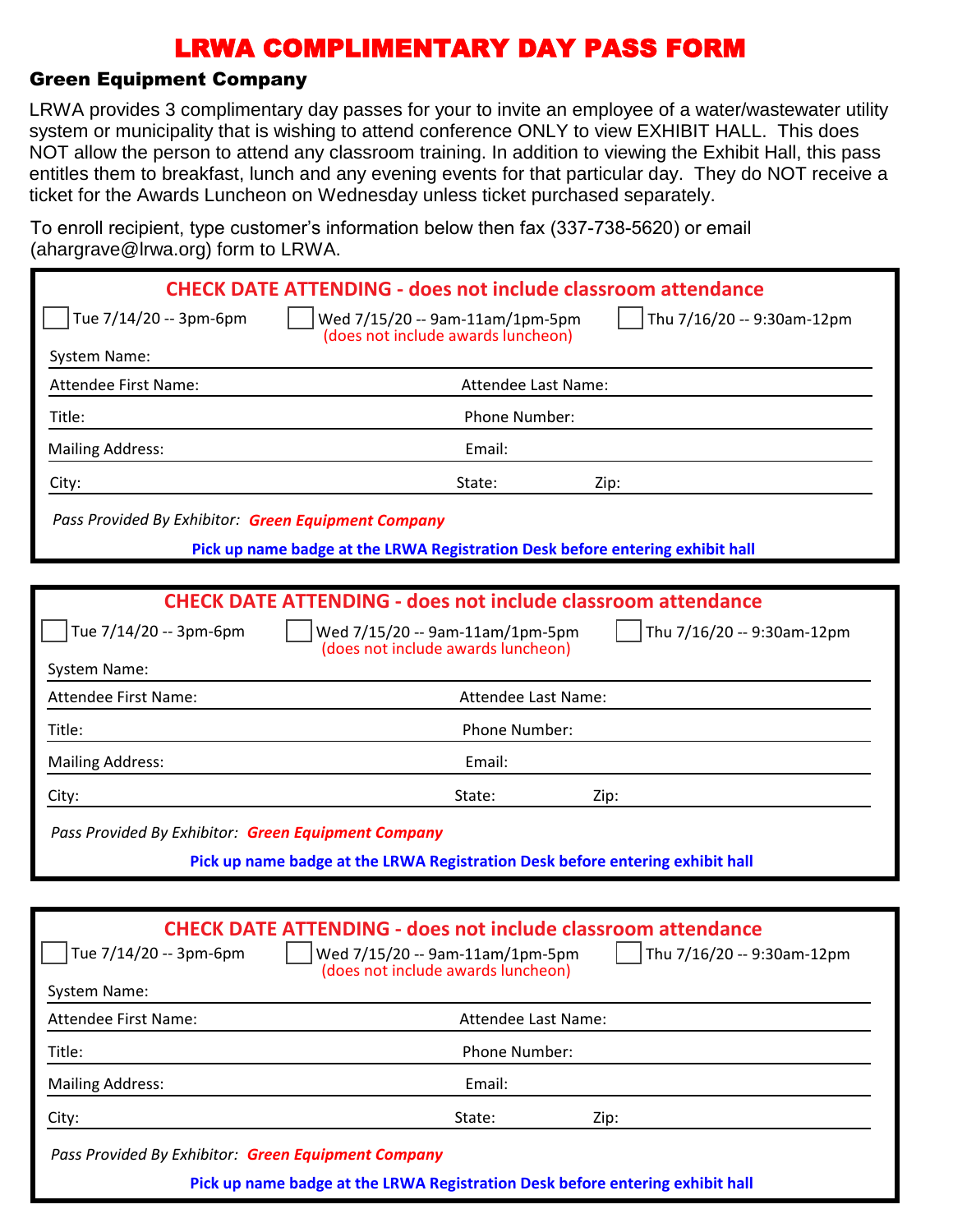# LRWA COMPLIMENTARY DAY PASS FORM

## Green Equipment Company

LRWA provides 3 complimentary day passes for your to invite an employee of a water/wastewater utility system or municipality that is wishing to attend conference ONLY to view EXHIBIT HALL. This does NOT allow the person to attend any classroom training. In addition to viewing the Exhibit Hall, this pass entitles them to breakfast, lunch and any evening events for that particular day. They do NOT receive a ticket for the Awards Luncheon on Wednesday unless ticket purchased separately.

To enroll recipient, type customer's information below then fax (337-738-5620) or email (ahargrave@lrwa.org) form to LRWA.

---

**CHECK DATE ATTENDING - does not include classroom attendance**

- [ ] Tue 7/14/20 -- 3pm-6pm
- [ ] Wed 7/15/20 -- 9am-11am/1pm-5pm (does not include awards luncheon)
- [ ] Thu 7/16/20 -- 9:30am-12pm

System Name:

Attendee First Name: Attendee Last Name:

Title: Phone Number:

Mailing Address: Email:

City: State: Zip:

*Pass Provided By Exhibitor:* ***Green Equipment Company***

**Pick up name badge at the LRWA Registration Desk before entering exhibit hall**

---

**CHECK DATE ATTENDING - does not include classroom attendance**

- [ ] Tue 7/14/20 -- 3pm-6pm
- [ ] Wed 7/15/20 -- 9am-11am/1pm-5pm (does not include awards luncheon)
- [ ] Thu 7/16/20 -- 9:30am-12pm

System Name:

Attendee First Name: Attendee Last Name:

Title: Phone Number:

Mailing Address: Email:

City: State: Zip:

*Pass Provided By Exhibitor:* ***Green Equipment Company***

**Pick up name badge at the LRWA Registration Desk before entering exhibit hall**

---

**CHECK DATE ATTENDING - does not include classroom attendance**

- [ ] Tue 7/14/20 -- 3pm-6pm
- [ ] Wed 7/15/20 -- 9am-11am/1pm-5pm (does not include awards luncheon)
- [ ] Thu 7/16/20 -- 9:30am-12pm

System Name:

Attendee First Name: Attendee Last Name:

Title: Phone Number:

Mailing Address: Email:

City: State: Zip:

*Pass Provided By Exhibitor:* ***Green Equipment Company***

**Pick up name badge at the LRWA Registration Desk before entering exhibit hall**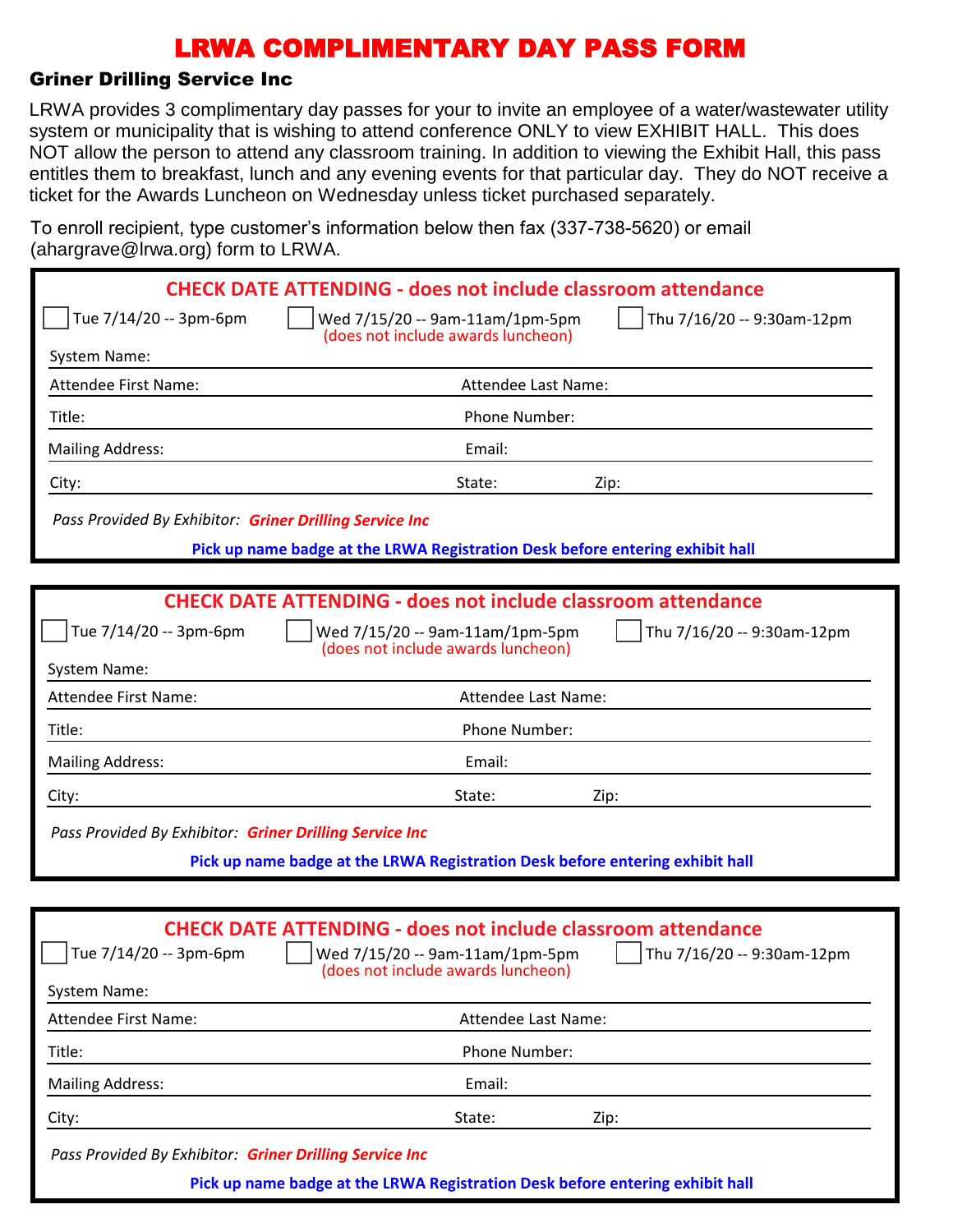# LRWA COMPLIMENTARY DAY PASS FORM

**Griner Drilling Service Inc**

LRWA provides 3 complimentary day passes for your to invite an employee of a water/wastewater utility system or municipality that is wishing to attend conference ONLY to view EXHIBIT HALL. This does NOT allow the person to attend any classroom training. In addition to viewing the Exhibit Hall, this pass entitles them to breakfast, lunch and any evening events for that particular day. They do NOT receive a ticket for the Awards Luncheon on Wednesday unless ticket purchased separately.

To enroll recipient, type customer's information below then fax (337-738-5620) or email (ahargrave@lrwa.org) form to LRWA.

---

**CHECK DATE ATTENDING - does not include classroom attendance**

- [ ] Tue 7/14/20 -- 3pm-6pm
- [ ] Wed 7/15/20 -- 9am-11am/1pm-5pm (does not include awards luncheon)
- [ ] Thu 7/16/20 -- 9:30am-12pm

System Name:

Attendee First Name: Attendee Last Name:

Title: Phone Number:

Mailing Address: Email:

City: State: Zip:

*Pass Provided By Exhibitor:* ***Griner Drilling Service Inc***

**Pick up name badge at the LRWA Registration Desk before entering exhibit hall**

---

**CHECK DATE ATTENDING - does not include classroom attendance**

- [ ] Tue 7/14/20 -- 3pm-6pm
- [ ] Wed 7/15/20 -- 9am-11am/1pm-5pm (does not include awards luncheon)
- [ ] Thu 7/16/20 -- 9:30am-12pm

System Name:

Attendee First Name: Attendee Last Name:

Title: Phone Number:

Mailing Address: Email:

City: State: Zip:

*Pass Provided By Exhibitor:* ***Griner Drilling Service Inc***

**Pick up name badge at the LRWA Registration Desk before entering exhibit hall**

---

**CHECK DATE ATTENDING - does not include classroom attendance**

- [ ] Tue 7/14/20 -- 3pm-6pm
- [ ] Wed 7/15/20 -- 9am-11am/1pm-5pm (does not include awards luncheon)
- [ ] Thu 7/16/20 -- 9:30am-12pm

System Name:

Attendee First Name: Attendee Last Name:

Title: Phone Number:

Mailing Address: Email:

City: State: Zip:

*Pass Provided By Exhibitor:* ***Griner Drilling Service Inc***

**Pick up name badge at the LRWA Registration Desk before entering exhibit hall**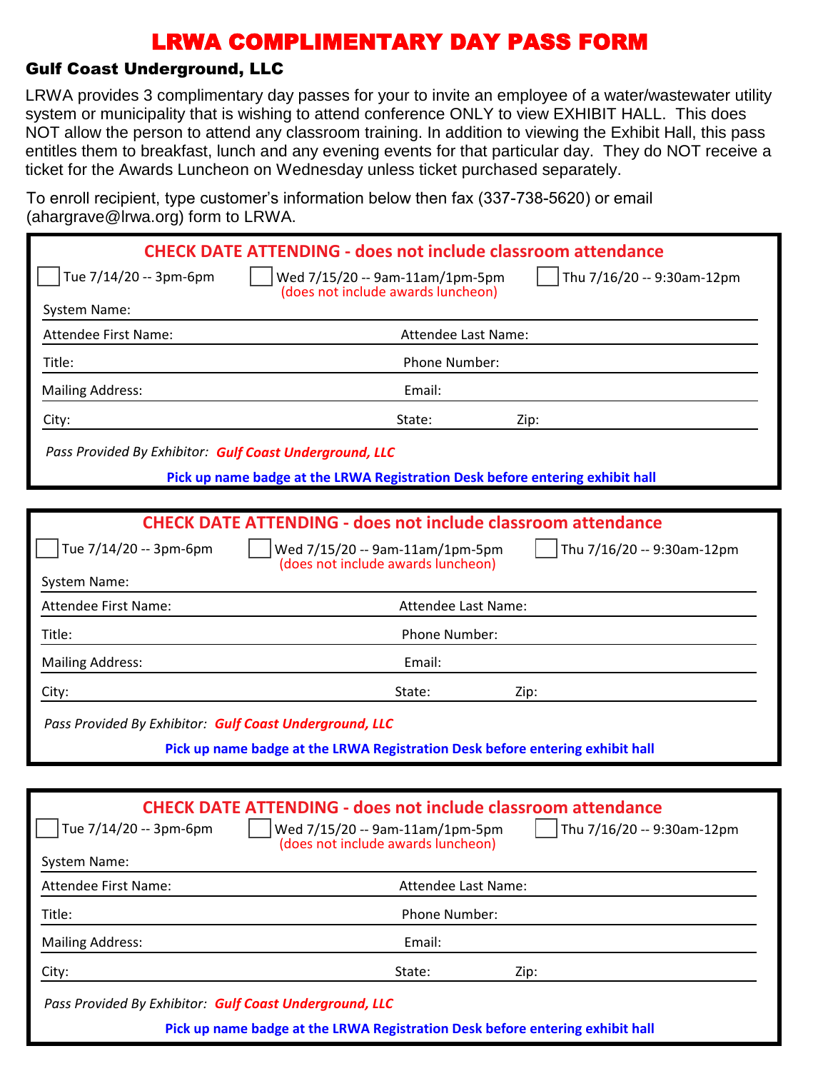# LRWA COMPLIMENTARY DAY PASS FORM

## Gulf Coast Underground, LLC

LRWA provides 3 complimentary day passes for your to invite an employee of a water/wastewater utility system or municipality that is wishing to attend conference ONLY to view EXHIBIT HALL. This does NOT allow the person to attend any classroom training. In addition to viewing the Exhibit Hall, this pass entitles them to breakfast, lunch and any evening events for that particular day. They do NOT receive a ticket for the Awards Luncheon on Wednesday unless ticket purchased separately.

To enroll recipient, type customer's information below then fax (337-738-5620) or email (ahargrave@lrwa.org) form to LRWA.

---

**CHECK DATE ATTENDING - does not include classroom attendance**

☐ Tue 7/14/20 -- 3pm-6pm ☐ Wed 7/15/20 -- 9am-11am/1pm-5pm (does not include awards luncheon) ☐ Thu 7/16/20 -- 9:30am-12pm

System Name:

Attendee First Name: Attendee Last Name:

Title: Phone Number:

Mailing Address: Email:

City: State: Zip:

*Pass Provided By Exhibitor:* ***Gulf Coast Underground, LLC***

**Pick up name badge at the LRWA Registration Desk before entering exhibit hall**

---

**CHECK DATE ATTENDING - does not include classroom attendance**

☐ Tue 7/14/20 -- 3pm-6pm ☐ Wed 7/15/20 -- 9am-11am/1pm-5pm (does not include awards luncheon) ☐ Thu 7/16/20 -- 9:30am-12pm

System Name:

Attendee First Name: Attendee Last Name:

Title: Phone Number:

Mailing Address: Email:

City: State: Zip:

*Pass Provided By Exhibitor:* ***Gulf Coast Underground, LLC***

**Pick up name badge at the LRWA Registration Desk before entering exhibit hall**

---

**CHECK DATE ATTENDING - does not include classroom attendance**

☐ Tue 7/14/20 -- 3pm-6pm ☐ Wed 7/15/20 -- 9am-11am/1pm-5pm (does not include awards luncheon) ☐ Thu 7/16/20 -- 9:30am-12pm

System Name:

Attendee First Name: Attendee Last Name:

Title: Phone Number:

Mailing Address: Email:

City: State: Zip:

*Pass Provided By Exhibitor:* ***Gulf Coast Underground, LLC***

**Pick up name badge at the LRWA Registration Desk before entering exhibit hall**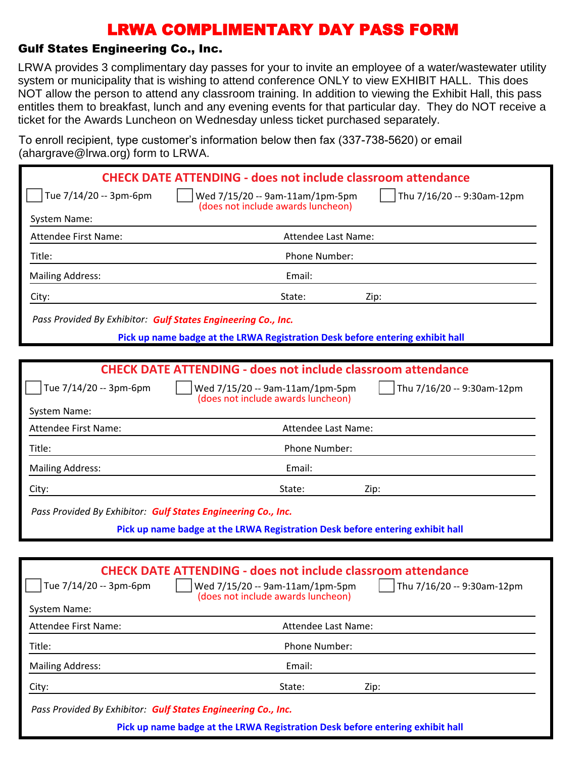# LRWA COMPLIMENTARY DAY PASS FORM

## Gulf States Engineering Co., Inc.

LRWA provides 3 complimentary day passes for your to invite an employee of a water/wastewater utility system or municipality that is wishing to attend conference ONLY to view EXHIBIT HALL. This does NOT allow the person to attend any classroom training. In addition to viewing the Exhibit Hall, this pass entitles them to breakfast, lunch and any evening events for that particular day. They do NOT receive a ticket for the Awards Luncheon on Wednesday unless ticket purchased separately.

To enroll recipient, type customer's information below then fax (337-738-5620) or email (ahargrave@lrwa.org) form to LRWA.

---

**CHECK DATE ATTENDING - does not include classroom attendance**

☐ Tue 7/14/20 -- 3pm-6pm ☐ Wed 7/15/20 -- 9am-11am/1pm-5pm (does not include awards luncheon) ☐ Thu 7/16/20 -- 9:30am-12pm

System Name:

Attendee First Name: Attendee Last Name:

Title: Phone Number:

Mailing Address: Email:

City: State: Zip:

*Pass Provided By Exhibitor:* ***Gulf States Engineering Co., Inc.***

**Pick up name badge at the LRWA Registration Desk before entering exhibit hall**

---

**CHECK DATE ATTENDING - does not include classroom attendance**

☐ Tue 7/14/20 -- 3pm-6pm ☐ Wed 7/15/20 -- 9am-11am/1pm-5pm (does not include awards luncheon) ☐ Thu 7/16/20 -- 9:30am-12pm

System Name:

Attendee First Name: Attendee Last Name:

Title: Phone Number:

Mailing Address: Email:

City: State: Zip:

*Pass Provided By Exhibitor:* ***Gulf States Engineering Co., Inc.***

**Pick up name badge at the LRWA Registration Desk before entering exhibit hall**

---

**CHECK DATE ATTENDING - does not include classroom attendance**

☐ Tue 7/14/20 -- 3pm-6pm ☐ Wed 7/15/20 -- 9am-11am/1pm-5pm (does not include awards luncheon) ☐ Thu 7/16/20 -- 9:30am-12pm

System Name:

Attendee First Name: Attendee Last Name:

Title: Phone Number:

Mailing Address: Email:

City: State: Zip:

*Pass Provided By Exhibitor:* ***Gulf States Engineering Co., Inc.***

**Pick up name badge at the LRWA Registration Desk before entering exhibit hall**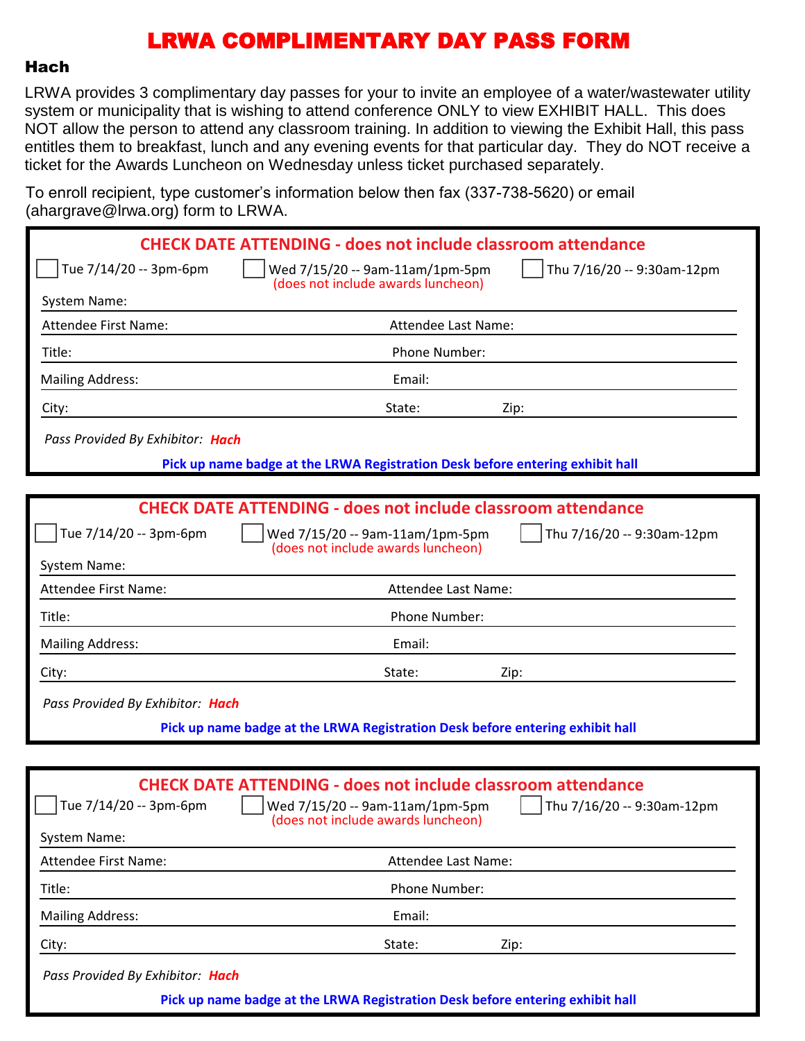# LRWA COMPLIMENTARY DAY PASS FORM

## Hach

LRWA provides 3 complimentary day passes for your to invite an employee of a water/wastewater utility system or municipality that is wishing to attend conference ONLY to view EXHIBIT HALL. This does NOT allow the person to attend any classroom training. In addition to viewing the Exhibit Hall, this pass entitles them to breakfast, lunch and any evening events for that particular day. They do NOT receive a ticket for the Awards Luncheon on Wednesday unless ticket purchased separately.

To enroll recipient, type customer's information below then fax (337-738-5620) or email (ahargrave@lrwa.org) form to LRWA.

---

**CHECK DATE ATTENDING - does not include classroom attendance**

☐ Tue 7/14/20 -- 3pm-6pm ☐ Wed 7/15/20 -- 9am-11am/1pm-5pm (does not include awards luncheon) ☐ Thu 7/16/20 -- 9:30am-12pm

System Name:

Attendee First Name: Attendee Last Name:

Title: Phone Number:

Mailing Address: Email:

City: State: Zip:

*Pass Provided By Exhibitor:* ***Hach***

**Pick up name badge at the LRWA Registration Desk before entering exhibit hall**

---

**CHECK DATE ATTENDING - does not include classroom attendance**

☐ Tue 7/14/20 -- 3pm-6pm ☐ Wed 7/15/20 -- 9am-11am/1pm-5pm (does not include awards luncheon) ☐ Thu 7/16/20 -- 9:30am-12pm

System Name:

Attendee First Name: Attendee Last Name:

Title: Phone Number:

Mailing Address: Email:

City: State: Zip:

*Pass Provided By Exhibitor:* ***Hach***

**Pick up name badge at the LRWA Registration Desk before entering exhibit hall**

---

**CHECK DATE ATTENDING - does not include classroom attendance**

☐ Tue 7/14/20 -- 3pm-6pm ☐ Wed 7/15/20 -- 9am-11am/1pm-5pm (does not include awards luncheon) ☐ Thu 7/16/20 -- 9:30am-12pm

System Name:

Attendee First Name: Attendee Last Name:

Title: Phone Number:

Mailing Address: Email:

City: State: Zip:

*Pass Provided By Exhibitor:* ***Hach***

**Pick up name badge at the LRWA Registration Desk before entering exhibit hall**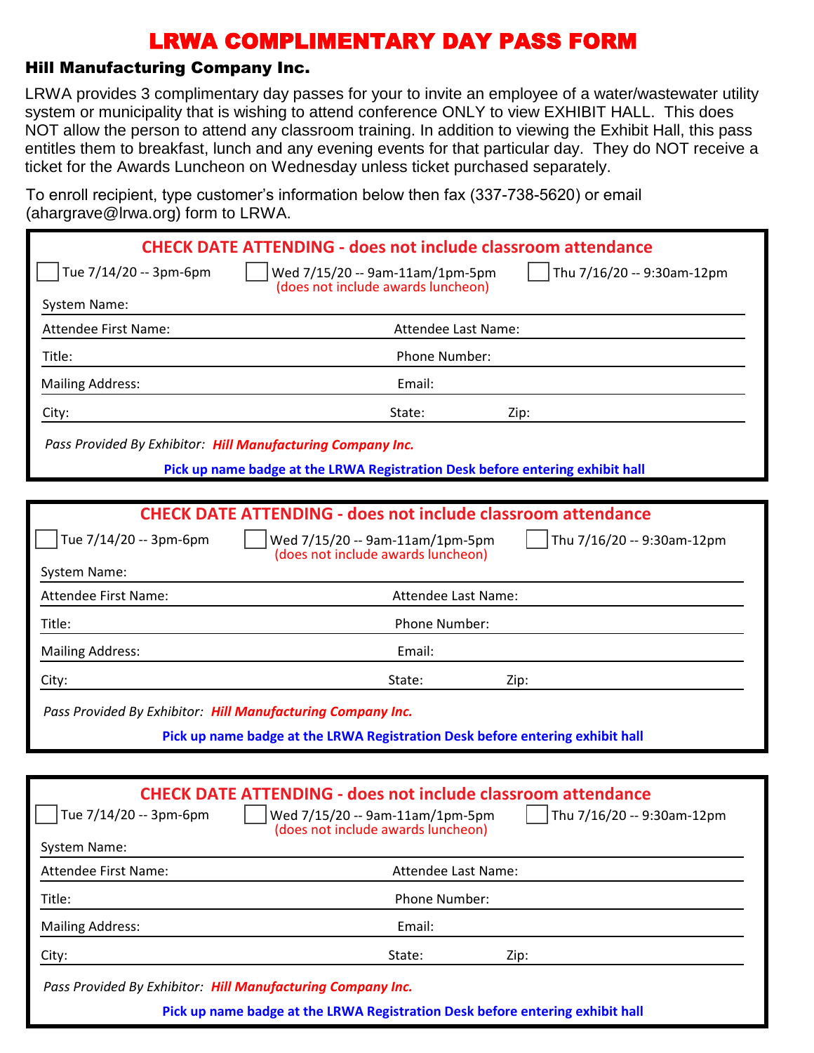# LRWA COMPLIMENTARY DAY PASS FORM

### Hill Manufacturing Company Inc.

LRWA provides 3 complimentary day passes for your to invite an employee of a water/wastewater utility system or municipality that is wishing to attend conference ONLY to view EXHIBIT HALL. This does NOT allow the person to attend any classroom training. In addition to viewing the Exhibit Hall, this pass entitles them to breakfast, lunch and any evening events for that particular day. They do NOT receive a ticket for the Awards Luncheon on Wednesday unless ticket purchased separately.

To enroll recipient, type customer's information below then fax (337-738-5620) or email (ahargrave@lrwa.org) form to LRWA.

---

**CHECK DATE ATTENDING - does not include classroom attendance**

☐ Tue 7/14/20 -- 3pm-6pm ☐ Wed 7/15/20 -- 9am-11am/1pm-5pm (does not include awards luncheon) ☐ Thu 7/16/20 -- 9:30am-12pm

System Name:

Attendee First Name: Attendee Last Name:

Title: Phone Number:

Mailing Address: Email:

City: State: Zip:

*Pass Provided By Exhibitor:* ***Hill Manufacturing Company Inc.***

**Pick up name badge at the LRWA Registration Desk before entering exhibit hall**

---

**CHECK DATE ATTENDING - does not include classroom attendance**

☐ Tue 7/14/20 -- 3pm-6pm ☐ Wed 7/15/20 -- 9am-11am/1pm-5pm (does not include awards luncheon) ☐ Thu 7/16/20 -- 9:30am-12pm

System Name:

Attendee First Name: Attendee Last Name:

Title: Phone Number:

Mailing Address: Email:

City: State: Zip:

*Pass Provided By Exhibitor:* ***Hill Manufacturing Company Inc.***

**Pick up name badge at the LRWA Registration Desk before entering exhibit hall**

---

**CHECK DATE ATTENDING - does not include classroom attendance**

☐ Tue 7/14/20 -- 3pm-6pm ☐ Wed 7/15/20 -- 9am-11am/1pm-5pm (does not include awards luncheon) ☐ Thu 7/16/20 -- 9:30am-12pm

System Name:

Attendee First Name: Attendee Last Name:

Title: Phone Number:

Mailing Address: Email:

City: State: Zip:

*Pass Provided By Exhibitor:* ***Hill Manufacturing Company Inc.***

**Pick up name badge at the LRWA Registration Desk before entering exhibit hall**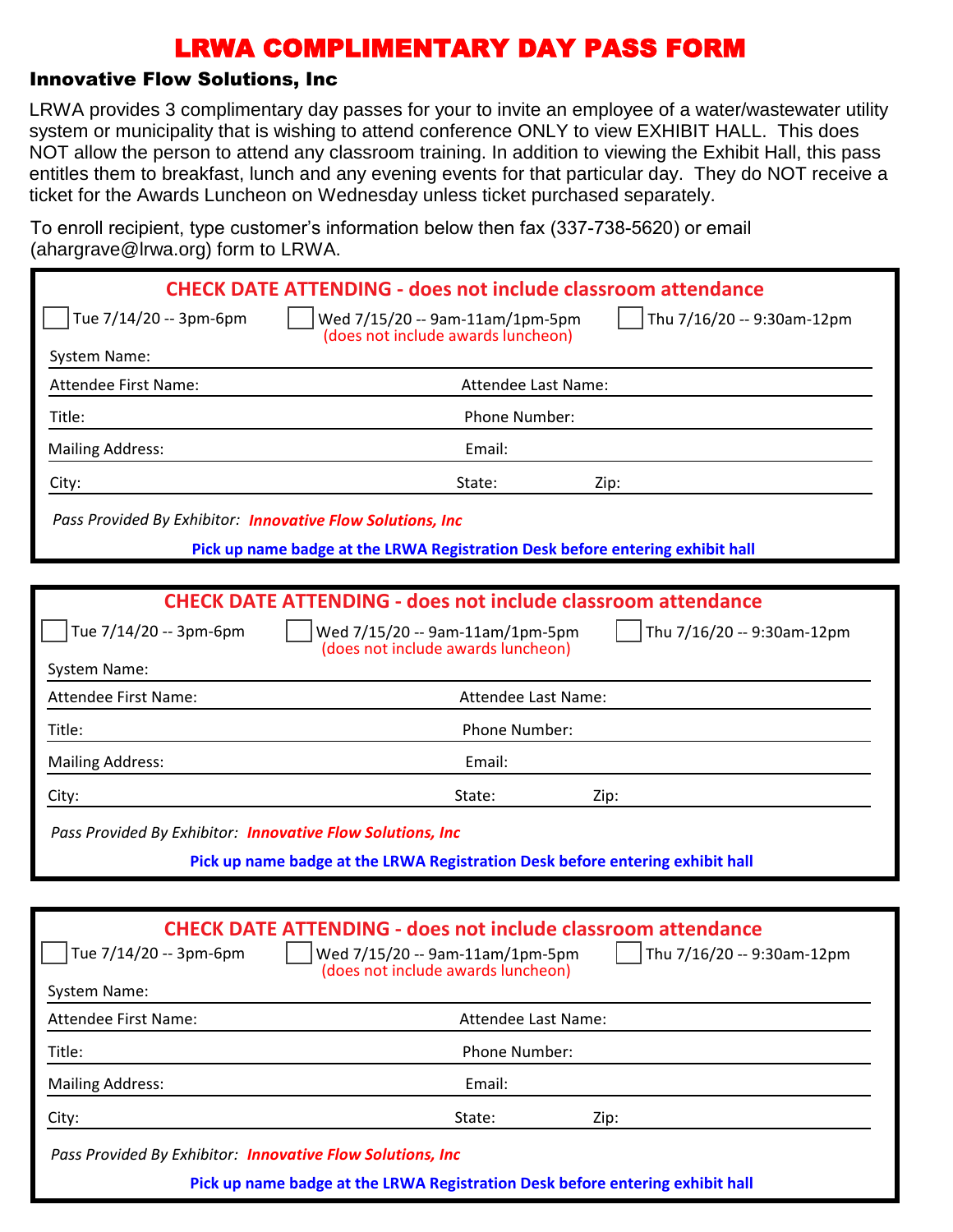# LRWA COMPLIMENTARY DAY PASS FORM

## Innovative Flow Solutions, Inc

LRWA provides 3 complimentary day passes for your to invite an employee of a water/wastewater utility system or municipality that is wishing to attend conference ONLY to view EXHIBIT HALL. This does NOT allow the person to attend any classroom training. In addition to viewing the Exhibit Hall, this pass entitles them to breakfast, lunch and any evening events for that particular day. They do NOT receive a ticket for the Awards Luncheon on Wednesday unless ticket purchased separately.

To enroll recipient, type customer's information below then fax (337-738-5620) or email (ahargrave@lrwa.org) form to LRWA.

---

**CHECK DATE ATTENDING - does not include classroom attendance**

☐ Tue 7/14/20 -- 3pm-6pm ☐ Wed 7/15/20 -- 9am-11am/1pm-5pm (does not include awards luncheon) ☐ Thu 7/16/20 -- 9:30am-12pm

System Name:

Attendee First Name: Attendee Last Name:

Title: Phone Number:

Mailing Address: Email:

City: State: Zip:

*Pass Provided By Exhibitor:* ***Innovative Flow Solutions, Inc***

**Pick up name badge at the LRWA Registration Desk before entering exhibit hall**

---

**CHECK DATE ATTENDING - does not include classroom attendance**

☐ Tue 7/14/20 -- 3pm-6pm ☐ Wed 7/15/20 -- 9am-11am/1pm-5pm (does not include awards luncheon) ☐ Thu 7/16/20 -- 9:30am-12pm

System Name:

Attendee First Name: Attendee Last Name:

Title: Phone Number:

Mailing Address: Email:

City: State: Zip:

*Pass Provided By Exhibitor:* ***Innovative Flow Solutions, Inc***

**Pick up name badge at the LRWA Registration Desk before entering exhibit hall**

---

**CHECK DATE ATTENDING - does not include classroom attendance**

☐ Tue 7/14/20 -- 3pm-6pm ☐ Wed 7/15/20 -- 9am-11am/1pm-5pm (does not include awards luncheon) ☐ Thu 7/16/20 -- 9:30am-12pm

System Name:

Attendee First Name: Attendee Last Name:

Title: Phone Number:

Mailing Address: Email:

City: State: Zip:

*Pass Provided By Exhibitor:* ***Innovative Flow Solutions, Inc***

**Pick up name badge at the LRWA Registration Desk before entering exhibit hall**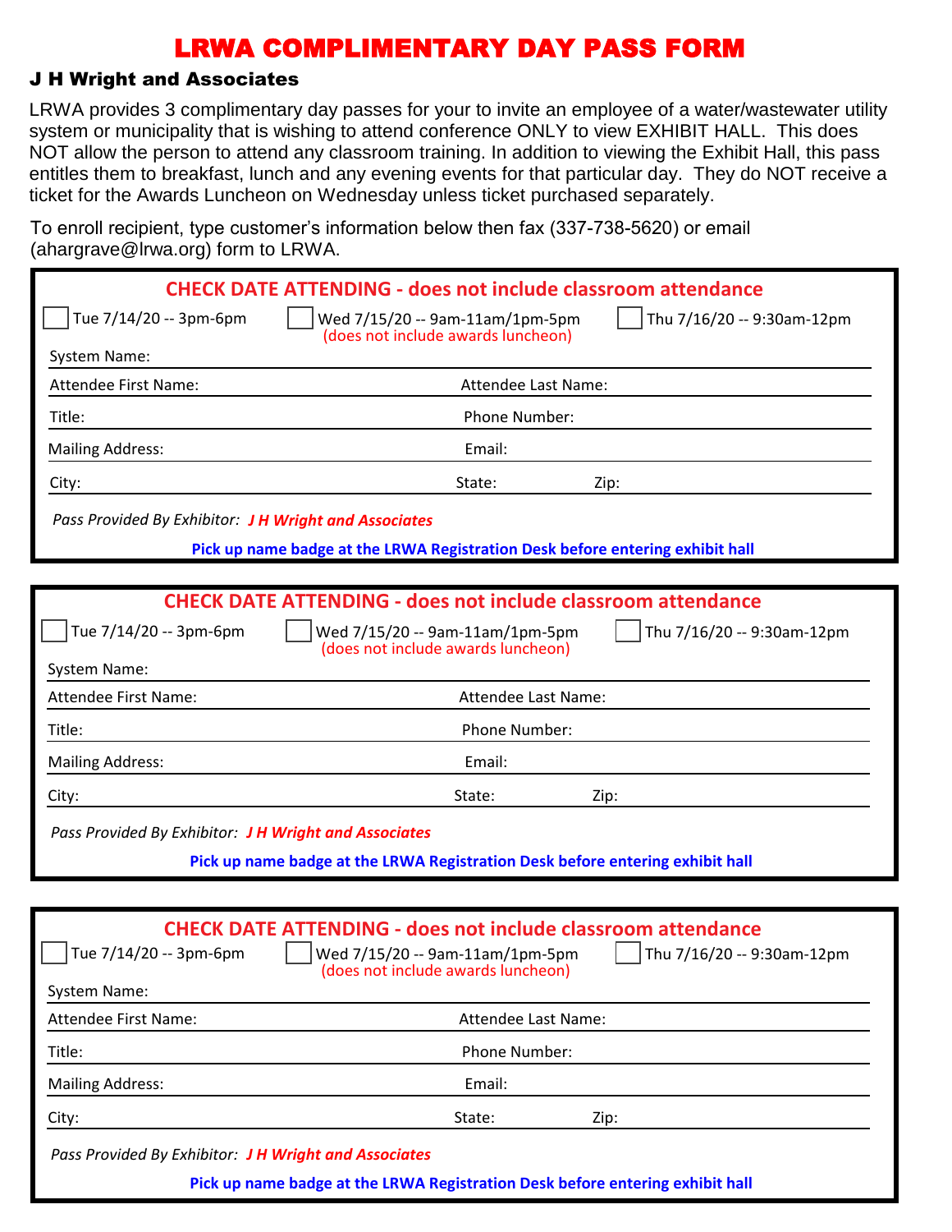# LRWA COMPLIMENTARY DAY PASS FORM

## J H Wright and Associates

LRWA provides 3 complimentary day passes for your to invite an employee of a water/wastewater utility system or municipality that is wishing to attend conference ONLY to view EXHIBIT HALL. This does NOT allow the person to attend any classroom training. In addition to viewing the Exhibit Hall, this pass entitles them to breakfast, lunch and any evening events for that particular day. They do NOT receive a ticket for the Awards Luncheon on Wednesday unless ticket purchased separately.

To enroll recipient, type customer's information below then fax (337-738-5620) or email (ahargrave@lrwa.org) form to LRWA.

---

**CHECK DATE ATTENDING - does not include classroom attendance**

- ☐ Tue 7/14/20 -- 3pm-6pm
- ☐ Wed 7/15/20 -- 9am-11am/1pm-5pm (does not include awards luncheon)
- ☐ Thu 7/16/20 -- 9:30am-12pm

System Name:

Attendee First Name: Attendee Last Name:

Title: Phone Number:

Mailing Address: Email:

City: State: Zip:

*Pass Provided By Exhibitor:* ***J H Wright and Associates***

**Pick up name badge at the LRWA Registration Desk before entering exhibit hall**

---

**CHECK DATE ATTENDING - does not include classroom attendance**

- ☐ Tue 7/14/20 -- 3pm-6pm
- ☐ Wed 7/15/20 -- 9am-11am/1pm-5pm (does not include awards luncheon)
- ☐ Thu 7/16/20 -- 9:30am-12pm

System Name:

Attendee First Name: Attendee Last Name:

Title: Phone Number:

Mailing Address: Email:

City: State: Zip:

*Pass Provided By Exhibitor:* ***J H Wright and Associates***

**Pick up name badge at the LRWA Registration Desk before entering exhibit hall**

---

**CHECK DATE ATTENDING - does not include classroom attendance**

- ☐ Tue 7/14/20 -- 3pm-6pm
- ☐ Wed 7/15/20 -- 9am-11am/1pm-5pm (does not include awards luncheon)
- ☐ Thu 7/16/20 -- 9:30am-12pm

System Name:

Attendee First Name: Attendee Last Name:

Title: Phone Number:

Mailing Address: Email:

City: State: Zip:

*Pass Provided By Exhibitor:* ***J H Wright and Associates***

**Pick up name badge at the LRWA Registration Desk before entering exhibit hall**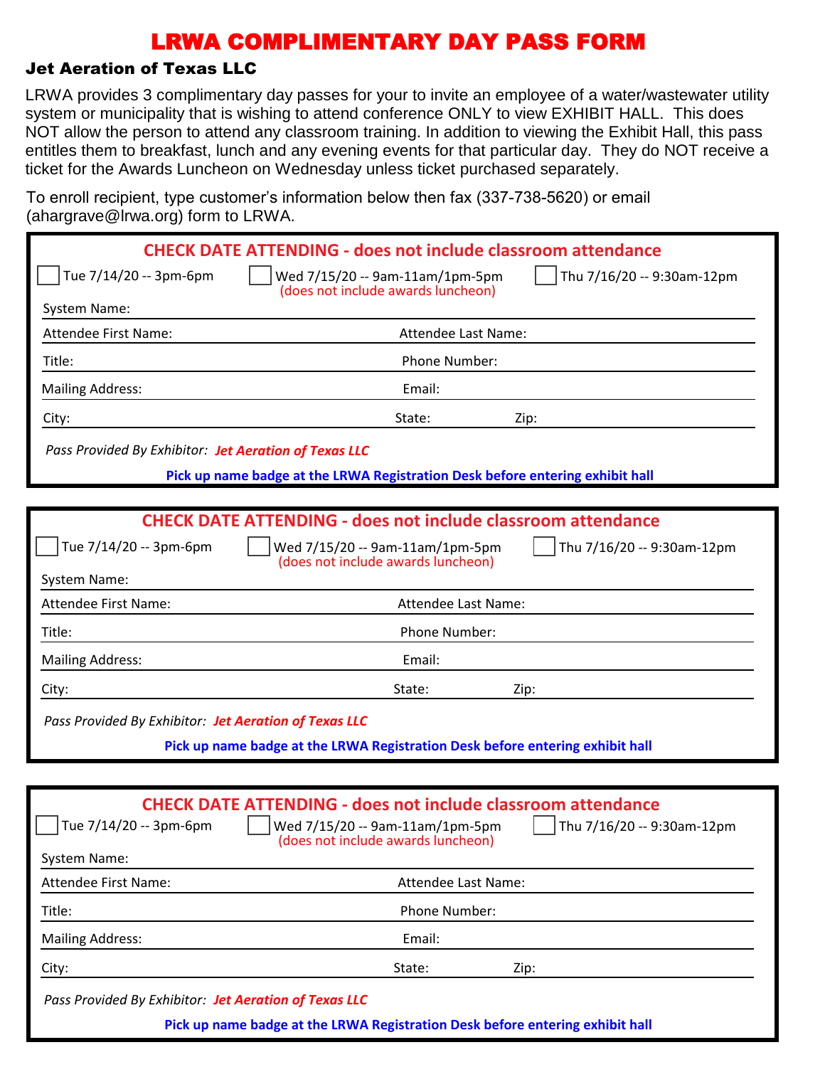# LRWA COMPLIMENTARY DAY PASS FORM

### Jet Aeration of Texas LLC

LRWA provides 3 complimentary day passes for your to invite an employee of a water/wastewater utility system or municipality that is wishing to attend conference ONLY to view EXHIBIT HALL. This does NOT allow the person to attend any classroom training. In addition to viewing the Exhibit Hall, this pass entitles them to breakfast, lunch and any evening events for that particular day. They do NOT receive a ticket for the Awards Luncheon on Wednesday unless ticket purchased separately.

To enroll recipient, type customer's information below then fax (337-738-5620) or email (ahargrave@lrwa.org) form to LRWA.

---

**CHECK DATE ATTENDING - does not include classroom attendance**

☐ Tue 7/14/20 -- 3pm-6pm ☐ Wed 7/15/20 -- 9am-11am/1pm-5pm (does not include awards luncheon) ☐ Thu 7/16/20 -- 9:30am-12pm

System Name:

Attendee First Name: Attendee Last Name:

Title: Phone Number:

Mailing Address: Email:

City: State: Zip:

*Pass Provided By Exhibitor:* ***Jet Aeration of Texas LLC***

**Pick up name badge at the LRWA Registration Desk before entering exhibit hall**

---

**CHECK DATE ATTENDING - does not include classroom attendance**

☐ Tue 7/14/20 -- 3pm-6pm ☐ Wed 7/15/20 -- 9am-11am/1pm-5pm (does not include awards luncheon) ☐ Thu 7/16/20 -- 9:30am-12pm

System Name:

Attendee First Name: Attendee Last Name:

Title: Phone Number:

Mailing Address: Email:

City: State: Zip:

*Pass Provided By Exhibitor:* ***Jet Aeration of Texas LLC***

**Pick up name badge at the LRWA Registration Desk before entering exhibit hall**

---

**CHECK DATE ATTENDING - does not include classroom attendance**

☐ Tue 7/14/20 -- 3pm-6pm ☐ Wed 7/15/20 -- 9am-11am/1pm-5pm (does not include awards luncheon) ☐ Thu 7/16/20 -- 9:30am-12pm

System Name:

Attendee First Name: Attendee Last Name:

Title: Phone Number:

Mailing Address: Email:

City: State: Zip:

*Pass Provided By Exhibitor:* ***Jet Aeration of Texas LLC***

**Pick up name badge at the LRWA Registration Desk before entering exhibit hall**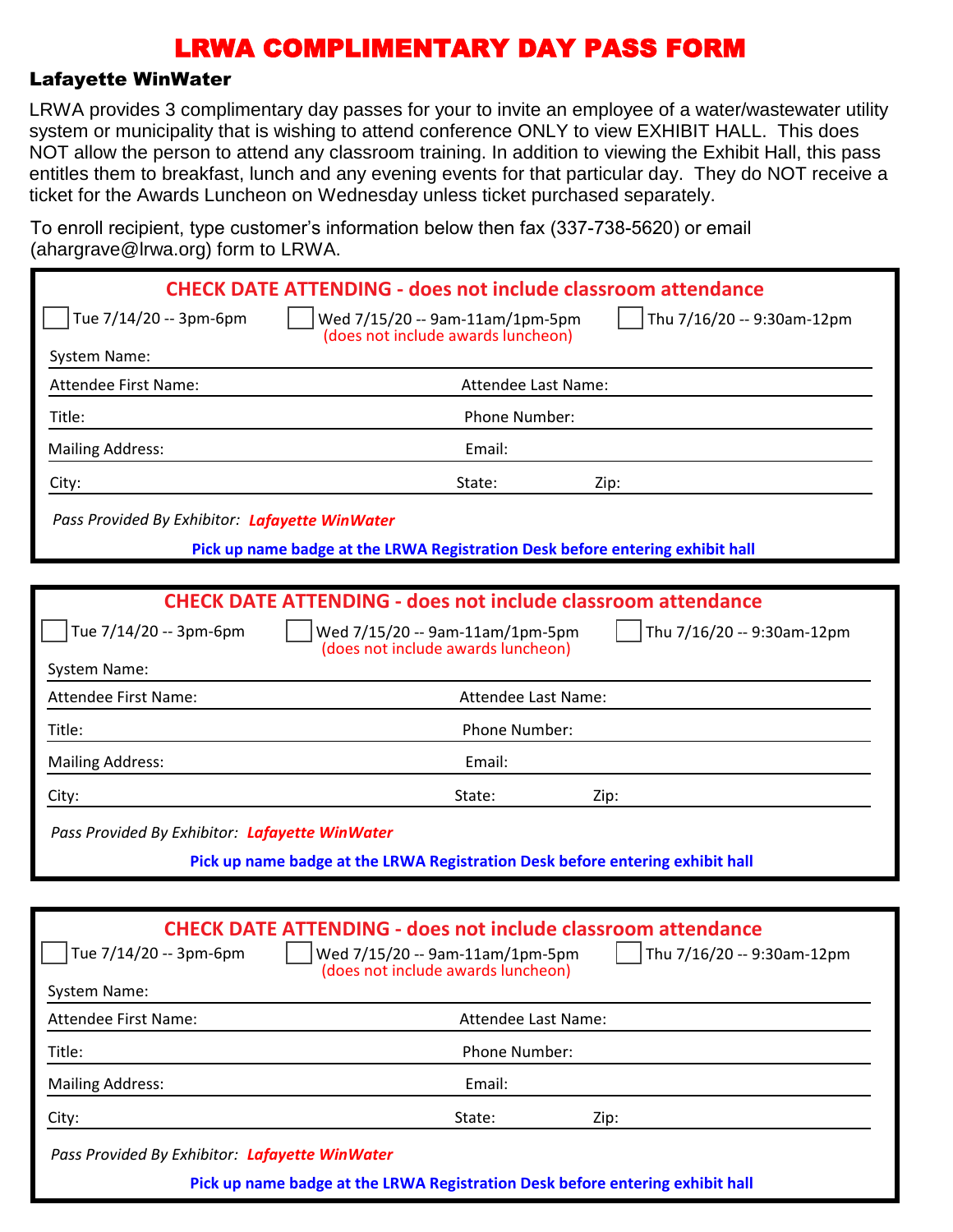# LRWA COMPLIMENTARY DAY PASS FORM

## Lafayette WinWater

LRWA provides 3 complimentary day passes for your to invite an employee of a water/wastewater utility system or municipality that is wishing to attend conference ONLY to view EXHIBIT HALL. This does NOT allow the person to attend any classroom training. In addition to viewing the Exhibit Hall, this pass entitles them to breakfast, lunch and any evening events for that particular day. They do NOT receive a ticket for the Awards Luncheon on Wednesday unless ticket purchased separately.

To enroll recipient, type customer's information below then fax (337-738-5620) or email (ahargrave@lrwa.org) form to LRWA.

---

**CHECK DATE ATTENDING - does not include classroom attendance**

☐ Tue 7/14/20 -- 3pm-6pm ☐ Wed 7/15/20 -- 9am-11am/1pm-5pm (does not include awards luncheon) ☐ Thu 7/16/20 -- 9:30am-12pm

System Name:

Attendee First Name: Attendee Last Name:

Title: Phone Number:

Mailing Address: Email:

City: State: Zip:

*Pass Provided By Exhibitor:* ***Lafayette WinWater***

**Pick up name badge at the LRWA Registration Desk before entering exhibit hall**

---

**CHECK DATE ATTENDING - does not include classroom attendance**

☐ Tue 7/14/20 -- 3pm-6pm ☐ Wed 7/15/20 -- 9am-11am/1pm-5pm (does not include awards luncheon) ☐ Thu 7/16/20 -- 9:30am-12pm

System Name:

Attendee First Name: Attendee Last Name:

Title: Phone Number:

Mailing Address: Email:

City: State: Zip:

*Pass Provided By Exhibitor:* ***Lafayette WinWater***

**Pick up name badge at the LRWA Registration Desk before entering exhibit hall**

---

**CHECK DATE ATTENDING - does not include classroom attendance**

☐ Tue 7/14/20 -- 3pm-6pm ☐ Wed 7/15/20 -- 9am-11am/1pm-5pm (does not include awards luncheon) ☐ Thu 7/16/20 -- 9:30am-12pm

System Name:

Attendee First Name: Attendee Last Name:

Title: Phone Number:

Mailing Address: Email:

City: State: Zip:

*Pass Provided By Exhibitor:* ***Lafayette WinWater***

**Pick up name badge at the LRWA Registration Desk before entering exhibit hall**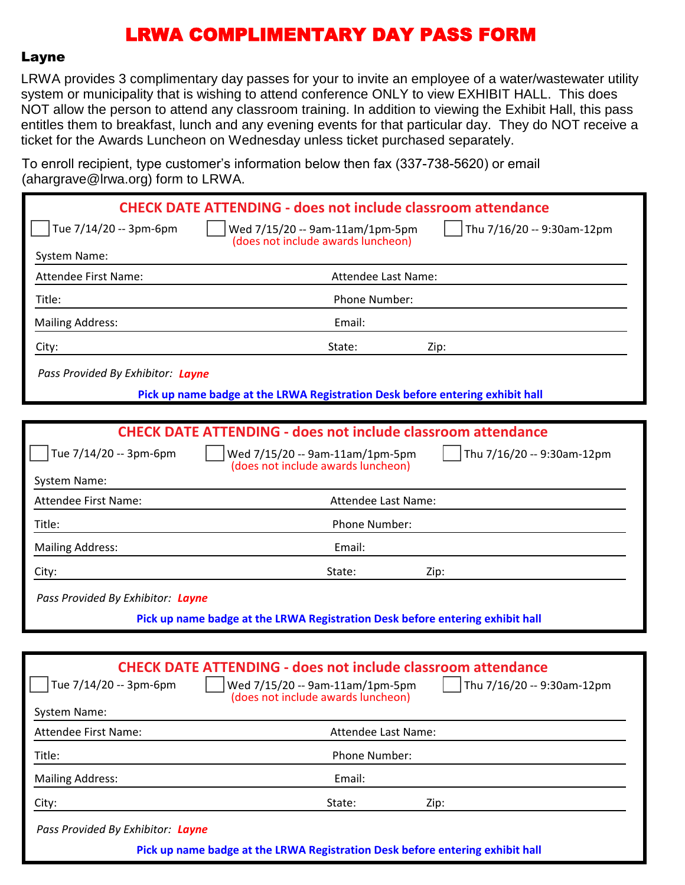# LRWA COMPLIMENTARY DAY PASS FORM

## Layne

LRWA provides 3 complimentary day passes for your to invite an employee of a water/wastewater utility system or municipality that is wishing to attend conference ONLY to view EXHIBIT HALL. This does NOT allow the person to attend any classroom training. In addition to viewing the Exhibit Hall, this pass entitles them to breakfast, lunch and any evening events for that particular day. They do NOT receive a ticket for the Awards Luncheon on Wednesday unless ticket purchased separately.

To enroll recipient, type customer's information below then fax (337-738-5620) or email (ahargrave@lrwa.org) form to LRWA.

---

**CHECK DATE ATTENDING - does not include classroom attendance**

☐ Tue 7/14/20 -- 3pm-6pm ☐ Wed 7/15/20 -- 9am-11am/1pm-5pm (does not include awards luncheon) ☐ Thu 7/16/20 -- 9:30am-12pm

System Name:

Attendee First Name: Attendee Last Name:

Title: Phone Number:

Mailing Address: Email:

City: State: Zip:

*Pass Provided By Exhibitor:* ***Layne***

**Pick up name badge at the LRWA Registration Desk before entering exhibit hall**

---

**CHECK DATE ATTENDING - does not include classroom attendance**

☐ Tue 7/14/20 -- 3pm-6pm ☐ Wed 7/15/20 -- 9am-11am/1pm-5pm (does not include awards luncheon) ☐ Thu 7/16/20 -- 9:30am-12pm

System Name:

Attendee First Name: Attendee Last Name:

Title: Phone Number:

Mailing Address: Email:

City: State: Zip:

*Pass Provided By Exhibitor:* ***Layne***

**Pick up name badge at the LRWA Registration Desk before entering exhibit hall**

---

**CHECK DATE ATTENDING - does not include classroom attendance**

☐ Tue 7/14/20 -- 3pm-6pm ☐ Wed 7/15/20 -- 9am-11am/1pm-5pm (does not include awards luncheon) ☐ Thu 7/16/20 -- 9:30am-12pm

System Name:

Attendee First Name: Attendee Last Name:

Title: Phone Number:

Mailing Address: Email:

City: State: Zip:

*Pass Provided By Exhibitor:* ***Layne***

**Pick up name badge at the LRWA Registration Desk before entering exhibit hall**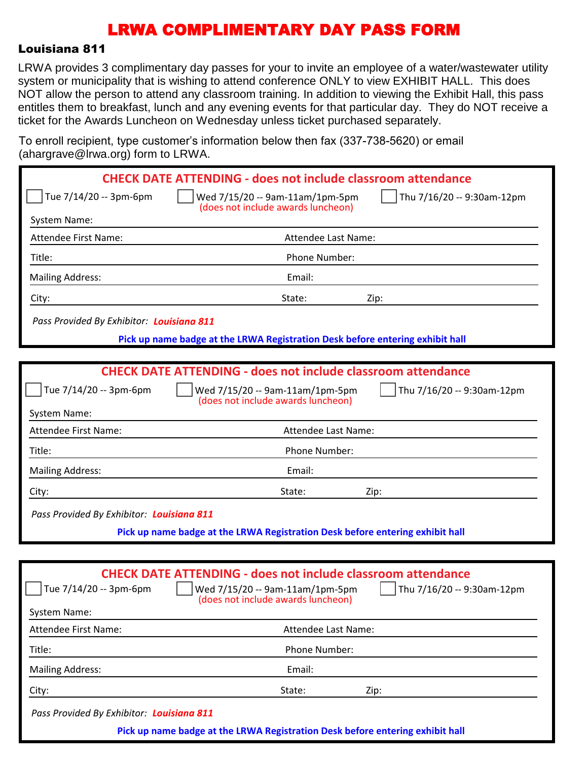# LRWA COMPLIMENTARY DAY PASS FORM

**Louisiana 811**

LRWA provides 3 complimentary day passes for your to invite an employee of a water/wastewater utility system or municipality that is wishing to attend conference ONLY to view EXHIBIT HALL. This does NOT allow the person to attend any classroom training. In addition to viewing the Exhibit Hall, this pass entitles them to breakfast, lunch and any evening events for that particular day. They do NOT receive a ticket for the Awards Luncheon on Wednesday unless ticket purchased separately.

To enroll recipient, type customer's information below then fax (337-738-5620) or email (ahargrave@lrwa.org) form to LRWA.

---

**CHECK DATE ATTENDING - does not include classroom attendance**

☐ Tue 7/14/20 -- 3pm-6pm ☐ Wed 7/15/20 -- 9am-11am/1pm-5pm (does not include awards luncheon) ☐ Thu 7/16/20 -- 9:30am-12pm

System Name:

Attendee First Name: Attendee Last Name:

Title: Phone Number:

Mailing Address: Email:

City: State: Zip:

*Pass Provided By Exhibitor:* ***Louisiana 811***

**Pick up name badge at the LRWA Registration Desk before entering exhibit hall**

---

**CHECK DATE ATTENDING - does not include classroom attendance**

☐ Tue 7/14/20 -- 3pm-6pm ☐ Wed 7/15/20 -- 9am-11am/1pm-5pm (does not include awards luncheon) ☐ Thu 7/16/20 -- 9:30am-12pm

System Name:

Attendee First Name: Attendee Last Name:

Title: Phone Number:

Mailing Address: Email:

City: State: Zip:

*Pass Provided By Exhibitor:* ***Louisiana 811***

**Pick up name badge at the LRWA Registration Desk before entering exhibit hall**

---

**CHECK DATE ATTENDING - does not include classroom attendance**

☐ Tue 7/14/20 -- 3pm-6pm ☐ Wed 7/15/20 -- 9am-11am/1pm-5pm (does not include awards luncheon) ☐ Thu 7/16/20 -- 9:30am-12pm

System Name:

Attendee First Name: Attendee Last Name:

Title: Phone Number:

Mailing Address: Email:

City: State: Zip:

*Pass Provided By Exhibitor:* ***Louisiana 811***

**Pick up name badge at the LRWA Registration Desk before entering exhibit hall**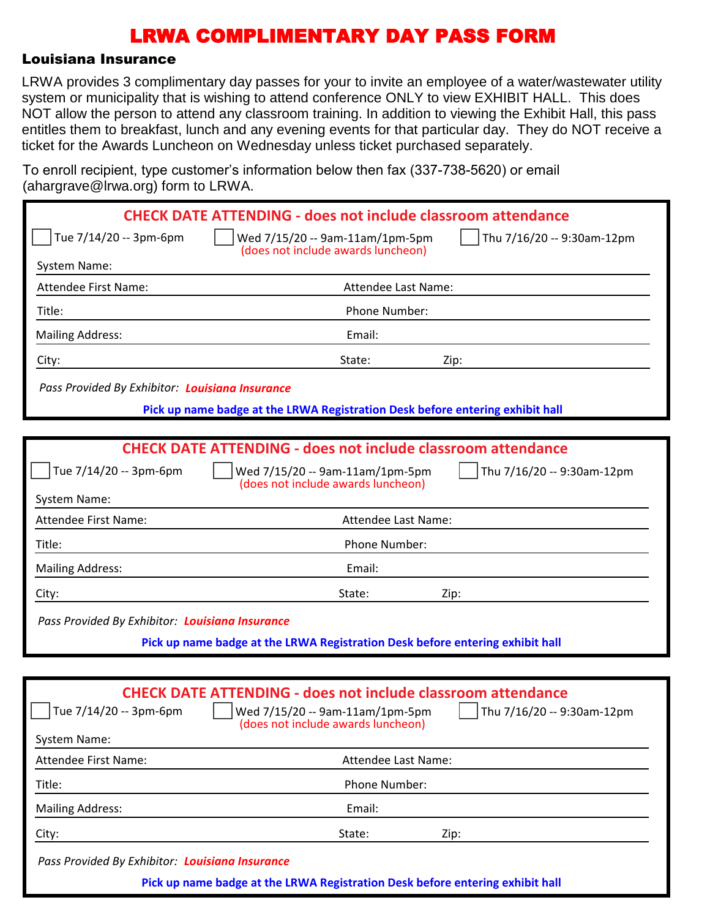# LRWA COMPLIMENTARY DAY PASS FORM

## Louisiana Insurance

LRWA provides 3 complimentary day passes for your to invite an employee of a water/wastewater utility system or municipality that is wishing to attend conference ONLY to view EXHIBIT HALL. This does NOT allow the person to attend any classroom training. In addition to viewing the Exhibit Hall, this pass entitles them to breakfast, lunch and any evening events for that particular day. They do NOT receive a ticket for the Awards Luncheon on Wednesday unless ticket purchased separately.

To enroll recipient, type customer's information below then fax (337-738-5620) or email (ahargrave@lrwa.org) form to LRWA.

---

**CHECK DATE ATTENDING - does not include classroom attendance**

- [ ] Tue 7/14/20 -- 3pm-6pm
- [ ] Wed 7/15/20 -- 9am-11am/1pm-5pm (does not include awards luncheon)
- [ ] Thu 7/16/20 -- 9:30am-12pm

System Name:

Attendee First Name: Attendee Last Name:

Title: Phone Number:

Mailing Address: Email:

City: State: Zip:

*Pass Provided By Exhibitor:* ***Louisiana Insurance***

**Pick up name badge at the LRWA Registration Desk before entering exhibit hall**

---

**CHECK DATE ATTENDING - does not include classroom attendance**

- [ ] Tue 7/14/20 -- 3pm-6pm
- [ ] Wed 7/15/20 -- 9am-11am/1pm-5pm (does not include awards luncheon)
- [ ] Thu 7/16/20 -- 9:30am-12pm

System Name:

Attendee First Name: Attendee Last Name:

Title: Phone Number:

Mailing Address: Email:

City: State: Zip:

*Pass Provided By Exhibitor:* ***Louisiana Insurance***

**Pick up name badge at the LRWA Registration Desk before entering exhibit hall**

---

**CHECK DATE ATTENDING - does not include classroom attendance**

- [ ] Tue 7/14/20 -- 3pm-6pm
- [ ] Wed 7/15/20 -- 9am-11am/1pm-5pm (does not include awards luncheon)
- [ ] Thu 7/16/20 -- 9:30am-12pm

System Name:

Attendee First Name: Attendee Last Name:

Title: Phone Number:

Mailing Address: Email:

City: State: Zip:

*Pass Provided By Exhibitor:* ***Louisiana Insurance***

**Pick up name badge at the LRWA Registration Desk before entering exhibit hall**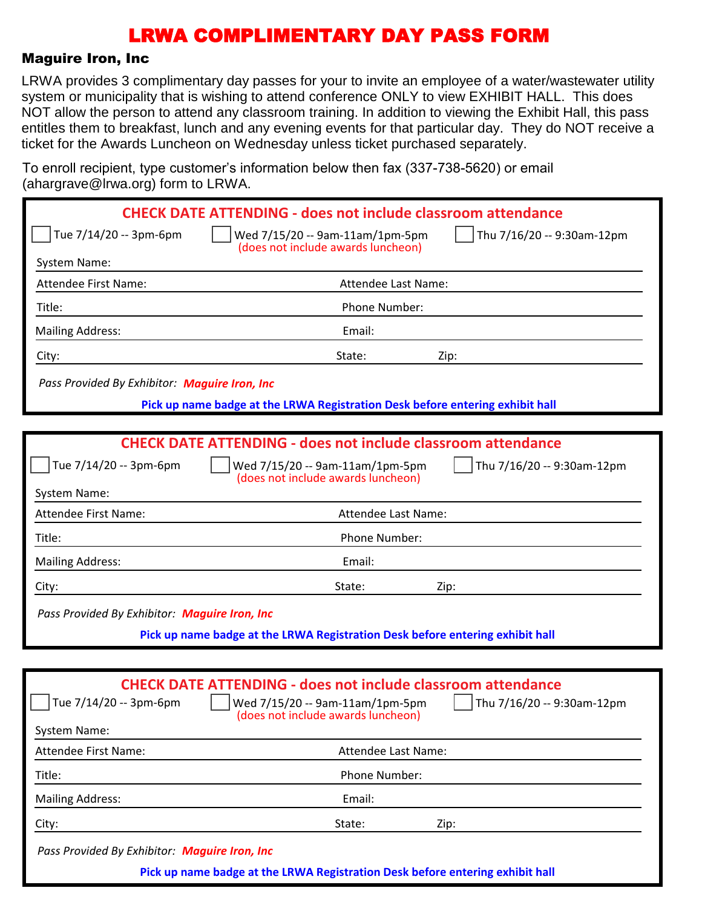# LRWA COMPLIMENTARY DAY PASS FORM

## Maguire Iron, Inc

LRWA provides 3 complimentary day passes for your to invite an employee of a water/wastewater utility system or municipality that is wishing to attend conference ONLY to view EXHIBIT HALL. This does NOT allow the person to attend any classroom training. In addition to viewing the Exhibit Hall, this pass entitles them to breakfast, lunch and any evening events for that particular day. They do NOT receive a ticket for the Awards Luncheon on Wednesday unless ticket purchased separately.

To enroll recipient, type customer's information below then fax (337-738-5620) or email (ahargrave@lrwa.org) form to LRWA.

---

**CHECK DATE ATTENDING - does not include classroom attendance**

☐ Tue 7/14/20 -- 3pm-6pm ☐ Wed 7/15/20 -- 9am-11am/1pm-5pm (does not include awards luncheon) ☐ Thu 7/16/20 -- 9:30am-12pm

System Name:

Attendee First Name: Attendee Last Name:

Title: Phone Number:

Mailing Address: Email:

City: State: Zip:

*Pass Provided By Exhibitor:* ***Maguire Iron, Inc***

**Pick up name badge at the LRWA Registration Desk before entering exhibit hall**

---

**CHECK DATE ATTENDING - does not include classroom attendance**

☐ Tue 7/14/20 -- 3pm-6pm ☐ Wed 7/15/20 -- 9am-11am/1pm-5pm (does not include awards luncheon) ☐ Thu 7/16/20 -- 9:30am-12pm

System Name:

Attendee First Name: Attendee Last Name:

Title: Phone Number:

Mailing Address: Email:

City: State: Zip:

*Pass Provided By Exhibitor:* ***Maguire Iron, Inc***

**Pick up name badge at the LRWA Registration Desk before entering exhibit hall**

---

**CHECK DATE ATTENDING - does not include classroom attendance**

☐ Tue 7/14/20 -- 3pm-6pm ☐ Wed 7/15/20 -- 9am-11am/1pm-5pm (does not include awards luncheon) ☐ Thu 7/16/20 -- 9:30am-12pm

System Name:

Attendee First Name: Attendee Last Name:

Title: Phone Number:

Mailing Address: Email:

City: State: Zip:

*Pass Provided By Exhibitor:* ***Maguire Iron, Inc***

**Pick up name badge at the LRWA Registration Desk before entering exhibit hall**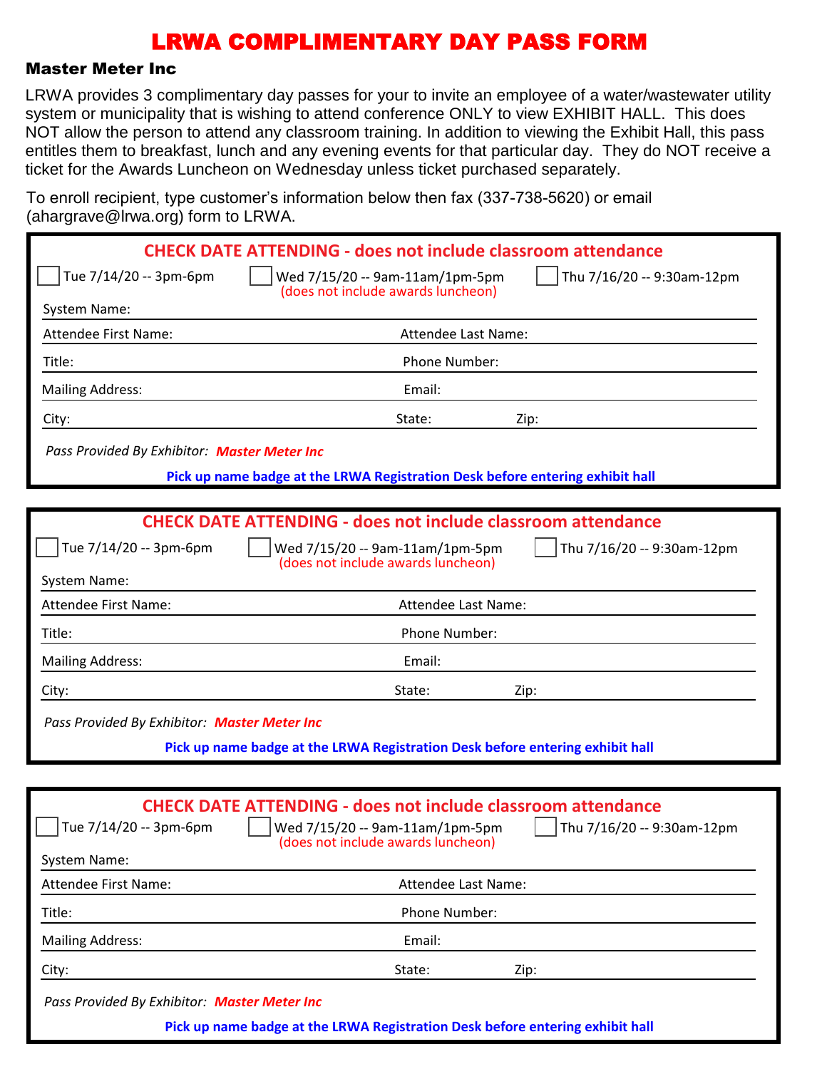# LRWA COMPLIMENTARY DAY PASS FORM

## Master Meter Inc

LRWA provides 3 complimentary day passes for your to invite an employee of a water/wastewater utility system or municipality that is wishing to attend conference ONLY to view EXHIBIT HALL. This does NOT allow the person to attend any classroom training. In addition to viewing the Exhibit Hall, this pass entitles them to breakfast, lunch and any evening events for that particular day. They do NOT receive a ticket for the Awards Luncheon on Wednesday unless ticket purchased separately.

To enroll recipient, type customer's information below then fax (337-738-5620) or email (ahargrave@lrwa.org) form to LRWA.

---

**CHECK DATE ATTENDING - does not include classroom attendance**

☐ Tue 7/14/20 -- 3pm-6pm ☐ Wed 7/15/20 -- 9am-11am/1pm-5pm (does not include awards luncheon) ☐ Thu 7/16/20 -- 9:30am-12pm

System Name:

Attendee First Name: Attendee Last Name:

Title: Phone Number:

Mailing Address: Email:

City: State: Zip:

*Pass Provided By Exhibitor:* ***Master Meter Inc***

**Pick up name badge at the LRWA Registration Desk before entering exhibit hall**

---

**CHECK DATE ATTENDING - does not include classroom attendance**

☐ Tue 7/14/20 -- 3pm-6pm ☐ Wed 7/15/20 -- 9am-11am/1pm-5pm (does not include awards luncheon) ☐ Thu 7/16/20 -- 9:30am-12pm

System Name:

Attendee First Name: Attendee Last Name:

Title: Phone Number:

Mailing Address: Email:

City: State: Zip:

*Pass Provided By Exhibitor:* ***Master Meter Inc***

**Pick up name badge at the LRWA Registration Desk before entering exhibit hall**

---

**CHECK DATE ATTENDING - does not include classroom attendance**

☐ Tue 7/14/20 -- 3pm-6pm ☐ Wed 7/15/20 -- 9am-11am/1pm-5pm (does not include awards luncheon) ☐ Thu 7/16/20 -- 9:30am-12pm

System Name:

Attendee First Name: Attendee Last Name:

Title: Phone Number:

Mailing Address: Email:

City: State: Zip:

*Pass Provided By Exhibitor:* ***Master Meter Inc***

**Pick up name badge at the LRWA Registration Desk before entering exhibit hall**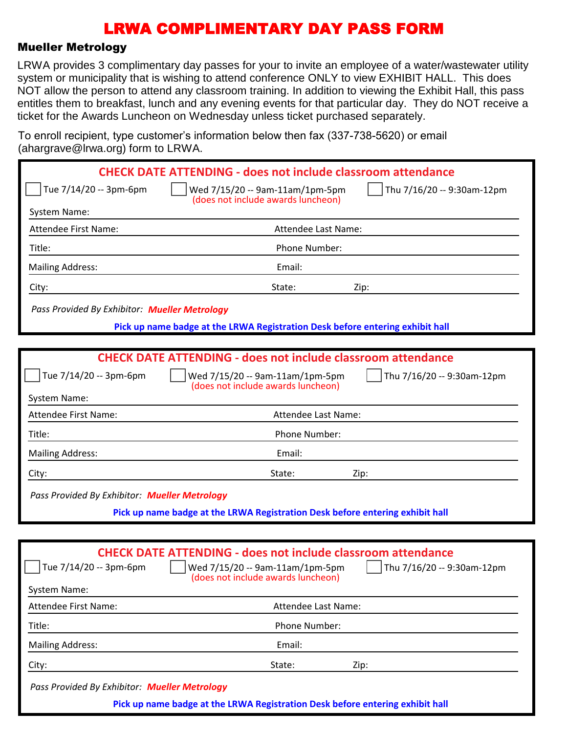# LRWA COMPLIMENTARY DAY PASS FORM

## Mueller Metrology

LRWA provides 3 complimentary day passes for your to invite an employee of a water/wastewater utility system or municipality that is wishing to attend conference ONLY to view EXHIBIT HALL. This does NOT allow the person to attend any classroom training. In addition to viewing the Exhibit Hall, this pass entitles them to breakfast, lunch and any evening events for that particular day. They do NOT receive a ticket for the Awards Luncheon on Wednesday unless ticket purchased separately.

To enroll recipient, type customer's information below then fax (337-738-5620) or email (ahargrave@lrwa.org) form to LRWA.

---

**CHECK DATE ATTENDING - does not include classroom attendance**

☐ Tue 7/14/20 -- 3pm-6pm ☐ Wed 7/15/20 -- 9am-11am/1pm-5pm (does not include awards luncheon) ☐ Thu 7/16/20 -- 9:30am-12pm

System Name:

Attendee First Name: Attendee Last Name:

Title: Phone Number:

Mailing Address: Email:

City: State: Zip:

*Pass Provided By Exhibitor:* ***Mueller Metrology***

**Pick up name badge at the LRWA Registration Desk before entering exhibit hall**

---

**CHECK DATE ATTENDING - does not include classroom attendance**

☐ Tue 7/14/20 -- 3pm-6pm ☐ Wed 7/15/20 -- 9am-11am/1pm-5pm (does not include awards luncheon) ☐ Thu 7/16/20 -- 9:30am-12pm

System Name:

Attendee First Name: Attendee Last Name:

Title: Phone Number:

Mailing Address: Email:

City: State: Zip:

*Pass Provided By Exhibitor:* ***Mueller Metrology***

**Pick up name badge at the LRWA Registration Desk before entering exhibit hall**

---

**CHECK DATE ATTENDING - does not include classroom attendance**

☐ Tue 7/14/20 -- 3pm-6pm ☐ Wed 7/15/20 -- 9am-11am/1pm-5pm (does not include awards luncheon) ☐ Thu 7/16/20 -- 9:30am-12pm

System Name:

Attendee First Name: Attendee Last Name:

Title: Phone Number:

Mailing Address: Email:

City: State: Zip:

*Pass Provided By Exhibitor:* ***Mueller Metrology***

**Pick up name badge at the LRWA Registration Desk before entering exhibit hall**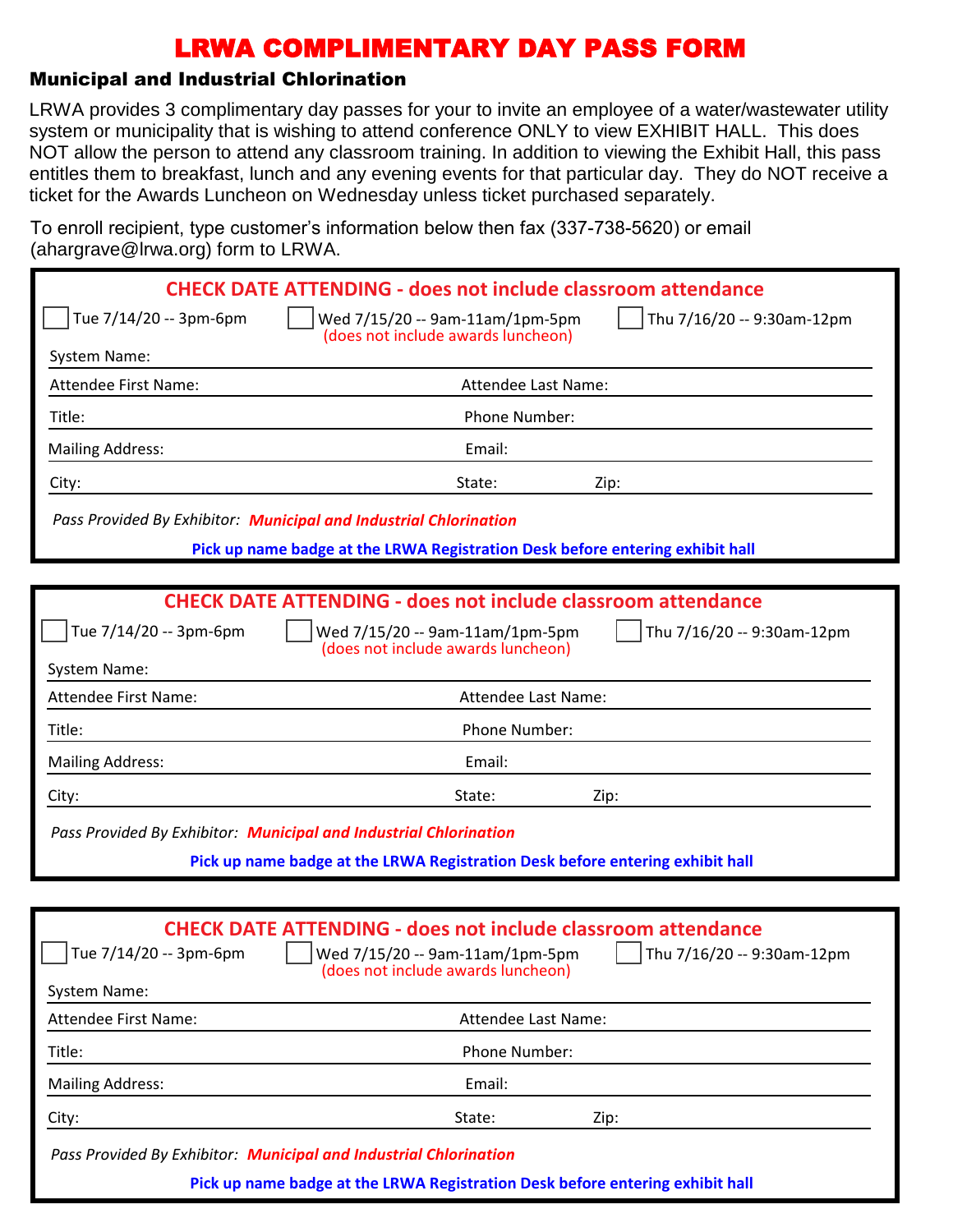# LRWA COMPLIMENTARY DAY PASS FORM

## Municipal and Industrial Chlorination

LRWA provides 3 complimentary day passes for your to invite an employee of a water/wastewater utility system or municipality that is wishing to attend conference ONLY to view EXHIBIT HALL. This does NOT allow the person to attend any classroom training. In addition to viewing the Exhibit Hall, this pass entitles them to breakfast, lunch and any evening events for that particular day. They do NOT receive a ticket for the Awards Luncheon on Wednesday unless ticket purchased separately.

To enroll recipient, type customer's information below then fax (337-738-5620) or email (ahargrave@lrwa.org) form to LRWA.

---

**CHECK DATE ATTENDING - does not include classroom attendance**

☐ Tue 7/14/20 -- 3pm-6pm ☐ Wed 7/15/20 -- 9am-11am/1pm-5pm (does not include awards luncheon) ☐ Thu 7/16/20 -- 9:30am-12pm

System Name:

Attendee First Name: Attendee Last Name:

Title: Phone Number:

Mailing Address: Email:

City: State: Zip:

*Pass Provided By Exhibitor:* ***Municipal and Industrial Chlorination***

**Pick up name badge at the LRWA Registration Desk before entering exhibit hall**

---

**CHECK DATE ATTENDING - does not include classroom attendance**

☐ Tue 7/14/20 -- 3pm-6pm ☐ Wed 7/15/20 -- 9am-11am/1pm-5pm (does not include awards luncheon) ☐ Thu 7/16/20 -- 9:30am-12pm

System Name:

Attendee First Name: Attendee Last Name:

Title: Phone Number:

Mailing Address: Email:

City: State: Zip:

*Pass Provided By Exhibitor:* ***Municipal and Industrial Chlorination***

**Pick up name badge at the LRWA Registration Desk before entering exhibit hall**

---

**CHECK DATE ATTENDING - does not include classroom attendance**

☐ Tue 7/14/20 -- 3pm-6pm ☐ Wed 7/15/20 -- 9am-11am/1pm-5pm (does not include awards luncheon) ☐ Thu 7/16/20 -- 9:30am-12pm

System Name:

Attendee First Name: Attendee Last Name:

Title: Phone Number:

Mailing Address: Email:

City: State: Zip:

*Pass Provided By Exhibitor:* ***Municipal and Industrial Chlorination***

**Pick up name badge at the LRWA Registration Desk before entering exhibit hall**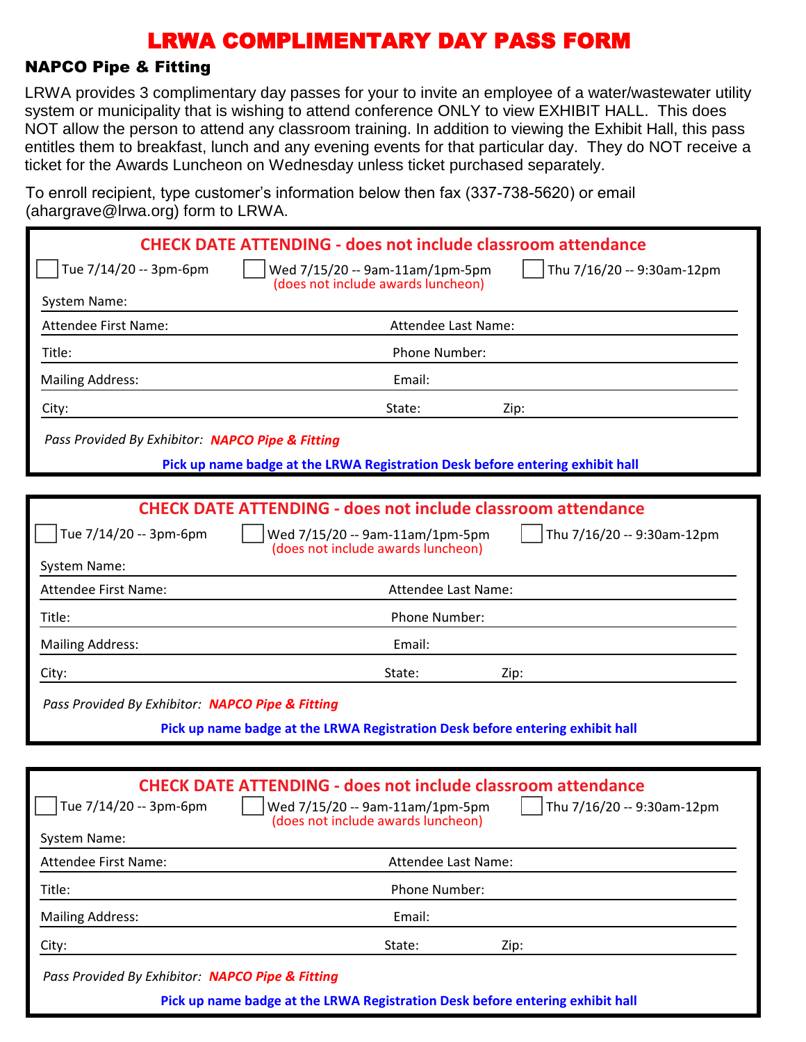# LRWA COMPLIMENTARY DAY PASS FORM

## NAPCO Pipe & Fitting

LRWA provides 3 complimentary day passes for your to invite an employee of a water/wastewater utility system or municipality that is wishing to attend conference ONLY to view EXHIBIT HALL. This does NOT allow the person to attend any classroom training. In addition to viewing the Exhibit Hall, this pass entitles them to breakfast, lunch and any evening events for that particular day. They do NOT receive a ticket for the Awards Luncheon on Wednesday unless ticket purchased separately.

To enroll recipient, type customer's information below then fax (337-738-5620) or email (ahargrave@lrwa.org) form to LRWA.

---

**CHECK DATE ATTENDING - does not include classroom attendance**

☐ Tue 7/14/20 -- 3pm-6pm ☐ Wed 7/15/20 -- 9am-11am/1pm-5pm (does not include awards luncheon) ☐ Thu 7/16/20 -- 9:30am-12pm

System Name:

Attendee First Name: Attendee Last Name:

Title: Phone Number:

Mailing Address: Email:

City: State: Zip:

*Pass Provided By Exhibitor:* ***NAPCO Pipe & Fitting***

**Pick up name badge at the LRWA Registration Desk before entering exhibit hall**

---

**CHECK DATE ATTENDING - does not include classroom attendance**

☐ Tue 7/14/20 -- 3pm-6pm ☐ Wed 7/15/20 -- 9am-11am/1pm-5pm (does not include awards luncheon) ☐ Thu 7/16/20 -- 9:30am-12pm

System Name:

Attendee First Name: Attendee Last Name:

Title: Phone Number:

Mailing Address: Email:

City: State: Zip:

*Pass Provided By Exhibitor:* ***NAPCO Pipe & Fitting***

**Pick up name badge at the LRWA Registration Desk before entering exhibit hall**

---

**CHECK DATE ATTENDING - does not include classroom attendance**

☐ Tue 7/14/20 -- 3pm-6pm ☐ Wed 7/15/20 -- 9am-11am/1pm-5pm (does not include awards luncheon) ☐ Thu 7/16/20 -- 9:30am-12pm

System Name:

Attendee First Name: Attendee Last Name:

Title: Phone Number:

Mailing Address: Email:

City: State: Zip:

*Pass Provided By Exhibitor:* ***NAPCO Pipe & Fitting***

**Pick up name badge at the LRWA Registration Desk before entering exhibit hall**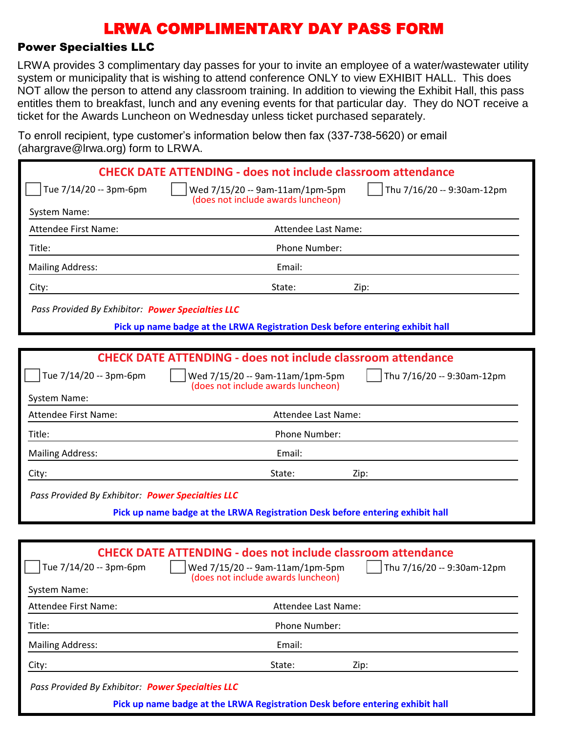# LRWA COMPLIMENTARY DAY PASS FORM

## Power Specialties LLC

LRWA provides 3 complimentary day passes for your to invite an employee of a water/wastewater utility system or municipality that is wishing to attend conference ONLY to view EXHIBIT HALL. This does NOT allow the person to attend any classroom training. In addition to viewing the Exhibit Hall, this pass entitles them to breakfast, lunch and any evening events for that particular day. They do NOT receive a ticket for the Awards Luncheon on Wednesday unless ticket purchased separately.

To enroll recipient, type customer's information below then fax (337-738-5620) or email (ahargrave@lrwa.org) form to LRWA.

---

**CHECK DATE ATTENDING - does not include classroom attendance**

☐ Tue 7/14/20 -- 3pm-6pm ☐ Wed 7/15/20 -- 9am-11am/1pm-5pm (does not include awards luncheon) ☐ Thu 7/16/20 -- 9:30am-12pm

System Name:

Attendee First Name: Attendee Last Name:

Title: Phone Number:

Mailing Address: Email:

City: State: Zip:

*Pass Provided By Exhibitor:* ***Power Specialties LLC***

**Pick up name badge at the LRWA Registration Desk before entering exhibit hall**

---

**CHECK DATE ATTENDING - does not include classroom attendance**

☐ Tue 7/14/20 -- 3pm-6pm ☐ Wed 7/15/20 -- 9am-11am/1pm-5pm (does not include awards luncheon) ☐ Thu 7/16/20 -- 9:30am-12pm

System Name:

Attendee First Name: Attendee Last Name:

Title: Phone Number:

Mailing Address: Email:

City: State: Zip:

*Pass Provided By Exhibitor:* ***Power Specialties LLC***

**Pick up name badge at the LRWA Registration Desk before entering exhibit hall**

---

**CHECK DATE ATTENDING - does not include classroom attendance**

☐ Tue 7/14/20 -- 3pm-6pm ☐ Wed 7/15/20 -- 9am-11am/1pm-5pm (does not include awards luncheon) ☐ Thu 7/16/20 -- 9:30am-12pm

System Name:

Attendee First Name: Attendee Last Name:

Title: Phone Number:

Mailing Address: Email:

City: State: Zip:

*Pass Provided By Exhibitor:* ***Power Specialties LLC***

**Pick up name badge at the LRWA Registration Desk before entering exhibit hall**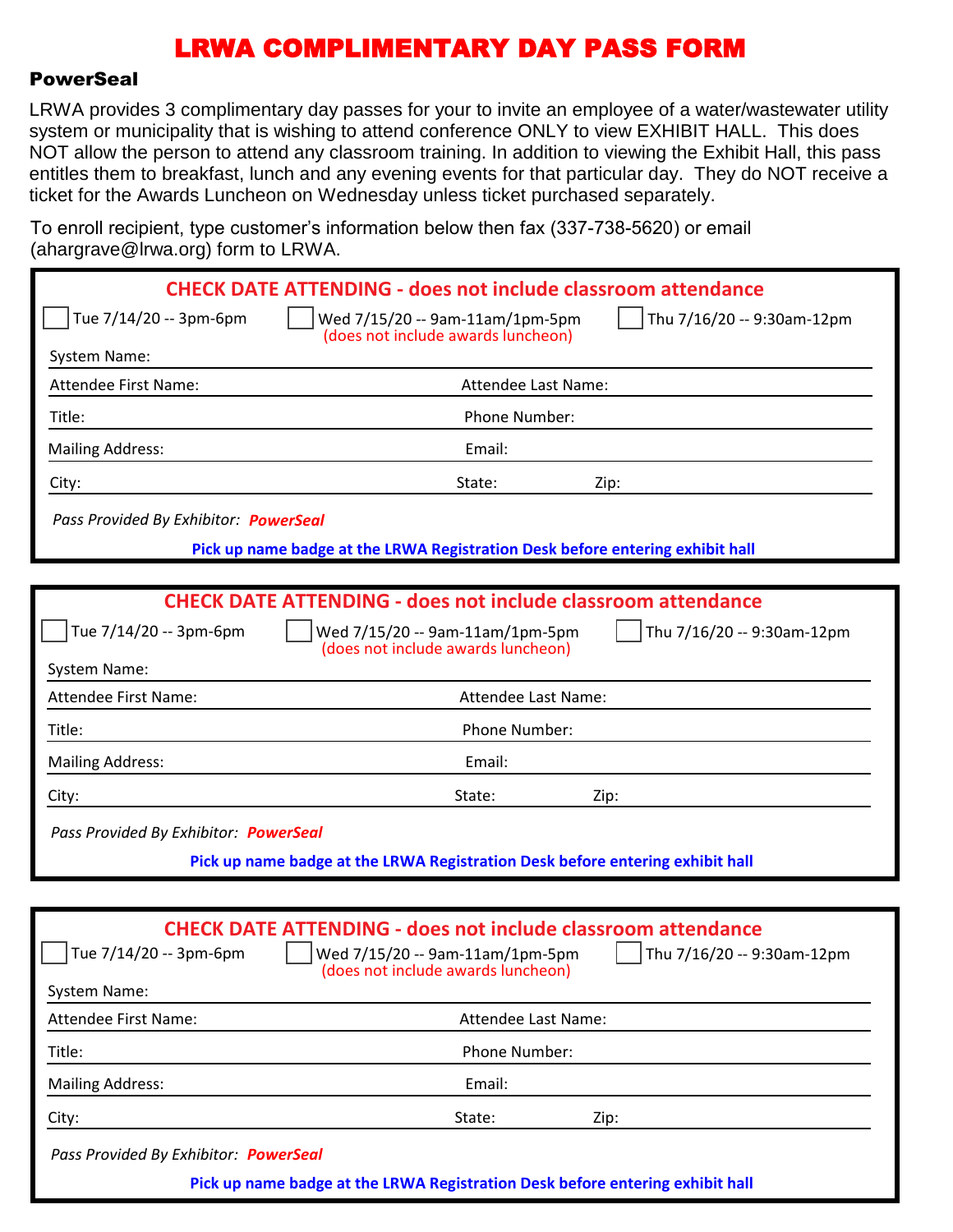# LRWA COMPLIMENTARY DAY PASS FORM

## PowerSeal

LRWA provides 3 complimentary day passes for your to invite an employee of a water/wastewater utility system or municipality that is wishing to attend conference ONLY to view EXHIBIT HALL. This does NOT allow the person to attend any classroom training. In addition to viewing the Exhibit Hall, this pass entitles them to breakfast, lunch and any evening events for that particular day. They do NOT receive a ticket for the Awards Luncheon on Wednesday unless ticket purchased separately.

To enroll recipient, type customer's information below then fax (337-738-5620) or email (ahargrave@lrwa.org) form to LRWA.

---

**CHECK DATE ATTENDING - does not include classroom attendance**

☐ Tue 7/14/20 -- 3pm-6pm ☐ Wed 7/15/20 -- 9am-11am/1pm-5pm (does not include awards luncheon) ☐ Thu 7/16/20 -- 9:30am-12pm

System Name:

Attendee First Name: Attendee Last Name:

Title: Phone Number:

Mailing Address: Email:

City: State: Zip:

*Pass Provided By Exhibitor:* ***PowerSeal***

**Pick up name badge at the LRWA Registration Desk before entering exhibit hall**

---

**CHECK DATE ATTENDING - does not include classroom attendance**

☐ Tue 7/14/20 -- 3pm-6pm ☐ Wed 7/15/20 -- 9am-11am/1pm-5pm (does not include awards luncheon) ☐ Thu 7/16/20 -- 9:30am-12pm

System Name:

Attendee First Name: Attendee Last Name:

Title: Phone Number:

Mailing Address: Email:

City: State: Zip:

*Pass Provided By Exhibitor:* ***PowerSeal***

**Pick up name badge at the LRWA Registration Desk before entering exhibit hall**

---

**CHECK DATE ATTENDING - does not include classroom attendance**

☐ Tue 7/14/20 -- 3pm-6pm ☐ Wed 7/15/20 -- 9am-11am/1pm-5pm (does not include awards luncheon) ☐ Thu 7/16/20 -- 9:30am-12pm

System Name:

Attendee First Name: Attendee Last Name:

Title: Phone Number:

Mailing Address: Email:

City: State: Zip:

*Pass Provided By Exhibitor:* ***PowerSeal***

**Pick up name badge at the LRWA Registration Desk before entering exhibit hall**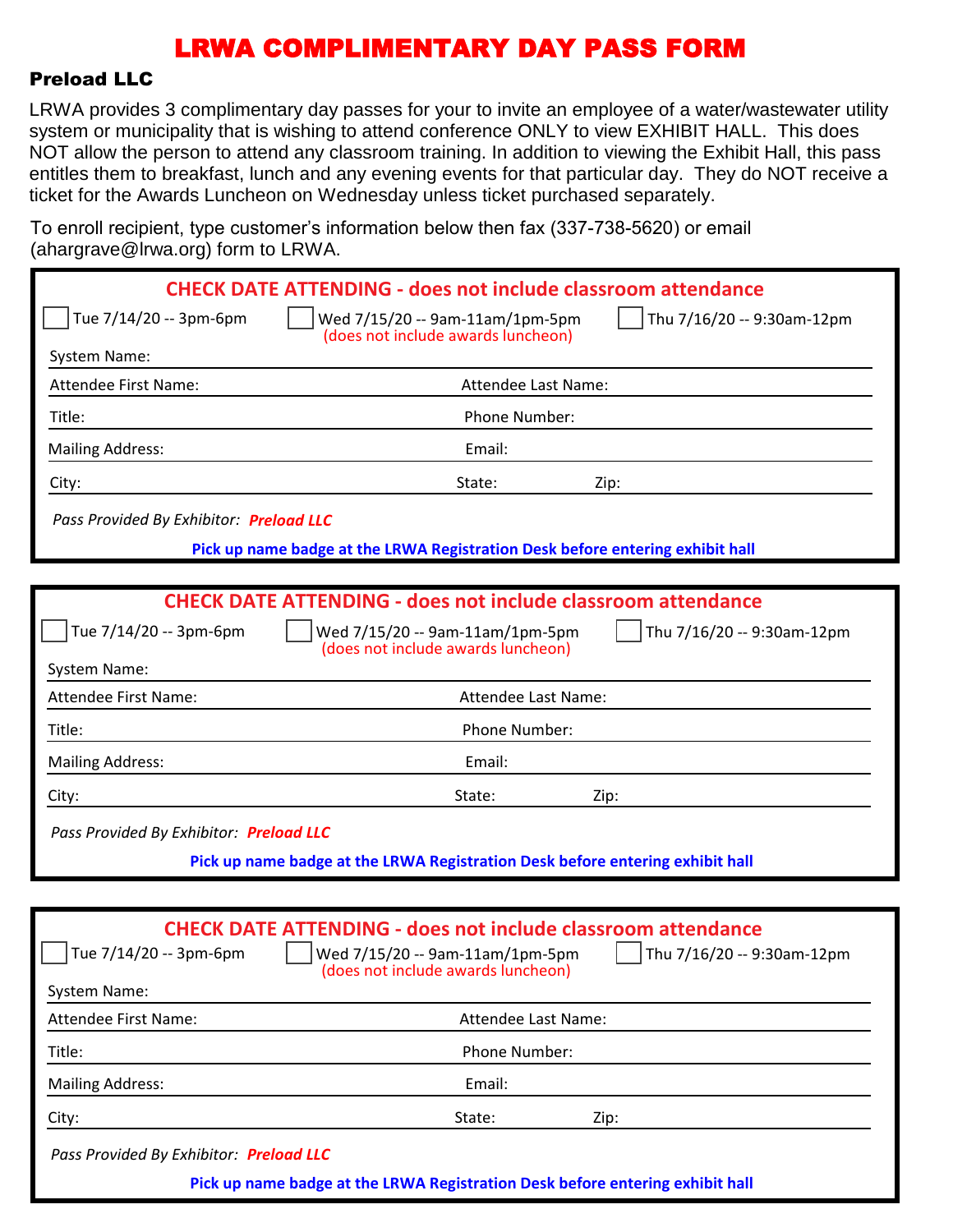# LRWA COMPLIMENTARY DAY PASS FORM

## Preload LLC

LRWA provides 3 complimentary day passes for your to invite an employee of a water/wastewater utility system or municipality that is wishing to attend conference ONLY to view EXHIBIT HALL. This does NOT allow the person to attend any classroom training. In addition to viewing the Exhibit Hall, this pass entitles them to breakfast, lunch and any evening events for that particular day. They do NOT receive a ticket for the Awards Luncheon on Wednesday unless ticket purchased separately.

To enroll recipient, type customer's information below then fax (337-738-5620) or email (ahargrave@lrwa.org) form to LRWA.

---

**CHECK DATE ATTENDING - does not include classroom attendance**

☐ Tue 7/14/20 -- 3pm-6pm ☐ Wed 7/15/20 -- 9am-11am/1pm-5pm (does not include awards luncheon) ☐ Thu 7/16/20 -- 9:30am-12pm

System Name:

Attendee First Name: Attendee Last Name:

Title: Phone Number:

Mailing Address: Email:

City: State: Zip:

*Pass Provided By Exhibitor:* ***Preload LLC***

**Pick up name badge at the LRWA Registration Desk before entering exhibit hall**

---

**CHECK DATE ATTENDING - does not include classroom attendance**

☐ Tue 7/14/20 -- 3pm-6pm ☐ Wed 7/15/20 -- 9am-11am/1pm-5pm (does not include awards luncheon) ☐ Thu 7/16/20 -- 9:30am-12pm

System Name:

Attendee First Name: Attendee Last Name:

Title: Phone Number:

Mailing Address: Email:

City: State: Zip:

*Pass Provided By Exhibitor:* ***Preload LLC***

**Pick up name badge at the LRWA Registration Desk before entering exhibit hall**

---

**CHECK DATE ATTENDING - does not include classroom attendance**

☐ Tue 7/14/20 -- 3pm-6pm ☐ Wed 7/15/20 -- 9am-11am/1pm-5pm (does not include awards luncheon) ☐ Thu 7/16/20 -- 9:30am-12pm

System Name:

Attendee First Name: Attendee Last Name:

Title: Phone Number:

Mailing Address: Email:

City: State: Zip:

*Pass Provided By Exhibitor:* ***Preload LLC***

**Pick up name badge at the LRWA Registration Desk before entering exhibit hall**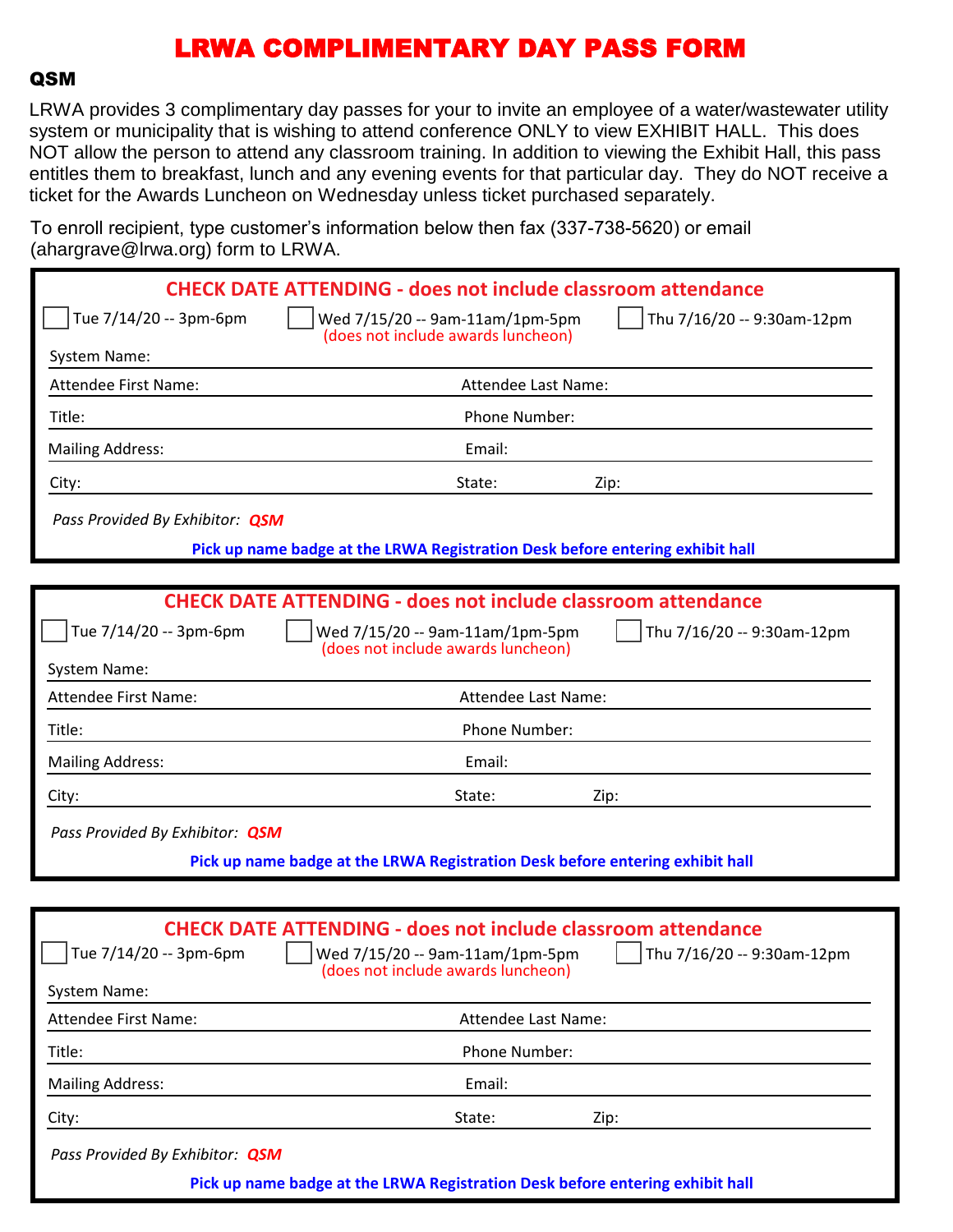# LRWA COMPLIMENTARY DAY PASS FORM

## QSM

LRWA provides 3 complimentary day passes for your to invite an employee of a water/wastewater utility system or municipality that is wishing to attend conference ONLY to view EXHIBIT HALL. This does NOT allow the person to attend any classroom training. In addition to viewing the Exhibit Hall, this pass entitles them to breakfast, lunch and any evening events for that particular day. They do NOT receive a ticket for the Awards Luncheon on Wednesday unless ticket purchased separately.

To enroll recipient, type customer's information below then fax (337-738-5620) or email (ahargrave@lrwa.org) form to LRWA.

---

**CHECK DATE ATTENDING - does not include classroom attendance**

☐ Tue 7/14/20 -- 3pm-6pm ☐ Wed 7/15/20 -- 9am-11am/1pm-5pm (does not include awards luncheon) ☐ Thu 7/16/20 -- 9:30am-12pm

System Name:

Attendee First Name: Attendee Last Name:

Title: Phone Number:

Mailing Address: Email:

City: State: Zip:

*Pass Provided By Exhibitor:* ***QSM***

**Pick up name badge at the LRWA Registration Desk before entering exhibit hall**

---

**CHECK DATE ATTENDING - does not include classroom attendance**

☐ Tue 7/14/20 -- 3pm-6pm ☐ Wed 7/15/20 -- 9am-11am/1pm-5pm (does not include awards luncheon) ☐ Thu 7/16/20 -- 9:30am-12pm

System Name:

Attendee First Name: Attendee Last Name:

Title: Phone Number:

Mailing Address: Email:

City: State: Zip:

*Pass Provided By Exhibitor:* ***QSM***

**Pick up name badge at the LRWA Registration Desk before entering exhibit hall**

---

**CHECK DATE ATTENDING - does not include classroom attendance**

☐ Tue 7/14/20 -- 3pm-6pm ☐ Wed 7/15/20 -- 9am-11am/1pm-5pm (does not include awards luncheon) ☐ Thu 7/16/20 -- 9:30am-12pm

System Name:

Attendee First Name: Attendee Last Name:

Title: Phone Number:

Mailing Address: Email:

City: State: Zip:

*Pass Provided By Exhibitor:* ***QSM***

**Pick up name badge at the LRWA Registration Desk before entering exhibit hall**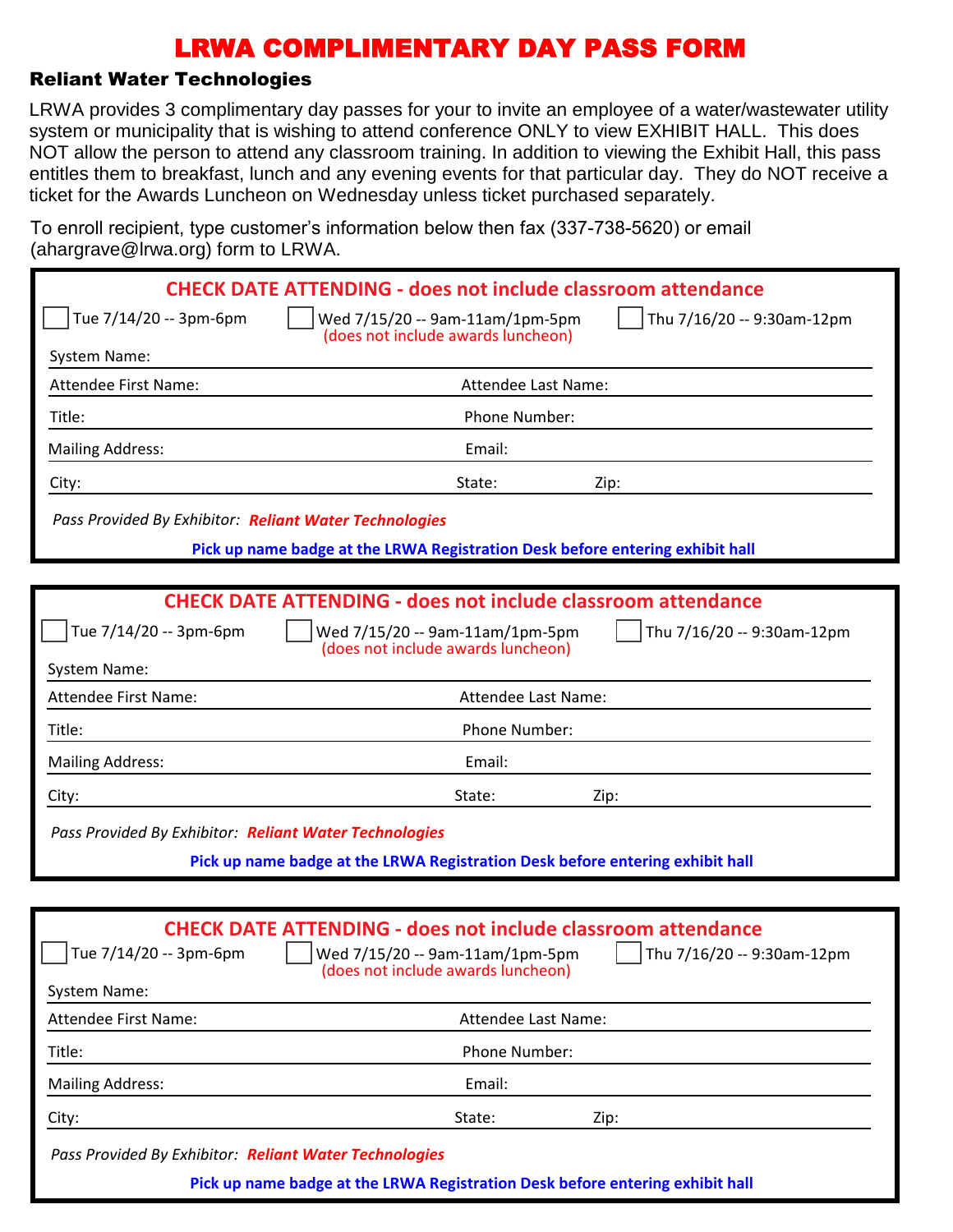# LRWA COMPLIMENTARY DAY PASS FORM

## Reliant Water Technologies

LRWA provides 3 complimentary day passes for your to invite an employee of a water/wastewater utility system or municipality that is wishing to attend conference ONLY to view EXHIBIT HALL. This does NOT allow the person to attend any classroom training. In addition to viewing the Exhibit Hall, this pass entitles them to breakfast, lunch and any evening events for that particular day. They do NOT receive a ticket for the Awards Luncheon on Wednesday unless ticket purchased separately.

To enroll recipient, type customer's information below then fax (337-738-5620) or email (ahargrave@lrwa.org) form to LRWA.

---

**CHECK DATE ATTENDING - does not include classroom attendance**

☐ Tue 7/14/20 -- 3pm-6pm ☐ Wed 7/15/20 -- 9am-11am/1pm-5pm (does not include awards luncheon) ☐ Thu 7/16/20 -- 9:30am-12pm

System Name:

Attendee First Name: Attendee Last Name:

Title: Phone Number:

Mailing Address: Email:

City: State: Zip:

*Pass Provided By Exhibitor:* ***Reliant Water Technologies***

**Pick up name badge at the LRWA Registration Desk before entering exhibit hall**

---

**CHECK DATE ATTENDING - does not include classroom attendance**

☐ Tue 7/14/20 -- 3pm-6pm ☐ Wed 7/15/20 -- 9am-11am/1pm-5pm (does not include awards luncheon) ☐ Thu 7/16/20 -- 9:30am-12pm

System Name:

Attendee First Name: Attendee Last Name:

Title: Phone Number:

Mailing Address: Email:

City: State: Zip:

*Pass Provided By Exhibitor:* ***Reliant Water Technologies***

**Pick up name badge at the LRWA Registration Desk before entering exhibit hall**

---

**CHECK DATE ATTENDING - does not include classroom attendance**

☐ Tue 7/14/20 -- 3pm-6pm ☐ Wed 7/15/20 -- 9am-11am/1pm-5pm (does not include awards luncheon) ☐ Thu 7/16/20 -- 9:30am-12pm

System Name:

Attendee First Name: Attendee Last Name:

Title: Phone Number:

Mailing Address: Email:

City: State: Zip:

*Pass Provided By Exhibitor:* ***Reliant Water Technologies***

**Pick up name badge at the LRWA Registration Desk before entering exhibit hall**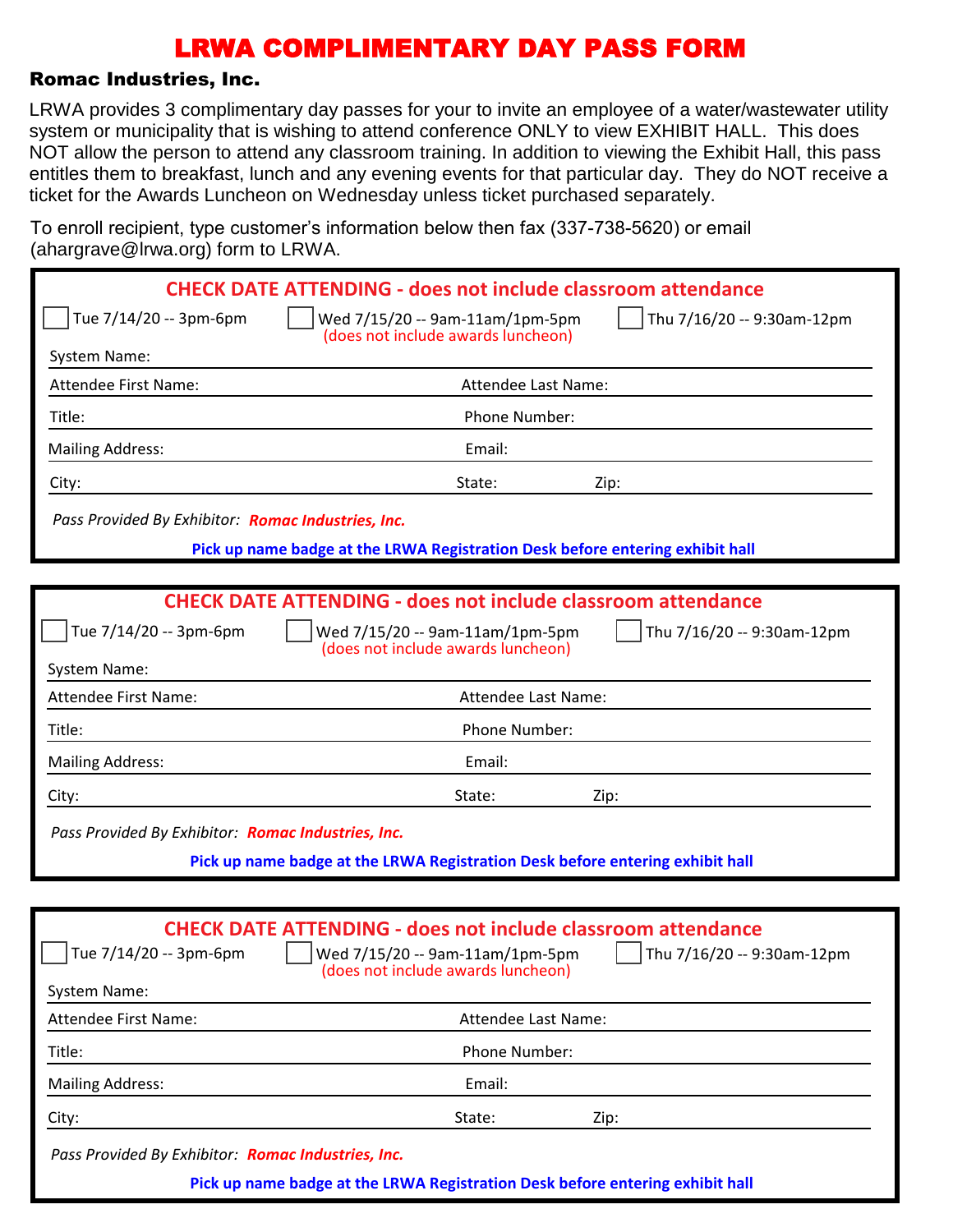# LRWA COMPLIMENTARY DAY PASS FORM

**Romac Industries, Inc.**

LRWA provides 3 complimentary day passes for your to invite an employee of a water/wastewater utility system or municipality that is wishing to attend conference ONLY to view EXHIBIT HALL. This does NOT allow the person to attend any classroom training. In addition to viewing the Exhibit Hall, this pass entitles them to breakfast, lunch and any evening events for that particular day. They do NOT receive a ticket for the Awards Luncheon on Wednesday unless ticket purchased separately.

To enroll recipient, type customer's information below then fax (337-738-5620) or email (ahargrave@lrwa.org) form to LRWA.

---

**CHECK DATE ATTENDING - does not include classroom attendance**

☐ Tue 7/14/20 -- 3pm-6pm ☐ Wed 7/15/20 -- 9am-11am/1pm-5pm (does not include awards luncheon) ☐ Thu 7/16/20 -- 9:30am-12pm

System Name:

Attendee First Name: Attendee Last Name:

Title: Phone Number:

Mailing Address: Email:

City: State: Zip:

*Pass Provided By Exhibitor:* ***Romac Industries, Inc.***

**Pick up name badge at the LRWA Registration Desk before entering exhibit hall**

---

**CHECK DATE ATTENDING - does not include classroom attendance**

☐ Tue 7/14/20 -- 3pm-6pm ☐ Wed 7/15/20 -- 9am-11am/1pm-5pm (does not include awards luncheon) ☐ Thu 7/16/20 -- 9:30am-12pm

System Name:

Attendee First Name: Attendee Last Name:

Title: Phone Number:

Mailing Address: Email:

City: State: Zip:

*Pass Provided By Exhibitor:* ***Romac Industries, Inc.***

**Pick up name badge at the LRWA Registration Desk before entering exhibit hall**

---

**CHECK DATE ATTENDING - does not include classroom attendance**

☐ Tue 7/14/20 -- 3pm-6pm ☐ Wed 7/15/20 -- 9am-11am/1pm-5pm (does not include awards luncheon) ☐ Thu 7/16/20 -- 9:30am-12pm

System Name:

Attendee First Name: Attendee Last Name:

Title: Phone Number:

Mailing Address: Email:

City: State: Zip:

*Pass Provided By Exhibitor:* ***Romac Industries, Inc.***

**Pick up name badge at the LRWA Registration Desk before entering exhibit hall**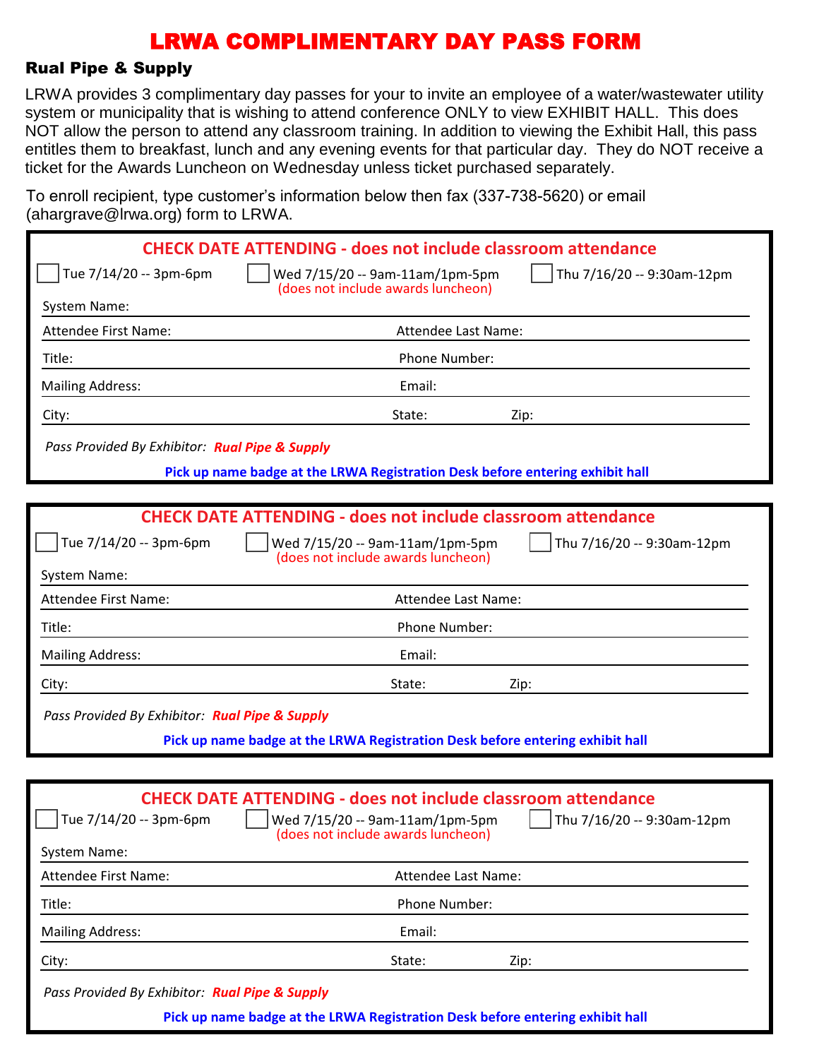# LRWA COMPLIMENTARY DAY PASS FORM

## Rual Pipe & Supply

LRWA provides 3 complimentary day passes for your to invite an employee of a water/wastewater utility system or municipality that is wishing to attend conference ONLY to view EXHIBIT HALL. This does NOT allow the person to attend any classroom training. In addition to viewing the Exhibit Hall, this pass entitles them to breakfast, lunch and any evening events for that particular day. They do NOT receive a ticket for the Awards Luncheon on Wednesday unless ticket purchased separately.

To enroll recipient, type customer's information below then fax (337-738-5620) or email (ahargrave@lrwa.org) form to LRWA.

---

**CHECK DATE ATTENDING - does not include classroom attendance**

- [ ] Tue 7/14/20 -- 3pm-6pm
- [ ] Wed 7/15/20 -- 9am-11am/1pm-5pm (does not include awards luncheon)
- [ ] Thu 7/16/20 -- 9:30am-12pm

System Name:

Attendee First Name: Attendee Last Name:

Title: Phone Number:

Mailing Address: Email:

City: State: Zip:

*Pass Provided By Exhibitor:* ***Rual Pipe & Supply***

**Pick up name badge at the LRWA Registration Desk before entering exhibit hall**

---

**CHECK DATE ATTENDING - does not include classroom attendance**

- [ ] Tue 7/14/20 -- 3pm-6pm
- [ ] Wed 7/15/20 -- 9am-11am/1pm-5pm (does not include awards luncheon)
- [ ] Thu 7/16/20 -- 9:30am-12pm

System Name:

Attendee First Name: Attendee Last Name:

Title: Phone Number:

Mailing Address: Email:

City: State: Zip:

*Pass Provided By Exhibitor:* ***Rual Pipe & Supply***

**Pick up name badge at the LRWA Registration Desk before entering exhibit hall**

---

**CHECK DATE ATTENDING - does not include classroom attendance**

- [ ] Tue 7/14/20 -- 3pm-6pm
- [ ] Wed 7/15/20 -- 9am-11am/1pm-5pm (does not include awards luncheon)
- [ ] Thu 7/16/20 -- 9:30am-12pm

System Name:

Attendee First Name: Attendee Last Name:

Title: Phone Number:

Mailing Address: Email:

City: State: Zip:

*Pass Provided By Exhibitor:* ***Rual Pipe & Supply***

**Pick up name badge at the LRWA Registration Desk before entering exhibit hall**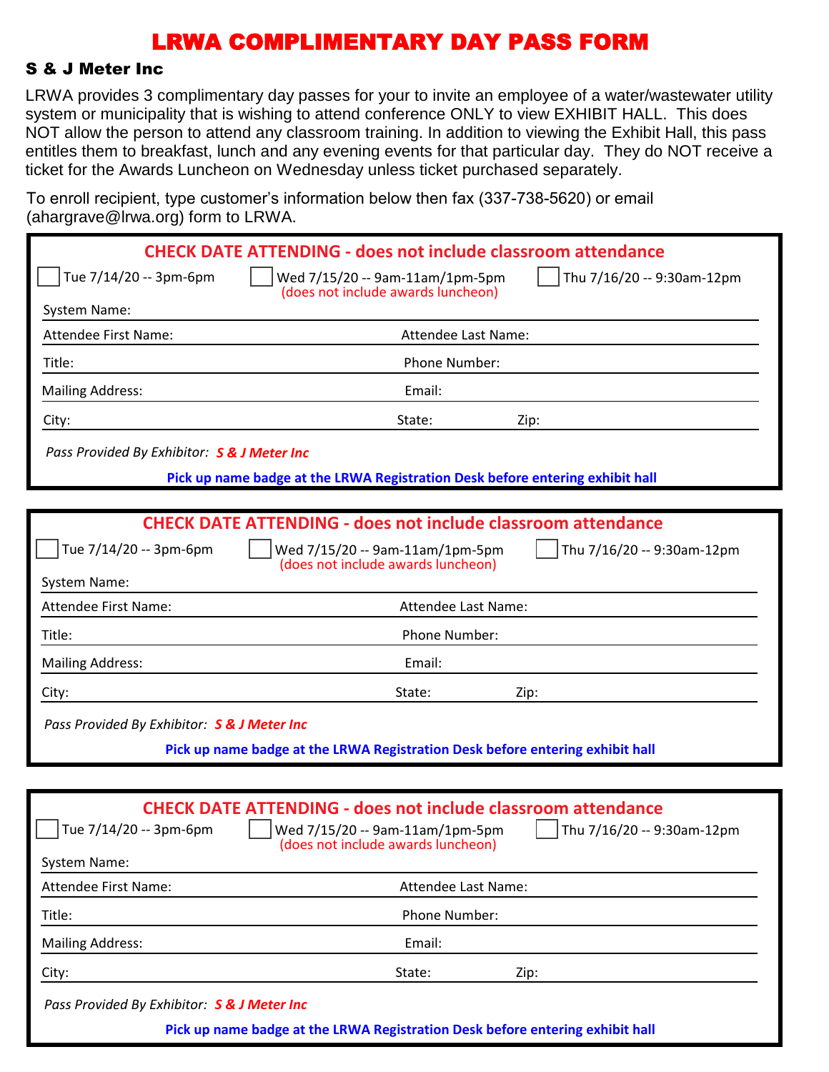# LRWA COMPLIMENTARY DAY PASS FORM

## S & J Meter Inc

LRWA provides 3 complimentary day passes for your to invite an employee of a water/wastewater utility system or municipality that is wishing to attend conference ONLY to view EXHIBIT HALL. This does NOT allow the person to attend any classroom training. In addition to viewing the Exhibit Hall, this pass entitles them to breakfast, lunch and any evening events for that particular day. They do NOT receive a ticket for the Awards Luncheon on Wednesday unless ticket purchased separately.

To enroll recipient, type customer's information below then fax (337-738-5620) or email (ahargrave@lrwa.org) form to LRWA.

---

**CHECK DATE ATTENDING - does not include classroom attendance**

☐ Tue 7/14/20 -- 3pm-6pm ☐ Wed 7/15/20 -- 9am-11am/1pm-5pm (does not include awards luncheon) ☐ Thu 7/16/20 -- 9:30am-12pm

System Name:

Attendee First Name: Attendee Last Name:

Title: Phone Number:

Mailing Address: Email:

City: State: Zip:

*Pass Provided By Exhibitor:* ***S & J Meter Inc***

**Pick up name badge at the LRWA Registration Desk before entering exhibit hall**

---

**CHECK DATE ATTENDING - does not include classroom attendance**

☐ Tue 7/14/20 -- 3pm-6pm ☐ Wed 7/15/20 -- 9am-11am/1pm-5pm (does not include awards luncheon) ☐ Thu 7/16/20 -- 9:30am-12pm

System Name:

Attendee First Name: Attendee Last Name:

Title: Phone Number:

Mailing Address: Email:

City: State: Zip:

*Pass Provided By Exhibitor:* ***S & J Meter Inc***

**Pick up name badge at the LRWA Registration Desk before entering exhibit hall**

---

**CHECK DATE ATTENDING - does not include classroom attendance**

☐ Tue 7/14/20 -- 3pm-6pm ☐ Wed 7/15/20 -- 9am-11am/1pm-5pm (does not include awards luncheon) ☐ Thu 7/16/20 -- 9:30am-12pm

System Name:

Attendee First Name: Attendee Last Name:

Title: Phone Number:

Mailing Address: Email:

City: State: Zip:

*Pass Provided By Exhibitor:* ***S & J Meter Inc***

**Pick up name badge at the LRWA Registration Desk before entering exhibit hall**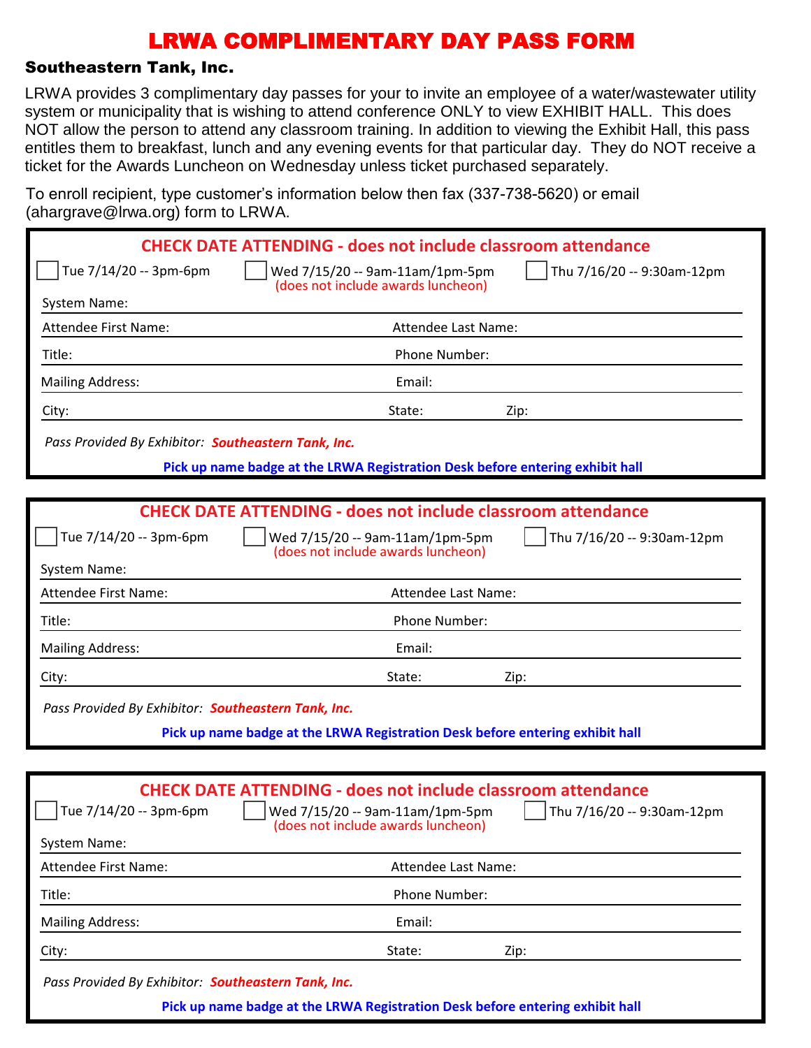# LRWA COMPLIMENTARY DAY PASS FORM

## Southeastern Tank, Inc.

LRWA provides 3 complimentary day passes for your to invite an employee of a water/wastewater utility system or municipality that is wishing to attend conference ONLY to view EXHIBIT HALL. This does NOT allow the person to attend any classroom training. In addition to viewing the Exhibit Hall, this pass entitles them to breakfast, lunch and any evening events for that particular day. They do NOT receive a ticket for the Awards Luncheon on Wednesday unless ticket purchased separately.

To enroll recipient, type customer's information below then fax (337-738-5620) or email (ahargrave@lrwa.org) form to LRWA.

---

**CHECK DATE ATTENDING - does not include classroom attendance**

☐ Tue 7/14/20 -- 3pm-6pm ☐ Wed 7/15/20 -- 9am-11am/1pm-5pm (does not include awards luncheon) ☐ Thu 7/16/20 -- 9:30am-12pm

System Name:

Attendee First Name: Attendee Last Name:

Title: Phone Number:

Mailing Address: Email:

City: State: Zip:

*Pass Provided By Exhibitor:* ***Southeastern Tank, Inc.***

**Pick up name badge at the LRWA Registration Desk before entering exhibit hall**

---

**CHECK DATE ATTENDING - does not include classroom attendance**

☐ Tue 7/14/20 -- 3pm-6pm ☐ Wed 7/15/20 -- 9am-11am/1pm-5pm (does not include awards luncheon) ☐ Thu 7/16/20 -- 9:30am-12pm

System Name:

Attendee First Name: Attendee Last Name:

Title: Phone Number:

Mailing Address: Email:

City: State: Zip:

*Pass Provided By Exhibitor:* ***Southeastern Tank, Inc.***

**Pick up name badge at the LRWA Registration Desk before entering exhibit hall**

---

**CHECK DATE ATTENDING - does not include classroom attendance**

☐ Tue 7/14/20 -- 3pm-6pm ☐ Wed 7/15/20 -- 9am-11am/1pm-5pm (does not include awards luncheon) ☐ Thu 7/16/20 -- 9:30am-12pm

System Name:

Attendee First Name: Attendee Last Name:

Title: Phone Number:

Mailing Address: Email:

City: State: Zip:

*Pass Provided By Exhibitor:* ***Southeastern Tank, Inc.***

**Pick up name badge at the LRWA Registration Desk before entering exhibit hall**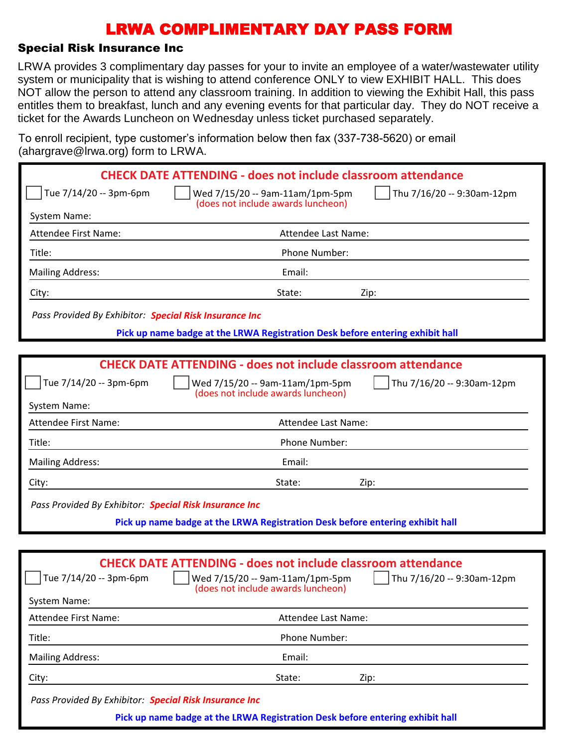# LRWA COMPLIMENTARY DAY PASS FORM

## Special Risk Insurance Inc

LRWA provides 3 complimentary day passes for your to invite an employee of a water/wastewater utility system or municipality that is wishing to attend conference ONLY to view EXHIBIT HALL. This does NOT allow the person to attend any classroom training. In addition to viewing the Exhibit Hall, this pass entitles them to breakfast, lunch and any evening events for that particular day. They do NOT receive a ticket for the Awards Luncheon on Wednesday unless ticket purchased separately.

To enroll recipient, type customer's information below then fax (337-738-5620) or email (ahargrave@lrwa.org) form to LRWA.

---

**CHECK DATE ATTENDING - does not include classroom attendance**

☐ Tue 7/14/20 -- 3pm-6pm ☐ Wed 7/15/20 -- 9am-11am/1pm-5pm (does not include awards luncheon) ☐ Thu 7/16/20 -- 9:30am-12pm

System Name:

Attendee First Name: Attendee Last Name:

Title: Phone Number:

Mailing Address: Email:

City: State: Zip:

*Pass Provided By Exhibitor:* ***Special Risk Insurance Inc***

**Pick up name badge at the LRWA Registration Desk before entering exhibit hall**

---

**CHECK DATE ATTENDING - does not include classroom attendance**

☐ Tue 7/14/20 -- 3pm-6pm ☐ Wed 7/15/20 -- 9am-11am/1pm-5pm (does not include awards luncheon) ☐ Thu 7/16/20 -- 9:30am-12pm

System Name:

Attendee First Name: Attendee Last Name:

Title: Phone Number:

Mailing Address: Email:

City: State: Zip:

*Pass Provided By Exhibitor:* ***Special Risk Insurance Inc***

**Pick up name badge at the LRWA Registration Desk before entering exhibit hall**

---

**CHECK DATE ATTENDING - does not include classroom attendance**

☐ Tue 7/14/20 -- 3pm-6pm ☐ Wed 7/15/20 -- 9am-11am/1pm-5pm (does not include awards luncheon) ☐ Thu 7/16/20 -- 9:30am-12pm

System Name:

Attendee First Name: Attendee Last Name:

Title: Phone Number:

Mailing Address: Email:

City: State: Zip:

*Pass Provided By Exhibitor:* ***Special Risk Insurance Inc***

**Pick up name badge at the LRWA Registration Desk before entering exhibit hall**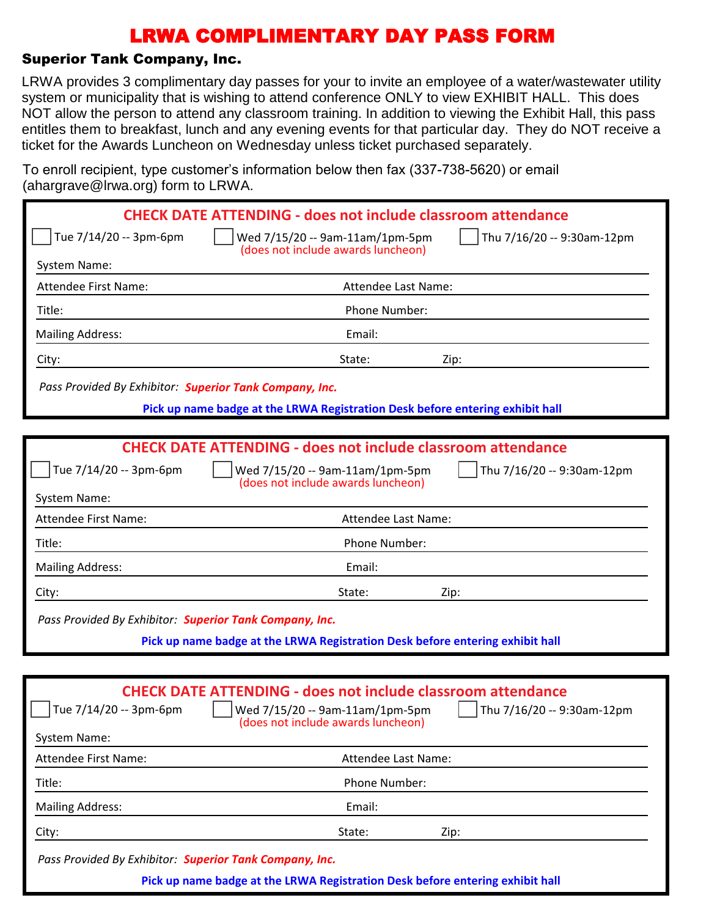# LRWA COMPLIMENTARY DAY PASS FORM

**Superior Tank Company, Inc.**

LRWA provides 3 complimentary day passes for your to invite an employee of a water/wastewater utility system or municipality that is wishing to attend conference ONLY to view EXHIBIT HALL. This does NOT allow the person to attend any classroom training. In addition to viewing the Exhibit Hall, this pass entitles them to breakfast, lunch and any evening events for that particular day. They do NOT receive a ticket for the Awards Luncheon on Wednesday unless ticket purchased separately.

To enroll recipient, type customer's information below then fax (337-738-5620) or email (ahargrave@lrwa.org) form to LRWA.

---

**CHECK DATE ATTENDING - does not include classroom attendance**

☐ Tue 7/14/20 -- 3pm-6pm ☐ Wed 7/15/20 -- 9am-11am/1pm-5pm (does not include awards luncheon) ☐ Thu 7/16/20 -- 9:30am-12pm

System Name:

Attendee First Name: Attendee Last Name:

Title: Phone Number:

Mailing Address: Email:

City: State: Zip:

*Pass Provided By Exhibitor:* ***Superior Tank Company, Inc.***

**Pick up name badge at the LRWA Registration Desk before entering exhibit hall**

---

**CHECK DATE ATTENDING - does not include classroom attendance**

☐ Tue 7/14/20 -- 3pm-6pm ☐ Wed 7/15/20 -- 9am-11am/1pm-5pm (does not include awards luncheon) ☐ Thu 7/16/20 -- 9:30am-12pm

System Name:

Attendee First Name: Attendee Last Name:

Title: Phone Number:

Mailing Address: Email:

City: State: Zip:

*Pass Provided By Exhibitor:* ***Superior Tank Company, Inc.***

**Pick up name badge at the LRWA Registration Desk before entering exhibit hall**

---

**CHECK DATE ATTENDING - does not include classroom attendance**

☐ Tue 7/14/20 -- 3pm-6pm ☐ Wed 7/15/20 -- 9am-11am/1pm-5pm (does not include awards luncheon) ☐ Thu 7/16/20 -- 9:30am-12pm

System Name:

Attendee First Name: Attendee Last Name:

Title: Phone Number:

Mailing Address: Email:

City: State: Zip:

*Pass Provided By Exhibitor:* ***Superior Tank Company, Inc.***

**Pick up name badge at the LRWA Registration Desk before entering exhibit hall**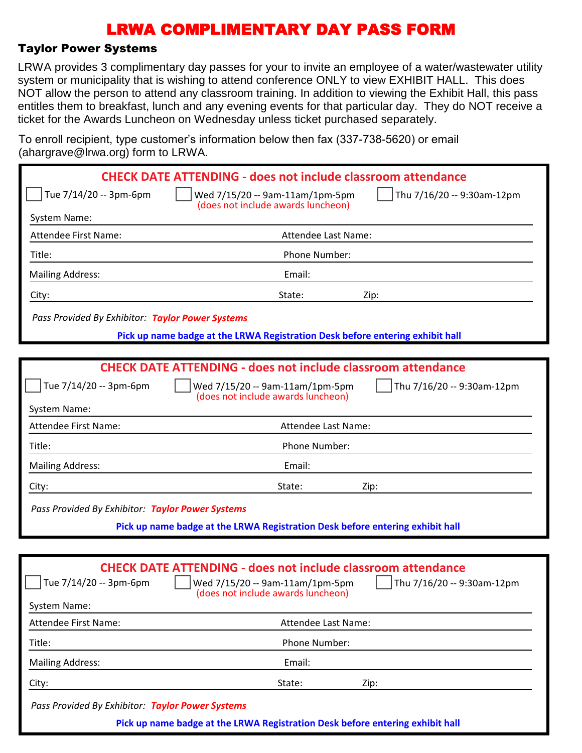# LRWA COMPLIMENTARY DAY PASS FORM

## Taylor Power Systems

LRWA provides 3 complimentary day passes for your to invite an employee of a water/wastewater utility system or municipality that is wishing to attend conference ONLY to view EXHIBIT HALL. This does NOT allow the person to attend any classroom training. In addition to viewing the Exhibit Hall, this pass entitles them to breakfast, lunch and any evening events for that particular day. They do NOT receive a ticket for the Awards Luncheon on Wednesday unless ticket purchased separately.

To enroll recipient, type customer's information below then fax (337-738-5620) or email (ahargrave@lrwa.org) form to LRWA.

---

**CHECK DATE ATTENDING - does not include classroom attendance**

☐ Tue 7/14/20 -- 3pm-6pm ☐ Wed 7/15/20 -- 9am-11am/1pm-5pm (does not include awards luncheon) ☐ Thu 7/16/20 -- 9:30am-12pm

System Name:

Attendee First Name: Attendee Last Name:

Title: Phone Number:

Mailing Address: Email:

City: State: Zip:

*Pass Provided By Exhibitor:* ***Taylor Power Systems***

**Pick up name badge at the LRWA Registration Desk before entering exhibit hall**

---

**CHECK DATE ATTENDING - does not include classroom attendance**

☐ Tue 7/14/20 -- 3pm-6pm ☐ Wed 7/15/20 -- 9am-11am/1pm-5pm (does not include awards luncheon) ☐ Thu 7/16/20 -- 9:30am-12pm

System Name:

Attendee First Name: Attendee Last Name:

Title: Phone Number:

Mailing Address: Email:

City: State: Zip:

*Pass Provided By Exhibitor:* ***Taylor Power Systems***

**Pick up name badge at the LRWA Registration Desk before entering exhibit hall**

---

**CHECK DATE ATTENDING - does not include classroom attendance**

☐ Tue 7/14/20 -- 3pm-6pm ☐ Wed 7/15/20 -- 9am-11am/1pm-5pm (does not include awards luncheon) ☐ Thu 7/16/20 -- 9:30am-12pm

System Name:

Attendee First Name: Attendee Last Name:

Title: Phone Number:

Mailing Address: Email:

City: State: Zip:

*Pass Provided By Exhibitor:* ***Taylor Power Systems***

**Pick up name badge at the LRWA Registration Desk before entering exhibit hall**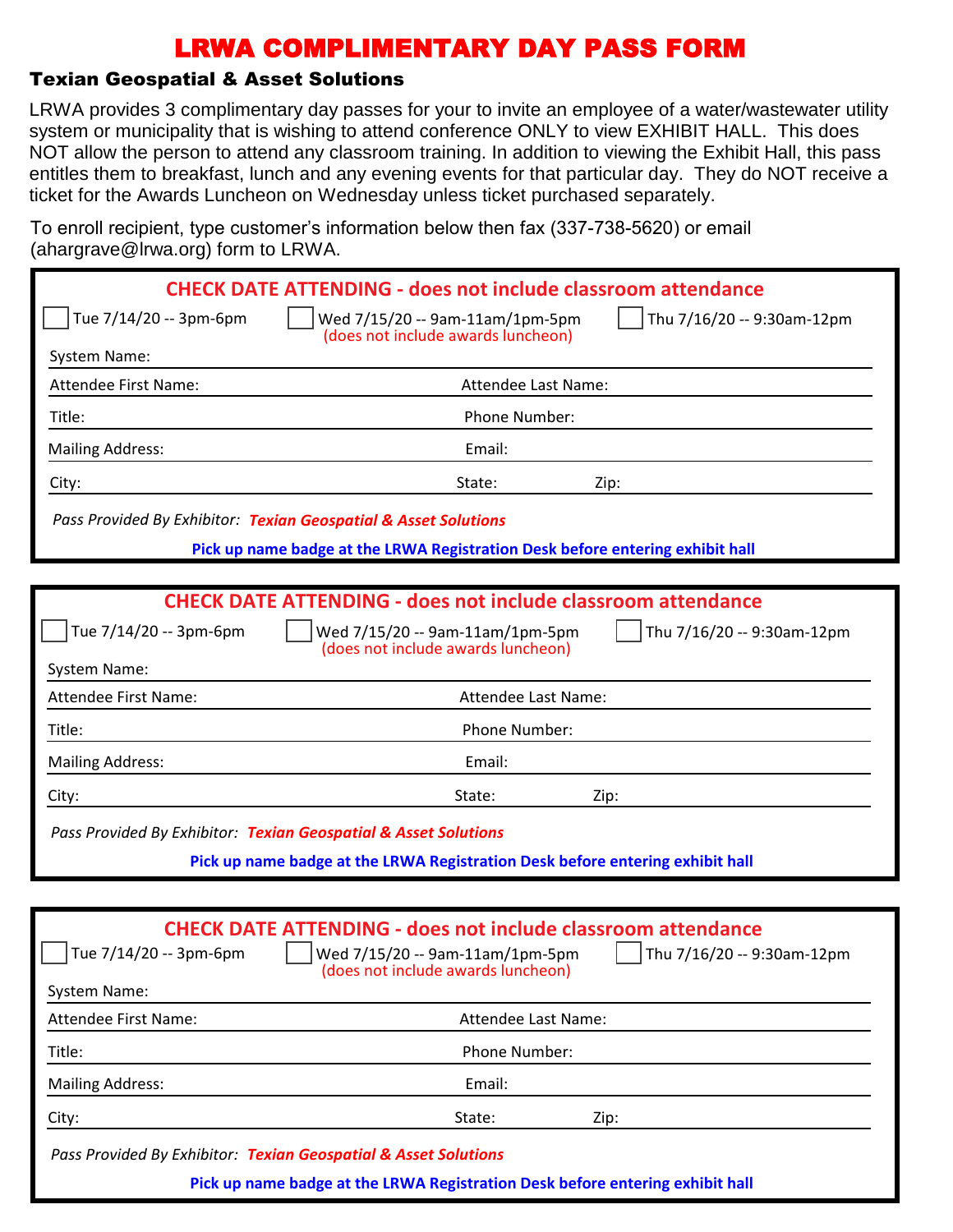# LRWA COMPLIMENTARY DAY PASS FORM

## Texian Geospatial & Asset Solutions

LRWA provides 3 complimentary day passes for your to invite an employee of a water/wastewater utility system or municipality that is wishing to attend conference ONLY to view EXHIBIT HALL. This does NOT allow the person to attend any classroom training. In addition to viewing the Exhibit Hall, this pass entitles them to breakfast, lunch and any evening events for that particular day. They do NOT receive a ticket for the Awards Luncheon on Wednesday unless ticket purchased separately.

To enroll recipient, type customer's information below then fax (337-738-5620) or email (ahargrave@lrwa.org) form to LRWA.

---

**CHECK DATE ATTENDING - does not include classroom attendance**

☐ Tue 7/14/20 -- 3pm-6pm ☐ Wed 7/15/20 -- 9am-11am/1pm-5pm (does not include awards luncheon) ☐ Thu 7/16/20 -- 9:30am-12pm

System Name:

Attendee First Name: Attendee Last Name:

Title: Phone Number:

Mailing Address: Email:

City: State: Zip:

*Pass Provided By Exhibitor:* ***Texian Geospatial & Asset Solutions***

**Pick up name badge at the LRWA Registration Desk before entering exhibit hall**

---

**CHECK DATE ATTENDING - does not include classroom attendance**

☐ Tue 7/14/20 -- 3pm-6pm ☐ Wed 7/15/20 -- 9am-11am/1pm-5pm (does not include awards luncheon) ☐ Thu 7/16/20 -- 9:30am-12pm

System Name:

Attendee First Name: Attendee Last Name:

Title: Phone Number:

Mailing Address: Email:

City: State: Zip:

*Pass Provided By Exhibitor:* ***Texian Geospatial & Asset Solutions***

**Pick up name badge at the LRWA Registration Desk before entering exhibit hall**

---

**CHECK DATE ATTENDING - does not include classroom attendance**

☐ Tue 7/14/20 -- 3pm-6pm ☐ Wed 7/15/20 -- 9am-11am/1pm-5pm (does not include awards luncheon) ☐ Thu 7/16/20 -- 9:30am-12pm

System Name:

Attendee First Name: Attendee Last Name:

Title: Phone Number:

Mailing Address: Email:

City: State: Zip:

*Pass Provided By Exhibitor:* ***Texian Geospatial & Asset Solutions***

**Pick up name badge at the LRWA Registration Desk before entering exhibit hall**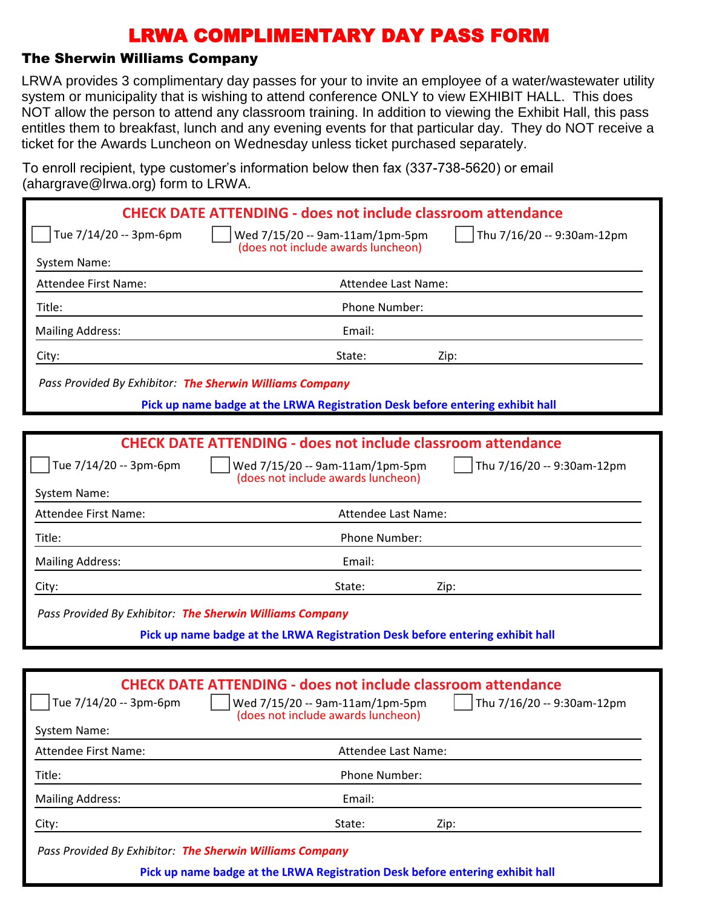# LRWA COMPLIMENTARY DAY PASS FORM

### The Sherwin Williams Company

LRWA provides 3 complimentary day passes for your to invite an employee of a water/wastewater utility system or municipality that is wishing to attend conference ONLY to view EXHIBIT HALL. This does NOT allow the person to attend any classroom training. In addition to viewing the Exhibit Hall, this pass entitles them to breakfast, lunch and any evening events for that particular day. They do NOT receive a ticket for the Awards Luncheon on Wednesday unless ticket purchased separately.

To enroll recipient, type customer's information below then fax (337-738-5620) or email (ahargrave@lrwa.org) form to LRWA.

---

**CHECK DATE ATTENDING - does not include classroom attendance**

☐ Tue 7/14/20 -- 3pm-6pm ☐ Wed 7/15/20 -- 9am-11am/1pm-5pm (does not include awards luncheon) ☐ Thu 7/16/20 -- 9:30am-12pm

System Name:

Attendee First Name: Attendee Last Name:

Title: Phone Number:

Mailing Address: Email:

City: State: Zip:

*Pass Provided By Exhibitor:* ***The Sherwin Williams Company***

**Pick up name badge at the LRWA Registration Desk before entering exhibit hall**

---

**CHECK DATE ATTENDING - does not include classroom attendance**

☐ Tue 7/14/20 -- 3pm-6pm ☐ Wed 7/15/20 -- 9am-11am/1pm-5pm (does not include awards luncheon) ☐ Thu 7/16/20 -- 9:30am-12pm

System Name:

Attendee First Name: Attendee Last Name:

Title: Phone Number:

Mailing Address: Email:

City: State: Zip:

*Pass Provided By Exhibitor:* ***The Sherwin Williams Company***

**Pick up name badge at the LRWA Registration Desk before entering exhibit hall**

---

**CHECK DATE ATTENDING - does not include classroom attendance**

☐ Tue 7/14/20 -- 3pm-6pm ☐ Wed 7/15/20 -- 9am-11am/1pm-5pm (does not include awards luncheon) ☐ Thu 7/16/20 -- 9:30am-12pm

System Name:

Attendee First Name: Attendee Last Name:

Title: Phone Number:

Mailing Address: Email:

City: State: Zip:

*Pass Provided By Exhibitor:* ***The Sherwin Williams Company***

**Pick up name badge at the LRWA Registration Desk before entering exhibit hall**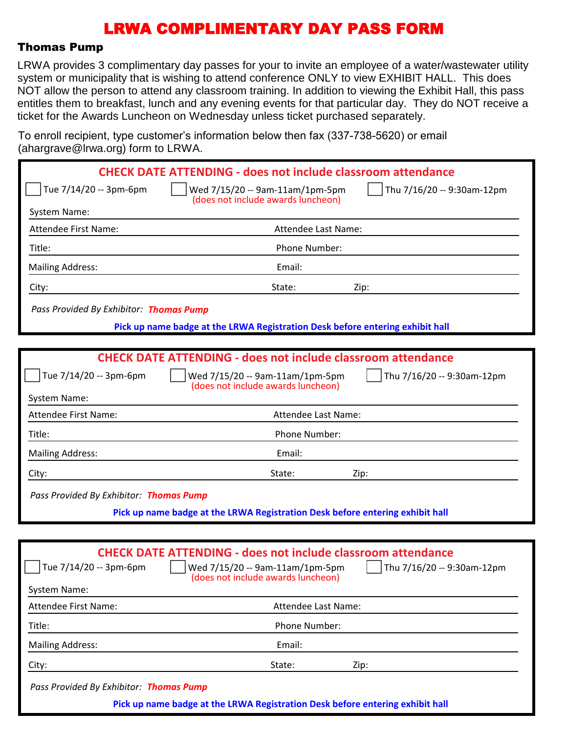# LRWA COMPLIMENTARY DAY PASS FORM

## Thomas Pump

LRWA provides 3 complimentary day passes for your to invite an employee of a water/wastewater utility system or municipality that is wishing to attend conference ONLY to view EXHIBIT HALL. This does NOT allow the person to attend any classroom training. In addition to viewing the Exhibit Hall, this pass entitles them to breakfast, lunch and any evening events for that particular day. They do NOT receive a ticket for the Awards Luncheon on Wednesday unless ticket purchased separately.

To enroll recipient, type customer's information below then fax (337-738-5620) or email (ahargrave@lrwa.org) form to LRWA.

---

**CHECK DATE ATTENDING - does not include classroom attendance**

☐ Tue 7/14/20 -- 3pm-6pm ☐ Wed 7/15/20 -- 9am-11am/1pm-5pm (does not include awards luncheon) ☐ Thu 7/16/20 -- 9:30am-12pm

System Name:

Attendee First Name: Attendee Last Name:

Title: Phone Number:

Mailing Address: Email:

City: State: Zip:

*Pass Provided By Exhibitor:* ***Thomas Pump***

**Pick up name badge at the LRWA Registration Desk before entering exhibit hall**

---

**CHECK DATE ATTENDING - does not include classroom attendance**

☐ Tue 7/14/20 -- 3pm-6pm ☐ Wed 7/15/20 -- 9am-11am/1pm-5pm (does not include awards luncheon) ☐ Thu 7/16/20 -- 9:30am-12pm

System Name:

Attendee First Name: Attendee Last Name:

Title: Phone Number:

Mailing Address: Email:

City: State: Zip:

*Pass Provided By Exhibitor:* ***Thomas Pump***

**Pick up name badge at the LRWA Registration Desk before entering exhibit hall**

---

**CHECK DATE ATTENDING - does not include classroom attendance**

☐ Tue 7/14/20 -- 3pm-6pm ☐ Wed 7/15/20 -- 9am-11am/1pm-5pm (does not include awards luncheon) ☐ Thu 7/16/20 -- 9:30am-12pm

System Name:

Attendee First Name: Attendee Last Name:

Title: Phone Number:

Mailing Address: Email:

City: State: Zip:

*Pass Provided By Exhibitor:* ***Thomas Pump***

**Pick up name badge at the LRWA Registration Desk before entering exhibit hall**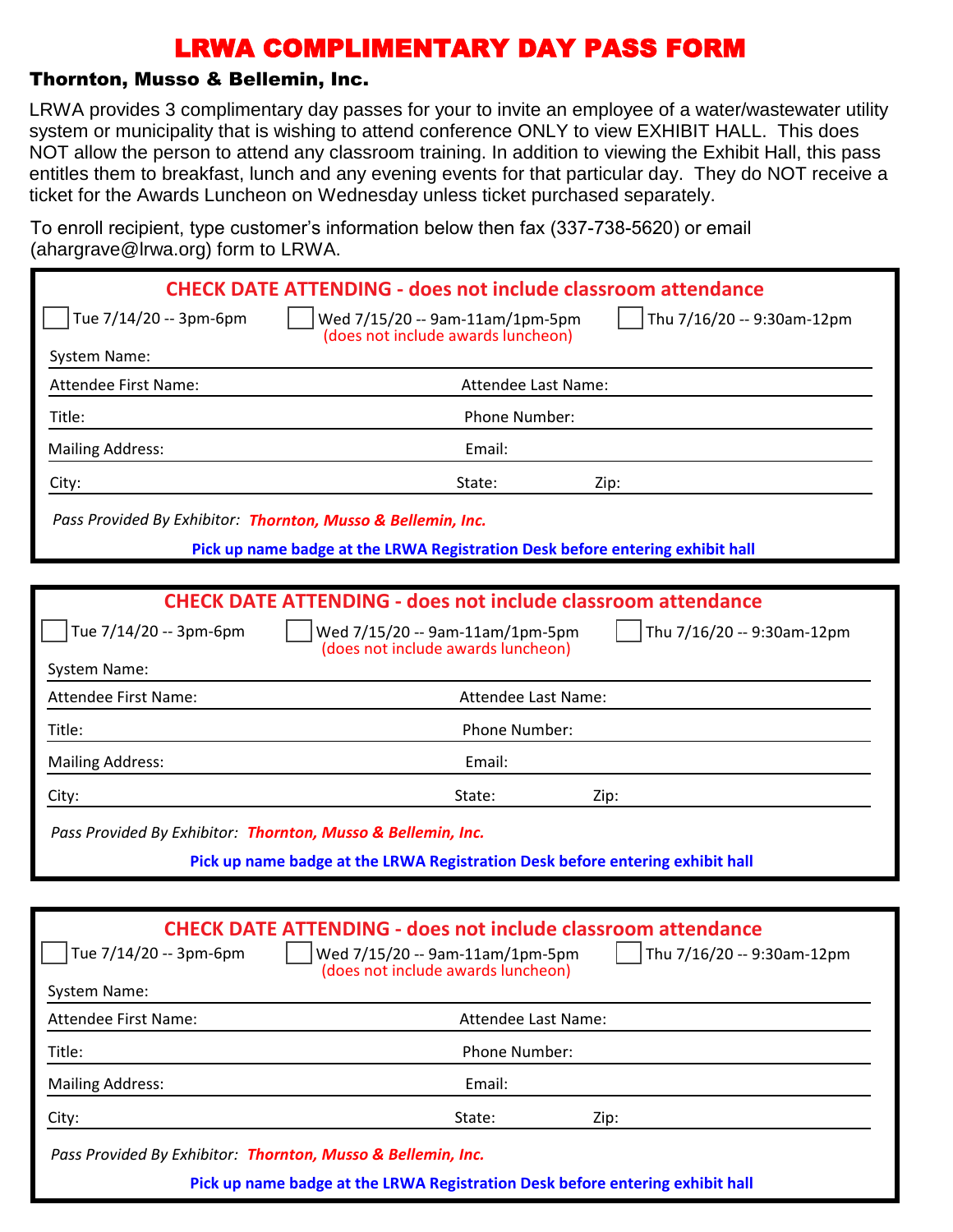# LRWA COMPLIMENTARY DAY PASS FORM

**Thornton, Musso & Bellemin, Inc.**

LRWA provides 3 complimentary day passes for your to invite an employee of a water/wastewater utility system or municipality that is wishing to attend conference ONLY to view EXHIBIT HALL. This does NOT allow the person to attend any classroom training. In addition to viewing the Exhibit Hall, this pass entitles them to breakfast, lunch and any evening events for that particular day. They do NOT receive a ticket for the Awards Luncheon on Wednesday unless ticket purchased separately.

To enroll recipient, type customer's information below then fax (337-738-5620) or email (ahargrave@lrwa.org) form to LRWA.

---

**CHECK DATE ATTENDING - does not include classroom attendance**

☐ Tue 7/14/20 -- 3pm-6pm ☐ Wed 7/15/20 -- 9am-11am/1pm-5pm (does not include awards luncheon) ☐ Thu 7/16/20 -- 9:30am-12pm

System Name:

Attendee First Name: Attendee Last Name:

Title: Phone Number:

Mailing Address: Email:

City: State: Zip:

*Pass Provided By Exhibitor:* ***Thornton, Musso & Bellemin, Inc.***

**Pick up name badge at the LRWA Registration Desk before entering exhibit hall**

---

**CHECK DATE ATTENDING - does not include classroom attendance**

☐ Tue 7/14/20 -- 3pm-6pm ☐ Wed 7/15/20 -- 9am-11am/1pm-5pm (does not include awards luncheon) ☐ Thu 7/16/20 -- 9:30am-12pm

System Name:

Attendee First Name: Attendee Last Name:

Title: Phone Number:

Mailing Address: Email:

City: State: Zip:

*Pass Provided By Exhibitor:* ***Thornton, Musso & Bellemin, Inc.***

**Pick up name badge at the LRWA Registration Desk before entering exhibit hall**

---

**CHECK DATE ATTENDING - does not include classroom attendance**

☐ Tue 7/14/20 -- 3pm-6pm ☐ Wed 7/15/20 -- 9am-11am/1pm-5pm (does not include awards luncheon) ☐ Thu 7/16/20 -- 9:30am-12pm

System Name:

Attendee First Name: Attendee Last Name:

Title: Phone Number:

Mailing Address: Email:

City: State: Zip:

*Pass Provided By Exhibitor:* ***Thornton, Musso & Bellemin, Inc.***

**Pick up name badge at the LRWA Registration Desk before entering exhibit hall**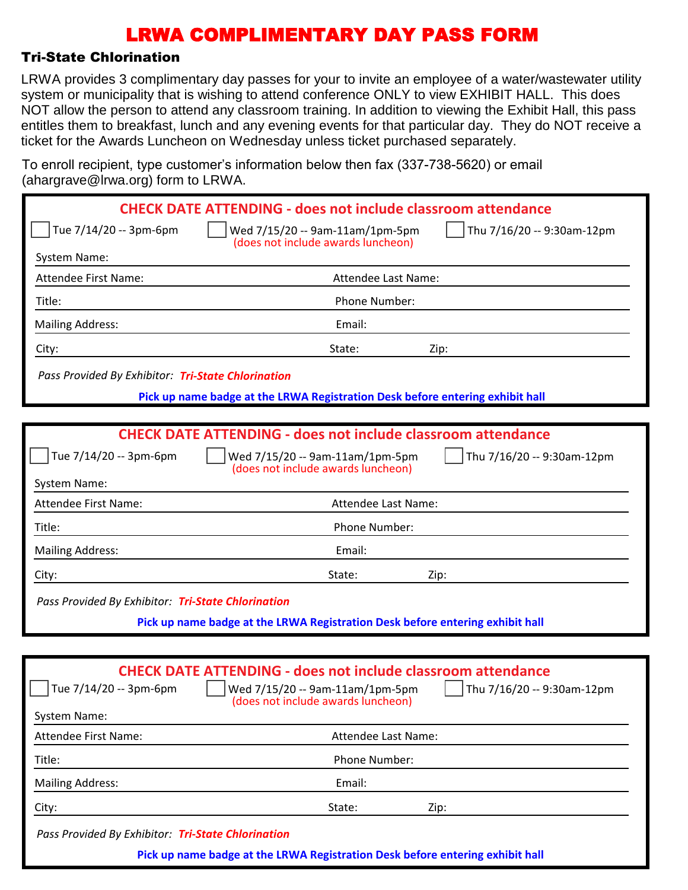# LRWA COMPLIMENTARY DAY PASS FORM

## Tri-State Chlorination

LRWA provides 3 complimentary day passes for your to invite an employee of a water/wastewater utility system or municipality that is wishing to attend conference ONLY to view EXHIBIT HALL. This does NOT allow the person to attend any classroom training. In addition to viewing the Exhibit Hall, this pass entitles them to breakfast, lunch and any evening events for that particular day. They do NOT receive a ticket for the Awards Luncheon on Wednesday unless ticket purchased separately.

To enroll recipient, type customer's information below then fax (337-738-5620) or email (ahargrave@lrwa.org) form to LRWA.

---

**CHECK DATE ATTENDING - does not include classroom attendance**

☐ Tue 7/14/20 -- 3pm-6pm ☐ Wed 7/15/20 -- 9am-11am/1pm-5pm (does not include awards luncheon) ☐ Thu 7/16/20 -- 9:30am-12pm

System Name:

Attendee First Name: Attendee Last Name:

Title: Phone Number:

Mailing Address: Email:

City: State: Zip:

*Pass Provided By Exhibitor:* ***Tri-State Chlorination***

**Pick up name badge at the LRWA Registration Desk before entering exhibit hall**

---

**CHECK DATE ATTENDING - does not include classroom attendance**

☐ Tue 7/14/20 -- 3pm-6pm ☐ Wed 7/15/20 -- 9am-11am/1pm-5pm (does not include awards luncheon) ☐ Thu 7/16/20 -- 9:30am-12pm

System Name:

Attendee First Name: Attendee Last Name:

Title: Phone Number:

Mailing Address: Email:

City: State: Zip:

*Pass Provided By Exhibitor:* ***Tri-State Chlorination***

**Pick up name badge at the LRWA Registration Desk before entering exhibit hall**

---

**CHECK DATE ATTENDING - does not include classroom attendance**

☐ Tue 7/14/20 -- 3pm-6pm ☐ Wed 7/15/20 -- 9am-11am/1pm-5pm (does not include awards luncheon) ☐ Thu 7/16/20 -- 9:30am-12pm

System Name:

Attendee First Name: Attendee Last Name:

Title: Phone Number:

Mailing Address: Email:

City: State: Zip:

*Pass Provided By Exhibitor:* ***Tri-State Chlorination***

**Pick up name badge at the LRWA Registration Desk before entering exhibit hall**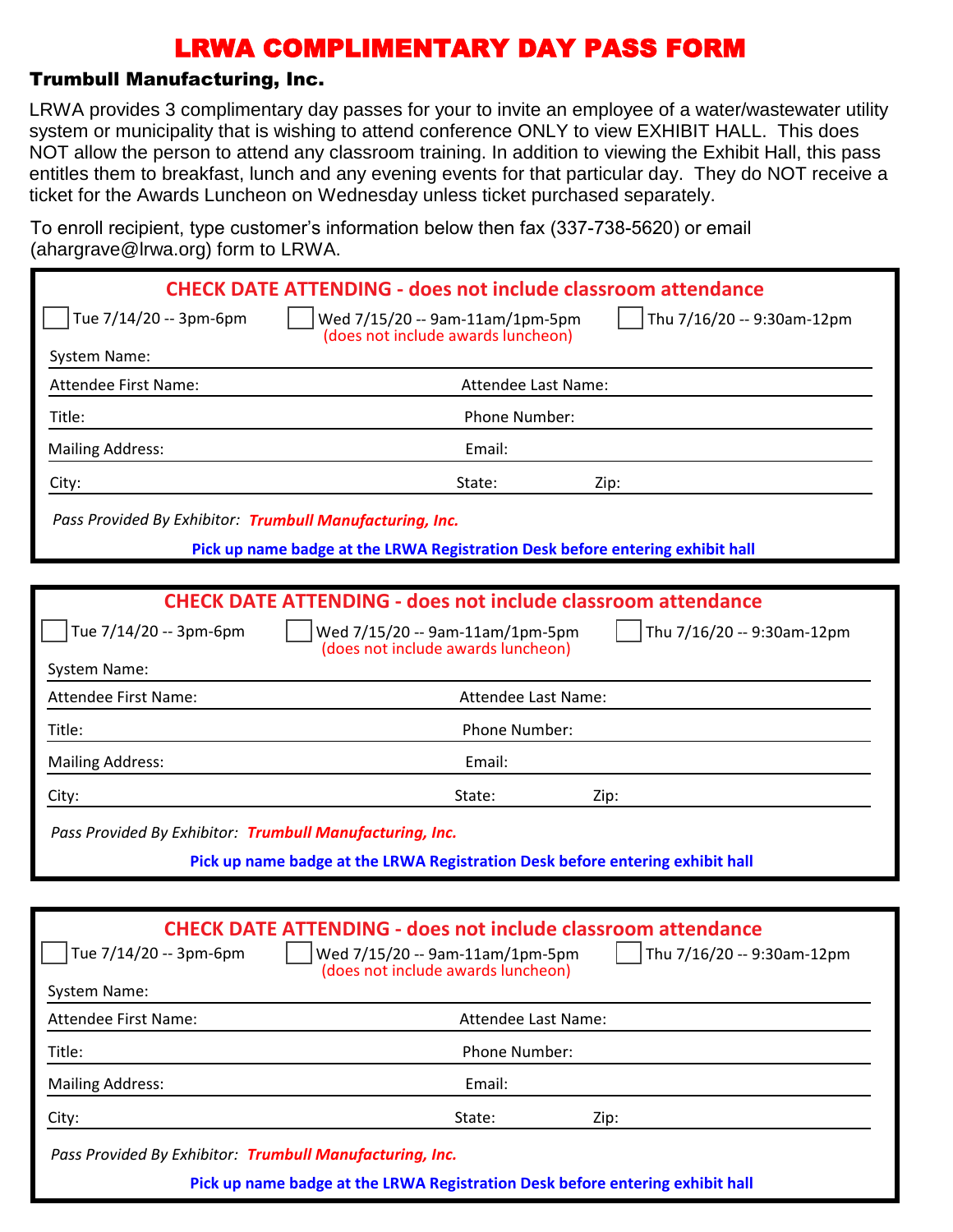# LRWA COMPLIMENTARY DAY PASS FORM

## Trumbull Manufacturing, Inc.

LRWA provides 3 complimentary day passes for your to invite an employee of a water/wastewater utility system or municipality that is wishing to attend conference ONLY to view EXHIBIT HALL. This does NOT allow the person to attend any classroom training. In addition to viewing the Exhibit Hall, this pass entitles them to breakfast, lunch and any evening events for that particular day. They do NOT receive a ticket for the Awards Luncheon on Wednesday unless ticket purchased separately.

To enroll recipient, type customer's information below then fax (337-738-5620) or email (ahargrave@lrwa.org) form to LRWA.

---

**CHECK DATE ATTENDING - does not include classroom attendance**

☐ Tue 7/14/20 -- 3pm-6pm ☐ Wed 7/15/20 -- 9am-11am/1pm-5pm (does not include awards luncheon) ☐ Thu 7/16/20 -- 9:30am-12pm

System Name:

Attendee First Name: Attendee Last Name:

Title: Phone Number:

Mailing Address: Email:

City: State: Zip:

*Pass Provided By Exhibitor:* ***Trumbull Manufacturing, Inc.***

**Pick up name badge at the LRWA Registration Desk before entering exhibit hall**

---

**CHECK DATE ATTENDING - does not include classroom attendance**

☐ Tue 7/14/20 -- 3pm-6pm ☐ Wed 7/15/20 -- 9am-11am/1pm-5pm (does not include awards luncheon) ☐ Thu 7/16/20 -- 9:30am-12pm

System Name:

Attendee First Name: Attendee Last Name:

Title: Phone Number:

Mailing Address: Email:

City: State: Zip:

*Pass Provided By Exhibitor:* ***Trumbull Manufacturing, Inc.***

**Pick up name badge at the LRWA Registration Desk before entering exhibit hall**

---

**CHECK DATE ATTENDING - does not include classroom attendance**

☐ Tue 7/14/20 -- 3pm-6pm ☐ Wed 7/15/20 -- 9am-11am/1pm-5pm (does not include awards luncheon) ☐ Thu 7/16/20 -- 9:30am-12pm

System Name:

Attendee First Name: Attendee Last Name:

Title: Phone Number:

Mailing Address: Email:

City: State: Zip:

*Pass Provided By Exhibitor:* ***Trumbull Manufacturing, Inc.***

**Pick up name badge at the LRWA Registration Desk before entering exhibit hall**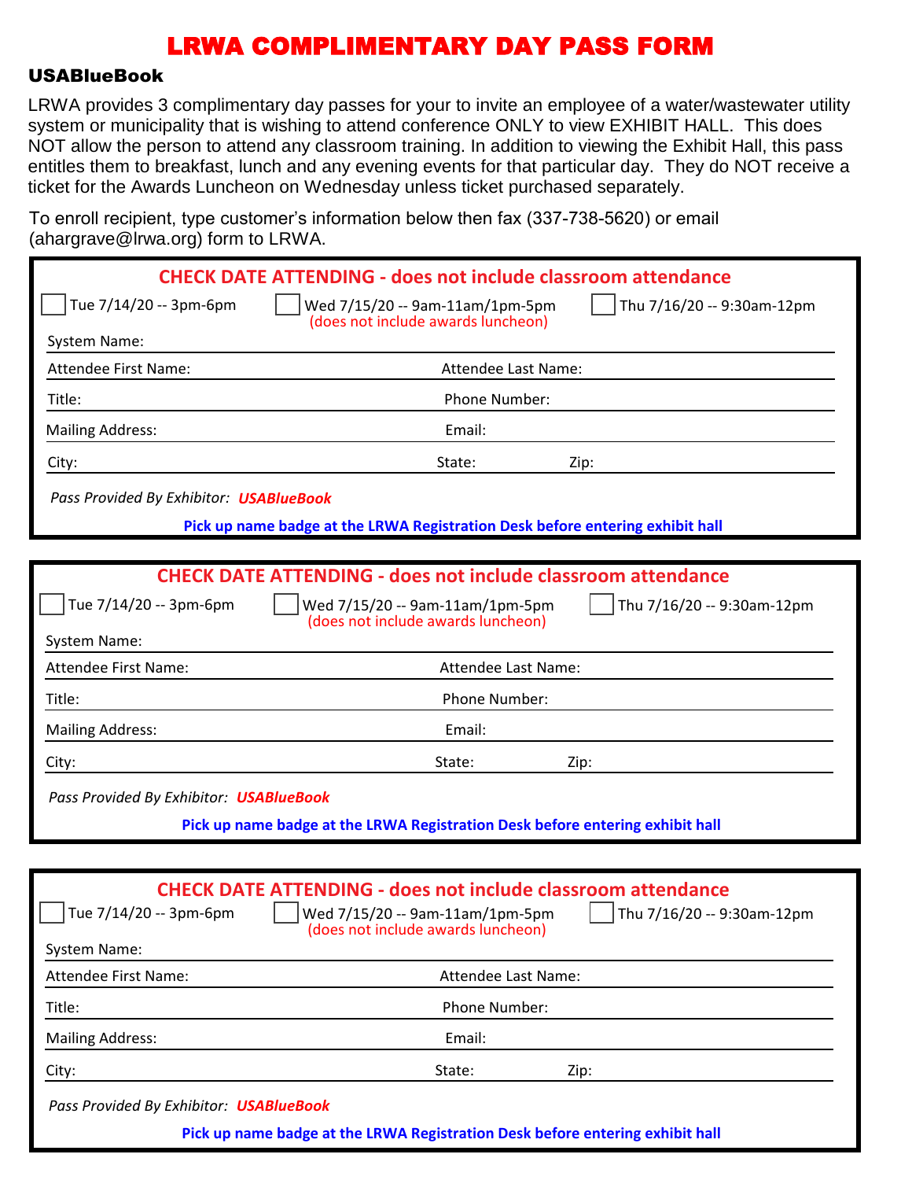# LRWA COMPLIMENTARY DAY PASS FORM

## USABlueBook

LRWA provides 3 complimentary day passes for your to invite an employee of a water/wastewater utility system or municipality that is wishing to attend conference ONLY to view EXHIBIT HALL. This does NOT allow the person to attend any classroom training. In addition to viewing the Exhibit Hall, this pass entitles them to breakfast, lunch and any evening events for that particular day. They do NOT receive a ticket for the Awards Luncheon on Wednesday unless ticket purchased separately.

To enroll recipient, type customer's information below then fax (337-738-5620) or email (ahargrave@lrwa.org) form to LRWA.

---

**CHECK DATE ATTENDING - does not include classroom attendance**

☐ Tue 7/14/20 -- 3pm-6pm ☐ Wed 7/15/20 -- 9am-11am/1pm-5pm (does not include awards luncheon) ☐ Thu 7/16/20 -- 9:30am-12pm

System Name:

Attendee First Name: Attendee Last Name:

Title: Phone Number:

Mailing Address: Email:

City: State: Zip:

*Pass Provided By Exhibitor:* ***USABlueBook***

**Pick up name badge at the LRWA Registration Desk before entering exhibit hall**

---

**CHECK DATE ATTENDING - does not include classroom attendance**

☐ Tue 7/14/20 -- 3pm-6pm ☐ Wed 7/15/20 -- 9am-11am/1pm-5pm (does not include awards luncheon) ☐ Thu 7/16/20 -- 9:30am-12pm

System Name:

Attendee First Name: Attendee Last Name:

Title: Phone Number:

Mailing Address: Email:

City: State: Zip:

*Pass Provided By Exhibitor:* ***USABlueBook***

**Pick up name badge at the LRWA Registration Desk before entering exhibit hall**

---

**CHECK DATE ATTENDING - does not include classroom attendance**

☐ Tue 7/14/20 -- 3pm-6pm ☐ Wed 7/15/20 -- 9am-11am/1pm-5pm (does not include awards luncheon) ☐ Thu 7/16/20 -- 9:30am-12pm

System Name:

Attendee First Name: Attendee Last Name:

Title: Phone Number:

Mailing Address: Email:

City: State: Zip:

*Pass Provided By Exhibitor:* ***USABlueBook***

**Pick up name badge at the LRWA Registration Desk before entering exhibit hall**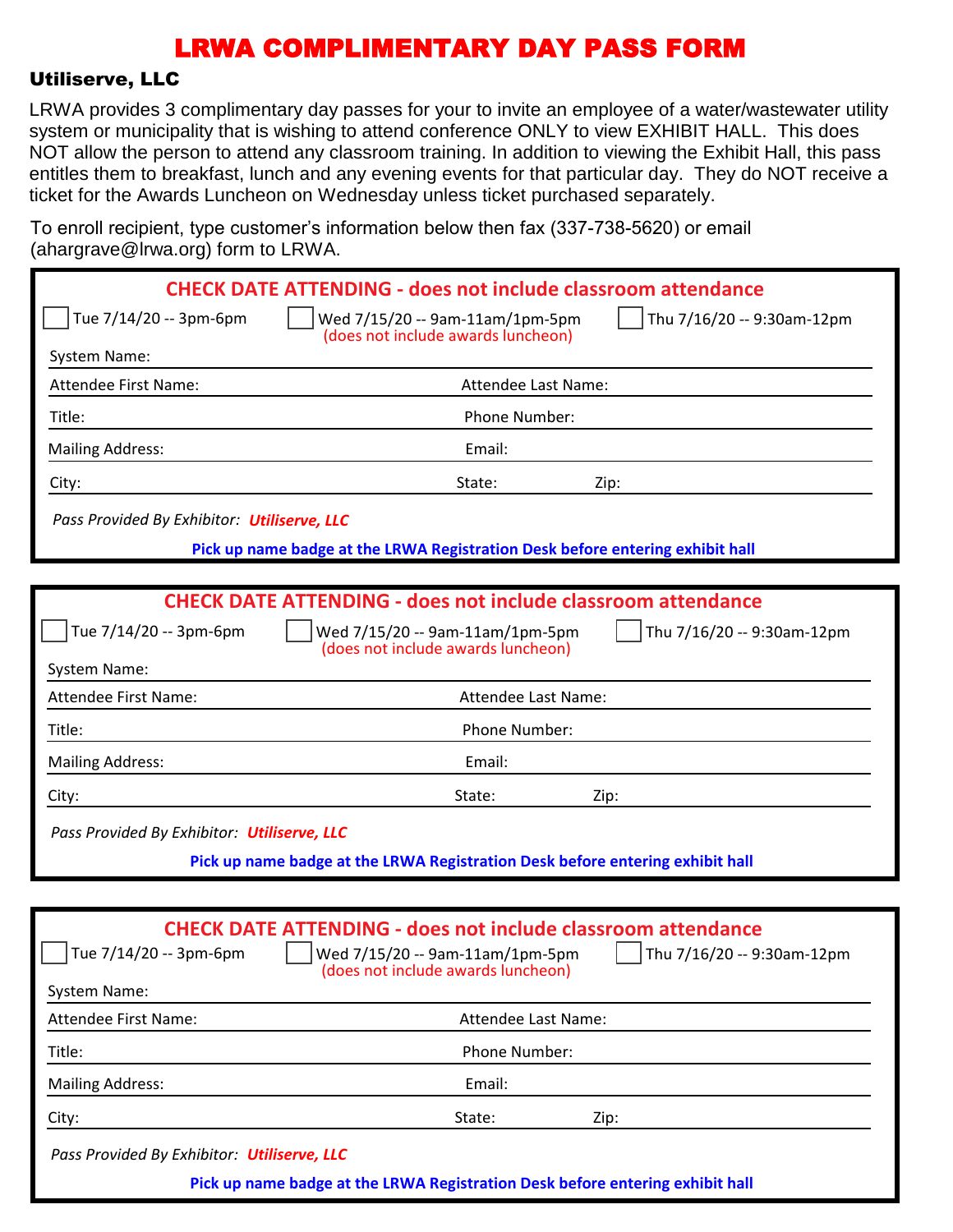# LRWA COMPLIMENTARY DAY PASS FORM

## Utiliserve, LLC

LRWA provides 3 complimentary day passes for your to invite an employee of a water/wastewater utility system or municipality that is wishing to attend conference ONLY to view EXHIBIT HALL. This does NOT allow the person to attend any classroom training. In addition to viewing the Exhibit Hall, this pass entitles them to breakfast, lunch and any evening events for that particular day. They do NOT receive a ticket for the Awards Luncheon on Wednesday unless ticket purchased separately.

To enroll recipient, type customer's information below then fax (337-738-5620) or email (ahargrave@lrwa.org) form to LRWA.

---

**CHECK DATE ATTENDING - does not include classroom attendance**

☐ Tue 7/14/20 -- 3pm-6pm ☐ Wed 7/15/20 -- 9am-11am/1pm-5pm (does not include awards luncheon) ☐ Thu 7/16/20 -- 9:30am-12pm

System Name:

Attendee First Name: Attendee Last Name:

Title: Phone Number:

Mailing Address: Email:

City: State: Zip:

*Pass Provided By Exhibitor:* ***Utiliserve, LLC***

**Pick up name badge at the LRWA Registration Desk before entering exhibit hall**

---

**CHECK DATE ATTENDING - does not include classroom attendance**

☐ Tue 7/14/20 -- 3pm-6pm ☐ Wed 7/15/20 -- 9am-11am/1pm-5pm (does not include awards luncheon) ☐ Thu 7/16/20 -- 9:30am-12pm

System Name:

Attendee First Name: Attendee Last Name:

Title: Phone Number:

Mailing Address: Email:

City: State: Zip:

*Pass Provided By Exhibitor:* ***Utiliserve, LLC***

**Pick up name badge at the LRWA Registration Desk before entering exhibit hall**

---

**CHECK DATE ATTENDING - does not include classroom attendance**

☐ Tue 7/14/20 -- 3pm-6pm ☐ Wed 7/15/20 -- 9am-11am/1pm-5pm (does not include awards luncheon) ☐ Thu 7/16/20 -- 9:30am-12pm

System Name:

Attendee First Name: Attendee Last Name:

Title: Phone Number:

Mailing Address: Email:

City: State: Zip:

*Pass Provided By Exhibitor:* ***Utiliserve, LLC***

**Pick up name badge at the LRWA Registration Desk before entering exhibit hall**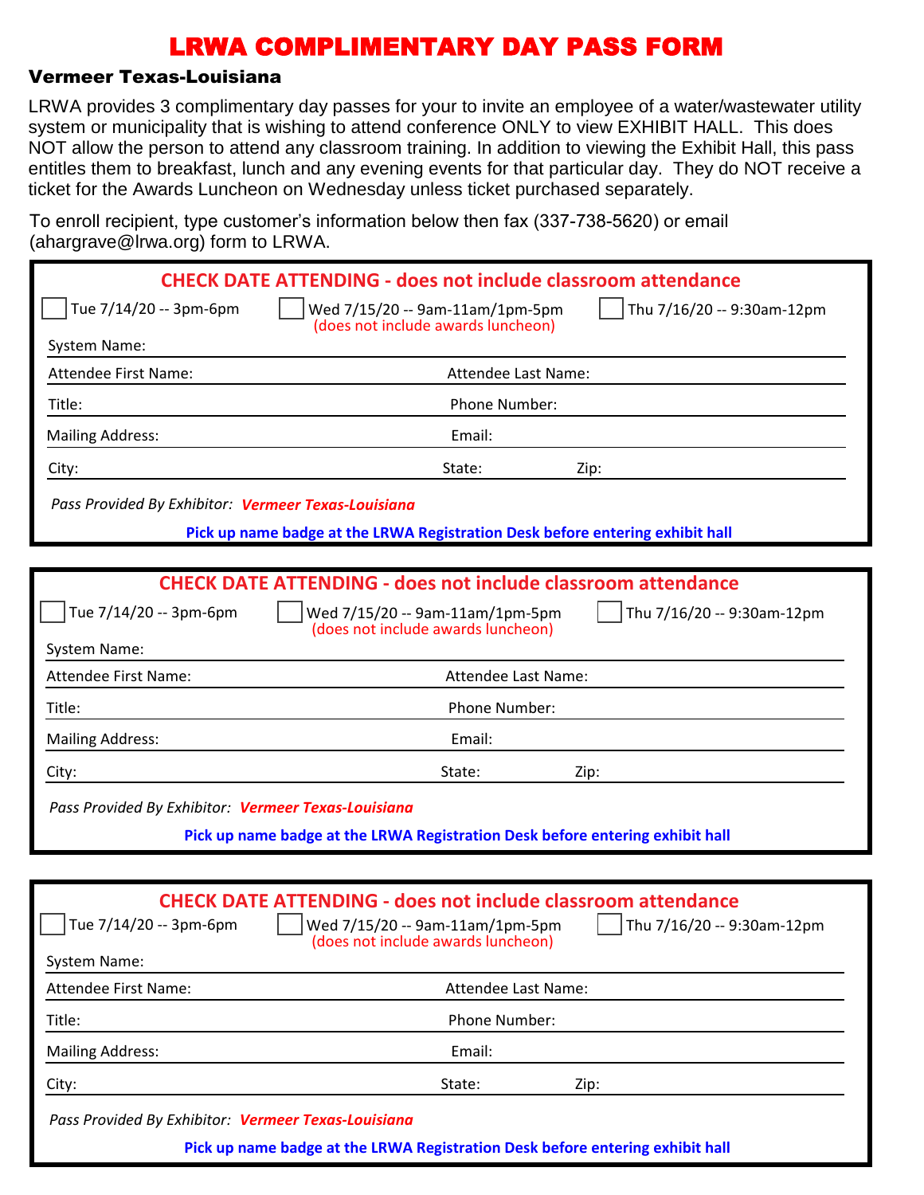# LRWA COMPLIMENTARY DAY PASS FORM

**Vermeer Texas-Louisiana**

LRWA provides 3 complimentary day passes for your to invite an employee of a water/wastewater utility system or municipality that is wishing to attend conference ONLY to view EXHIBIT HALL. This does NOT allow the person to attend any classroom training. In addition to viewing the Exhibit Hall, this pass entitles them to breakfast, lunch and any evening events for that particular day. They do NOT receive a ticket for the Awards Luncheon on Wednesday unless ticket purchased separately.

To enroll recipient, type customer's information below then fax (337-738-5620) or email (ahargrave@lrwa.org) form to LRWA.

---

**CHECK DATE ATTENDING - does not include classroom attendance**

☐ Tue 7/14/20 -- 3pm-6pm   ☐ Wed 7/15/20 -- 9am-11am/1pm-5pm (does not include awards luncheon)   ☐ Thu 7/16/20 -- 9:30am-12pm

System Name:

Attendee First Name: Attendee Last Name:

Title: Phone Number:

Mailing Address: Email:

City: State: Zip:

*Pass Provided By Exhibitor:* ***Vermeer Texas-Louisiana***

**Pick up name badge at the LRWA Registration Desk before entering exhibit hall**

---

**CHECK DATE ATTENDING - does not include classroom attendance**

☐ Tue 7/14/20 -- 3pm-6pm   ☐ Wed 7/15/20 -- 9am-11am/1pm-5pm (does not include awards luncheon)   ☐ Thu 7/16/20 -- 9:30am-12pm

System Name:

Attendee First Name: Attendee Last Name:

Title: Phone Number:

Mailing Address: Email:

City: State: Zip:

*Pass Provided By Exhibitor:* ***Vermeer Texas-Louisiana***

**Pick up name badge at the LRWA Registration Desk before entering exhibit hall**

---

**CHECK DATE ATTENDING - does not include classroom attendance**

☐ Tue 7/14/20 -- 3pm-6pm   ☐ Wed 7/15/20 -- 9am-11am/1pm-5pm (does not include awards luncheon)   ☐ Thu 7/16/20 -- 9:30am-12pm

System Name:

Attendee First Name: Attendee Last Name:

Title: Phone Number:

Mailing Address: Email:

City: State: Zip:

*Pass Provided By Exhibitor:* ***Vermeer Texas-Louisiana***

**Pick up name badge at the LRWA Registration Desk before entering exhibit hall**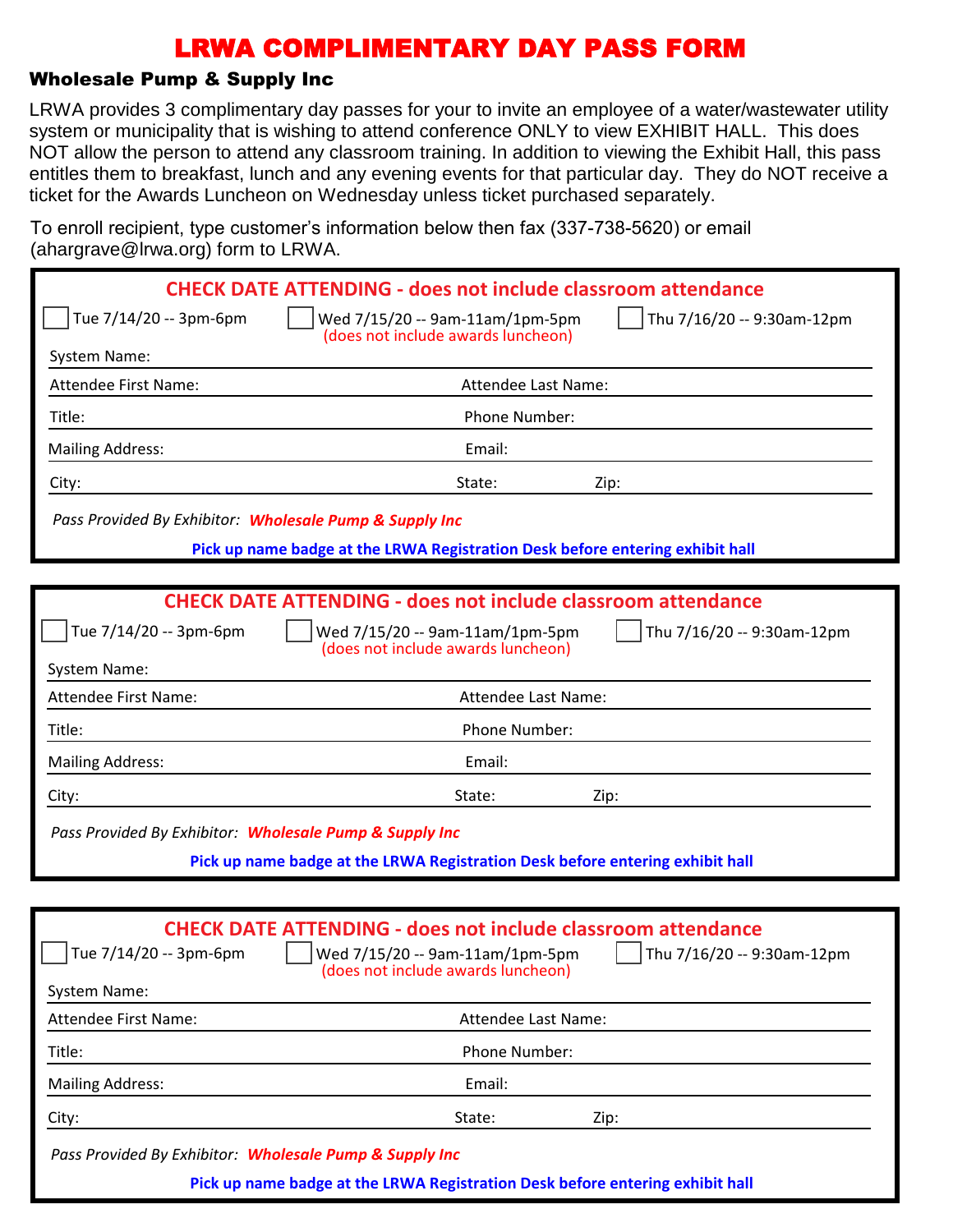# LRWA COMPLIMENTARY DAY PASS FORM

## Wholesale Pump & Supply Inc

LRWA provides 3 complimentary day passes for your to invite an employee of a water/wastewater utility system or municipality that is wishing to attend conference ONLY to view EXHIBIT HALL. This does NOT allow the person to attend any classroom training. In addition to viewing the Exhibit Hall, this pass entitles them to breakfast, lunch and any evening events for that particular day. They do NOT receive a ticket for the Awards Luncheon on Wednesday unless ticket purchased separately.

To enroll recipient, type customer's information below then fax (337-738-5620) or email (ahargrave@lrwa.org) form to LRWA.

---

**CHECK DATE ATTENDING - does not include classroom attendance**

- [ ] Tue 7/14/20 -- 3pm-6pm
- [ ] Wed 7/15/20 -- 9am-11am/1pm-5pm (does not include awards luncheon)
- [ ] Thu 7/16/20 -- 9:30am-12pm

System Name:

Attendee First Name: Attendee Last Name:

Title: Phone Number:

Mailing Address: Email:

City: State: Zip:

*Pass Provided By Exhibitor:* ***Wholesale Pump & Supply Inc***

**Pick up name badge at the LRWA Registration Desk before entering exhibit hall**

---

**CHECK DATE ATTENDING - does not include classroom attendance**

- [ ] Tue 7/14/20 -- 3pm-6pm
- [ ] Wed 7/15/20 -- 9am-11am/1pm-5pm (does not include awards luncheon)
- [ ] Thu 7/16/20 -- 9:30am-12pm

System Name:

Attendee First Name: Attendee Last Name:

Title: Phone Number:

Mailing Address: Email:

City: State: Zip:

*Pass Provided By Exhibitor:* ***Wholesale Pump & Supply Inc***

**Pick up name badge at the LRWA Registration Desk before entering exhibit hall**

---

**CHECK DATE ATTENDING - does not include classroom attendance**

- [ ] Tue 7/14/20 -- 3pm-6pm
- [ ] Wed 7/15/20 -- 9am-11am/1pm-5pm (does not include awards luncheon)
- [ ] Thu 7/16/20 -- 9:30am-12pm

System Name:

Attendee First Name: Attendee Last Name:

Title: Phone Number:

Mailing Address: Email:

City: State: Zip:

*Pass Provided By Exhibitor:* ***Wholesale Pump & Supply Inc***

**Pick up name badge at the LRWA Registration Desk before entering exhibit hall**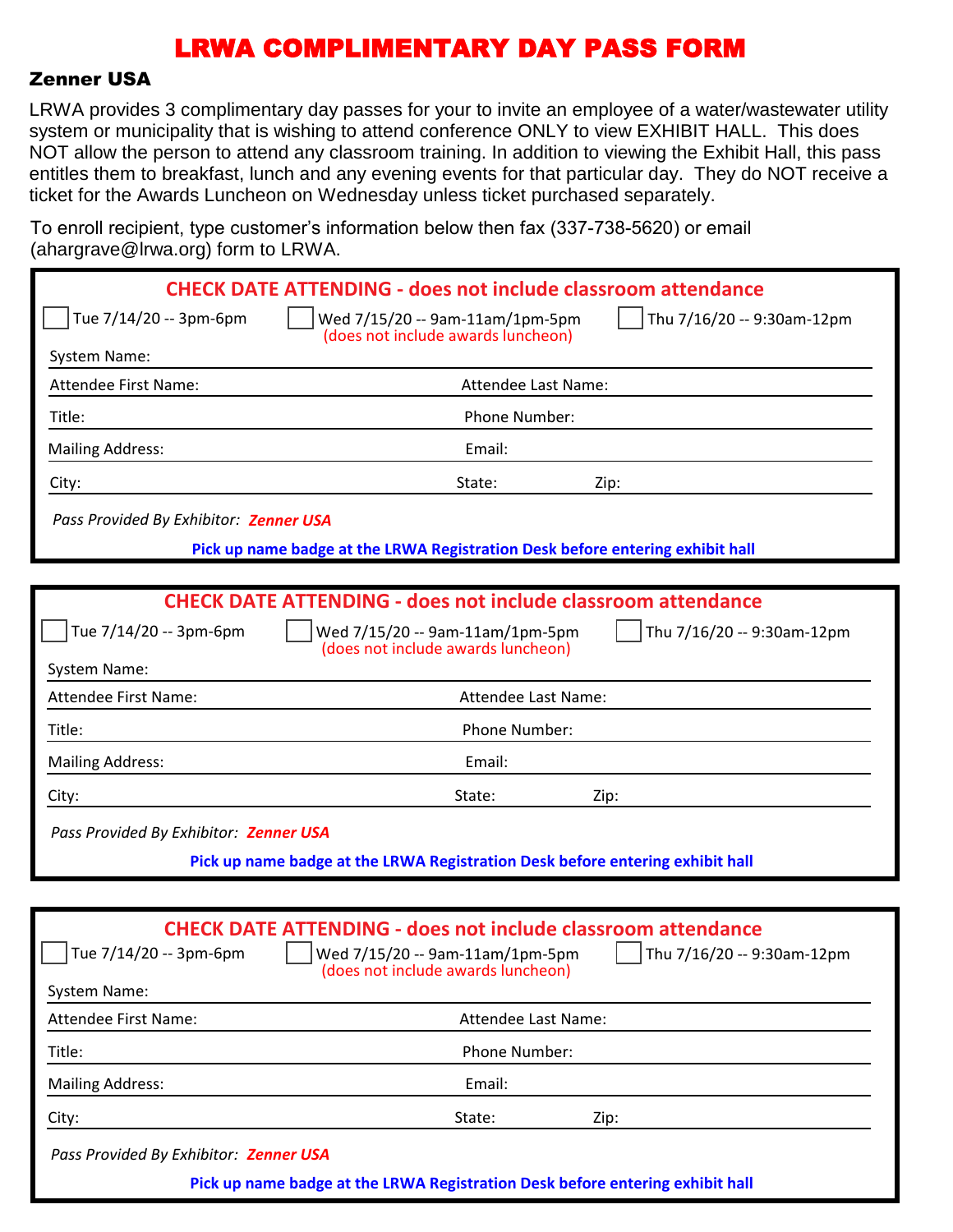# LRWA COMPLIMENTARY DAY PASS FORM

## Zenner USA

LRWA provides 3 complimentary day passes for your to invite an employee of a water/wastewater utility system or municipality that is wishing to attend conference ONLY to view EXHIBIT HALL. This does NOT allow the person to attend any classroom training. In addition to viewing the Exhibit Hall, this pass entitles them to breakfast, lunch and any evening events for that particular day. They do NOT receive a ticket for the Awards Luncheon on Wednesday unless ticket purchased separately.

To enroll recipient, type customer's information below then fax (337-738-5620) or email (ahargrave@lrwa.org) form to LRWA.

---

**CHECK DATE ATTENDING - does not include classroom attendance**

☐ Tue 7/14/20 -- 3pm-6pm  ☐ Wed 7/15/20 -- 9am-11am/1pm-5pm (does not include awards luncheon)  ☐ Thu 7/16/20 -- 9:30am-12pm

System Name:

Attendee First Name: Attendee Last Name:

Title: Phone Number:

Mailing Address: Email:

City: State: Zip:

*Pass Provided By Exhibitor:* ***Zenner USA***

**Pick up name badge at the LRWA Registration Desk before entering exhibit hall**

---

**CHECK DATE ATTENDING - does not include classroom attendance**

☐ Tue 7/14/20 -- 3pm-6pm  ☐ Wed 7/15/20 -- 9am-11am/1pm-5pm (does not include awards luncheon)  ☐ Thu 7/16/20 -- 9:30am-12pm

System Name:

Attendee First Name: Attendee Last Name:

Title: Phone Number:

Mailing Address: Email:

City: State: Zip:

*Pass Provided By Exhibitor:* ***Zenner USA***

**Pick up name badge at the LRWA Registration Desk before entering exhibit hall**

---

**CHECK DATE ATTENDING - does not include classroom attendance**

☐ Tue 7/14/20 -- 3pm-6pm  ☐ Wed 7/15/20 -- 9am-11am/1pm-5pm (does not include awards luncheon)  ☐ Thu 7/16/20 -- 9:30am-12pm

System Name:

Attendee First Name: Attendee Last Name:

Title: Phone Number:

Mailing Address: Email:

City: State: Zip:

*Pass Provided By Exhibitor:* ***Zenner USA***

**Pick up name badge at the LRWA Registration Desk before entering exhibit hall**